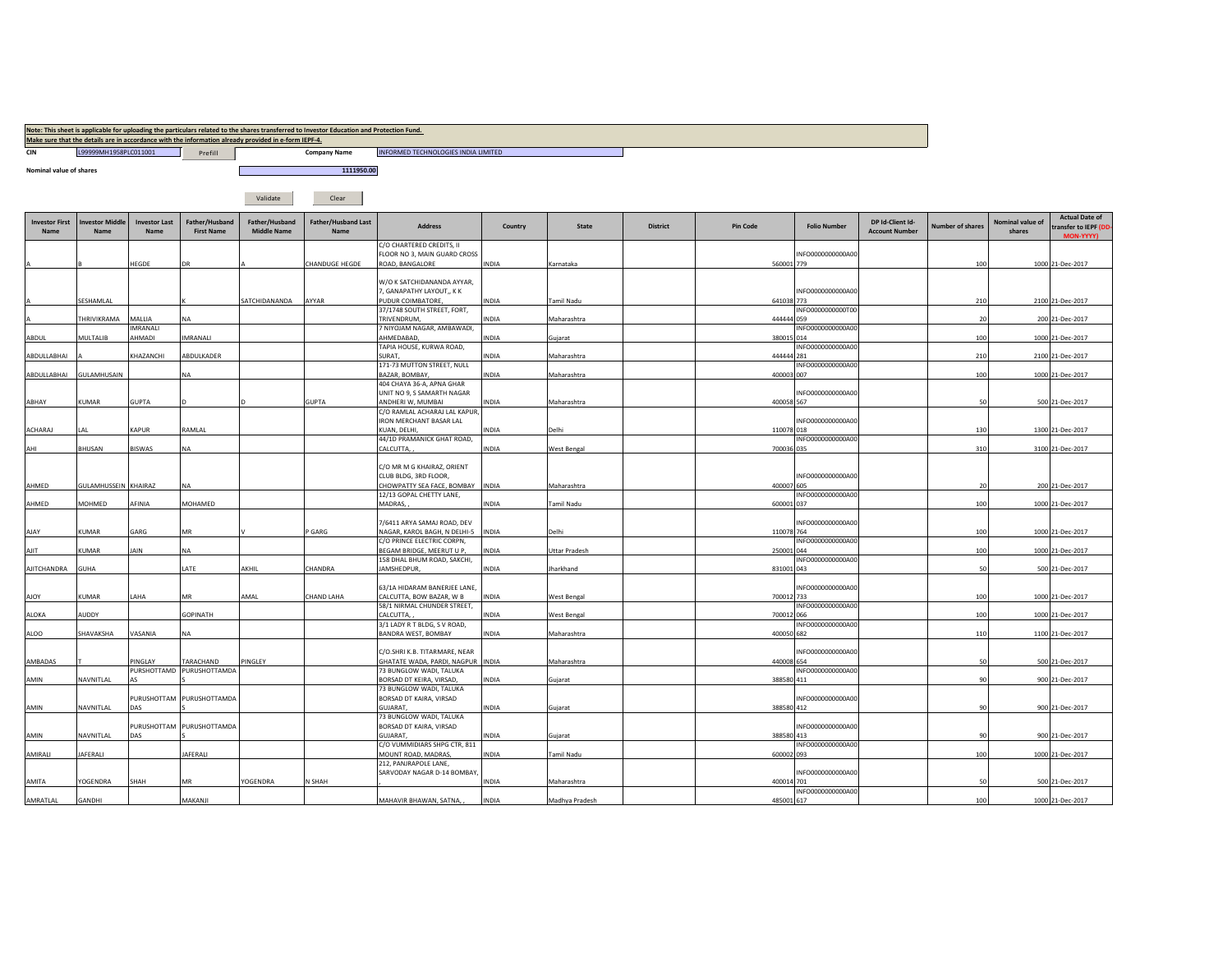**Note: This sheet is applicable for uploading the particulars related to the shares transferred to Investor Education and Protection Fund.**
**Make sure that the details are in accordance with the information already provided in e-form IEPF-4.**

| CIN | L99999MH1958PLC011001 | Prefill | Company Name | INFORMED TECHNOLOGIES INDIA LIMITED |
|---|---|---|---|---|

Nominal value of shares: 1111950.00

Validate | Clear

| Investor First Name | Investor Middle Name | Investor Last Name | Father/Husband First Name | Father/Husband Middle Name | Father/Husband Last Name | Address | Country | State | District | Pin Code | Folio Number | DP Id-Client Id-Account Number | Number of shares | Nominal value of shares | Actual Date of transfer to IEPF (DD-MON-YYYY) |
|---|---|---|---|---|---|---|---|---|---|---|---|---|---|---|---|
| A | B | HEGDE | DR | A | CHANDUGE HEGDE | C/O CHARTERED CREDITS, II FLOOR NO 3, MAIN GUARD CROSS ROAD, BANGALORE | INDIA | Karnataka | | 560001 | INFO00000000000A00779 | | 100 | 1000 | 21-Dec-2017 |
| A | SESHAMLAL | | K | SATCHIDANANDA | AYYAR | W/O K SATCHIDANANDA AYYAR, 7, GANAPATHY LAYOUT,, K K PUDUR COIMBATORE, | INDIA | Tamil Nadu | | 641038 | INFO00000000000A00773 | | 210 | 2100 | 21-Dec-2017 |
| A | THRIVIKRAMA | MALLIA | NA | | | 37/1748 SOUTH STREET, FORT, TRIVENDRUM, | INDIA | Maharashtra | | 444444 | INFO00000000000T00059 | | 20 | 200 | 21-Dec-2017 |
| ABDUL | MULTALIB | IMRANALI AHMADI | IMRANALI | | | 7 NIYOJAM NAGAR, AMBAWADI, AHMEDABAD, | INDIA | Gujarat | | 380015 | INFO00000000000A00014 | | 100 | 1000 | 21-Dec-2017 |
| ABDULLABHAI | A | KHAZANCHI | ABDULKADER | | | TAPIA HOUSE, KURWA ROAD, SURAT, | INDIA | Maharashtra | | 444444 | INFO00000000000A00281 | | 210 | 2100 | 21-Dec-2017 |
| ABDULLABHAI | GULAMHUSAIN | | NA | | | 171-73 MUTTON STREET, NULL BAZAR, BOMBAY, | INDIA | Maharashtra | | 400003 | INFO00000000000A00007 | | 100 | 1000 | 21-Dec-2017 |
| ABHAY | KUMAR | GUPTA | D | D | GUPTA | 404 CHAYA 36-A, APNA GHAR UNIT NO 9, S SAMARTH NAGAR ANDHERI W, MUMBAI | INDIA | Maharashtra | | 400058 | INFO00000000000A00567 | | 50 | 500 | 21-Dec-2017 |
| ACHARAJ | LAL | KAPUR | RAMLAL | | | C/O RAMLAL ACHARAJ LAL KAPUR, IRON MERCHANT BASAR LAL KUAN, DELHI, | INDIA | Delhi | | 110078 | INFO00000000000A00018 | | 130 | 1300 | 21-Dec-2017 |
| AHI | BHUSAN | BISWAS | NA | | | 44/1D PRAMANICK GHAT ROAD, CALCUTTA, , | INDIA | West Bengal | | 700036 | INFO00000000000A00035 | | 310 | 3100 | 21-Dec-2017 |
| AHMED | GULAMHUSSEIN | KHAIRAZ | NA | | | C/O MR M G KHAIRAZ, ORIENT CLUB BLDG, 3RD FLOOR, CHOWPATTY SEA FACE, BOMBAY | INDIA | Maharashtra | | 400007 | INFO00000000000A00605 | | 20 | 200 | 21-Dec-2017 |
| AHMED | MOHMED | AFINIA | MOHAMED | | | 12/13 GOPAL CHETTY LANE, MADRAS, , | INDIA | Tamil Nadu | | 600001 | INFO00000000000A00037 | | 100 | 1000 | 21-Dec-2017 |
| AJAY | KUMAR | GARG | MR | V | P GARG | 7/6411 ARYA SAMAJ ROAD, DEV NAGAR, KAROL BAGH, N DELHI-5 | INDIA | Delhi | | 110078 | INFO00000000000A00764 | | 100 | 1000 | 21-Dec-2017 |
| AJIT | KUMAR | JAIN | NA | | | C/O PRINCE ELECTRIC CORPN, BEGAM BRIDGE, MEERUT U P, | INDIA | Uttar Pradesh | | 250001 | INFO00000000000A00044 | | 100 | 1000 | 21-Dec-2017 |
| AJITCHANDRA | GUHA | | LATE | AKHIL | CHANDRA | 158 DHAL BHUM ROAD, SAKCHI, JAMSHEDPUR, | INDIA | Jharkhand | | 831001 | INFO00000000000A00043 | | 50 | 500 | 21-Dec-2017 |
| AJOY | KUMAR | LAHA | MR | AMAL | CHAND LAHA | 63/1A HIDARAM BANERJEE LANE, CALCUTTA, BOW BAZAR, W B | INDIA | West Bengal | | 700012 | INFO00000000000A00733 | | 100 | 1000 | 21-Dec-2017 |
| ALOKA | AUDDY | | GOPINATH | | | 58/1 NIRMAL CHUNDER STREET, CALCUTTA, , | INDIA | West Bengal | | 700012 | INFO00000000000A00066 | | 100 | 1000 | 21-Dec-2017 |
| ALOO | SHAVAKSHA | VASANIA | NA | | | 3/1 LADY R T BLDG, S V ROAD, BANDRA WEST, BOMBAY | INDIA | Maharashtra | | 400050 | INFO00000000000A00682 | | 110 | 1100 | 21-Dec-2017 |
| AMBADAS | T | PINGLAY | TARACHAND | PINGLEY | | C/O.SHRI K.B. TITARMARE, NEAR GHATATE WADA, PARDI, NAGPUR | INDIA | Maharashtra | | 440008 | INFO00000000000A00654 | | 50 | 500 | 21-Dec-2017 |
| AMIN | NAVNITLAL | PURSHOTTAMD AS | PURUSHOTTAMDAS | | | 73 BUNGLOW WADI, TALUKA BORSAD DT KEIRA, VIRSAD, | INDIA | Gujarat | | 388580 | INFO00000000000A00411 | | 90 | 900 | 21-Dec-2017 |
| AMIN | NAVNITLAL | PURUSHOTTAM DAS | PURUSHOTTAMDAS | | | 73 BUNGLOW WADI, TALUKA BORSAD DT KAIRA, VIRSAD GUJARAT, | INDIA | Gujarat | | 388580 | INFO00000000000A00412 | | 90 | 900 | 21-Dec-2017 |
| AMIN | NAVNITLAL | PURUSHOTTAM DAS | PURUSHOTTAMDAS | | | 73 BUNGLOW WADI, TALUKA BORSAD DT KAIRA, VIRSAD GUJARAT, | INDIA | Gujarat | | 388580 | INFO00000000000A00413 | | 90 | 900 | 21-Dec-2017 |
| AMIRALI | JAFERALI | | JAFERALI | | | C/O VUMMIDIARS SHPG CTR, 811 MOUNT ROAD, MADRAS, | INDIA | Tamil Nadu | | 600002 | INFO00000000000A00093 | | 100 | 1000 | 21-Dec-2017 |
| AMITA | YOGENDRA | SHAH | MR | YOGENDRA | N SHAH | 212, PANJRAPOLE LANE, SARVODAY NAGAR D-14 BOMBAY, , | INDIA | Maharashtra | | 400014 | INFO00000000000A00701 | | 50 | 500 | 21-Dec-2017 |
| AMRATLAL | GANDHI | | MAKANJI | | | MAHAVIR BHAWAN, SATNA, , | INDIA | Madhya Pradesh | | 485001 | INFO00000000000A00617 | | 100 | 1000 | 21-Dec-2017 |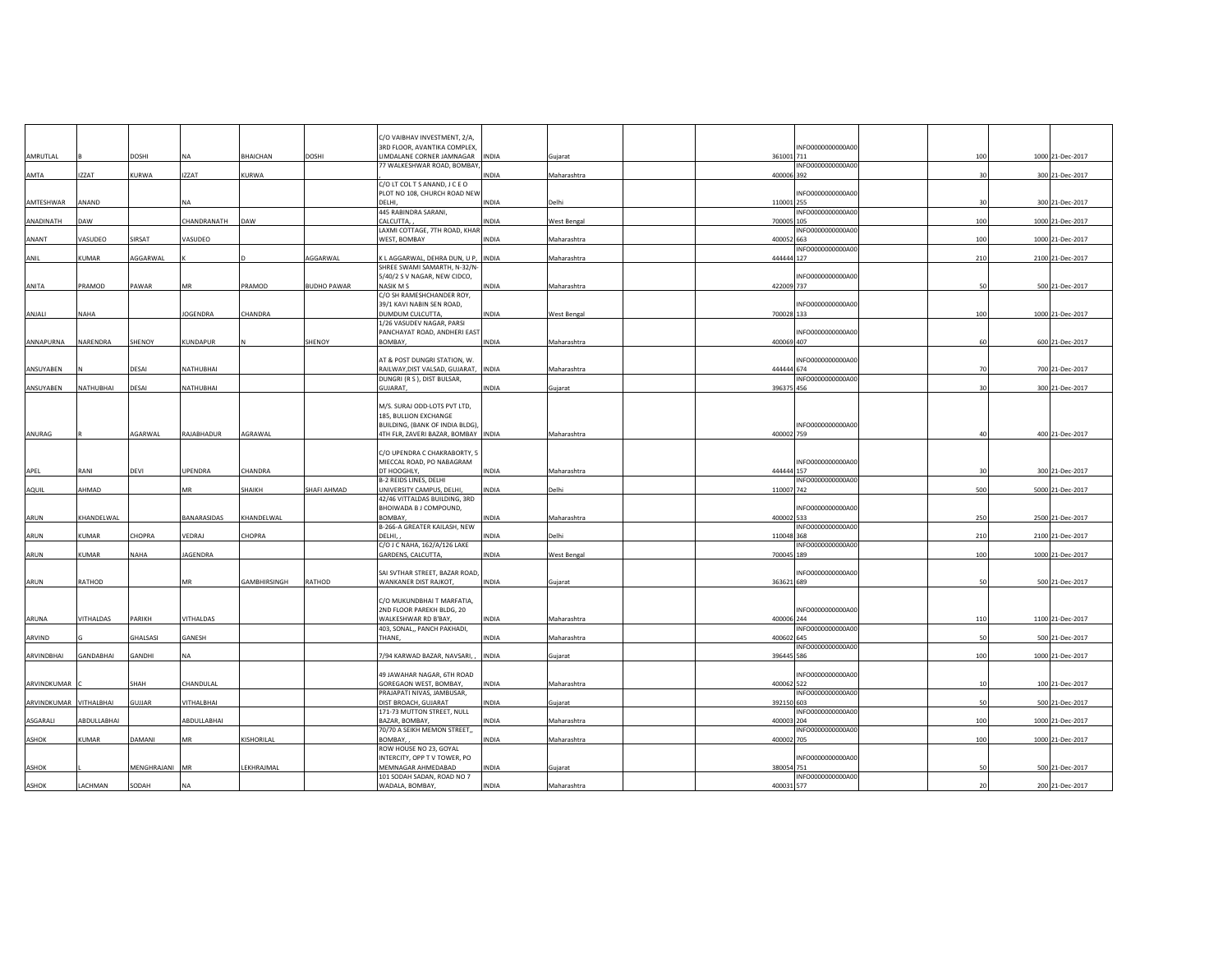| | | | | | | | | | | | | | | | |
|---|---|---|---|---|---|---|---|---|---|---|---|---|---|---|---|
| AMRUTLAL | B | DOSHI | NA | BHAICHAN | DOSHI | C/O VAIBHAV INVESTMENT, 2/A, 3RD FLOOR, AVANTIKA COMPLEX, LIMDALANE CORNER JAMNAGAR | INDIA | Gujarat | | 361001 | INFO0000000000A00711 | | 100 | 1000 | 21-Dec-2017 |
| AMTA | IZZAT | KURWA | IZZAT | KURWA | | 77 WALKESHWAR ROAD, BOMBAY, | INDIA | Maharashtra | | 400006 | INFO0000000000A00392 | | 30 | 300 | 21-Dec-2017 |
| AMTESHWAR | ANAND | | NA | | | C/O LT COL T S ANAND, J C E O PLOT NO 108, CHURCH ROAD NEW DELHI, | INDIA | Delhi | | 110001 | INFO0000000000A00255 | | 30 | 300 | 21-Dec-2017 |
| ANADINATH | DAW | | CHANDRANATH | DAW | | 445 RABINDRA SARANI, CALCUTTA, , | INDIA | West Bengal | | 700005 | INFO0000000000A00105 | | 100 | 1000 | 21-Dec-2017 |
| ANANT | VASUDEO | SIRSAT | VASUDEO | | | LAXMI COTTAGE, 7TH ROAD, KHAR WEST, BOMBAY | INDIA | Maharashtra | | 400052 | INFO0000000000A00663 | | 100 | 1000 | 21-Dec-2017 |
| ANIL | KUMAR | AGGARWAL | K | D | AGGARWAL | K L AGGARWAL, DEHRA DUN, U P, | INDIA | Maharashtra | | 444444 | INFO0000000000A00127 | | 210 | 2100 | 21-Dec-2017 |
| ANITA | PRAMOD | PAWAR | MR | PRAMOD | BUDHO PAWAR | SHREE SWAMI SAMARTH, N-32/N-5/40/2 S V NAGAR, NEW CIDCO, NASIK M S | INDIA | Maharashtra | | 422009 | INFO0000000000A00737 | | 50 | 500 | 21-Dec-2017 |
| ANJALI | NAHA | | JOGENDRA | CHANDRA | | C/O SH RAMESHCHANDER ROY, 39/1 KAVI NABIN SEN ROAD, DUMDUM CULCUTTA, | INDIA | West Bengal | | 700028 | INFO0000000000A00133 | | 100 | 1000 | 21-Dec-2017 |
| ANNAPURNA | NARENDRA | SHENOY | KUNDAPUR | N | SHENOY | 1/26 VASUDEV NAGAR, PARSI PANCHAYAT ROAD, ANDHERI EAST BOMBAY, | INDIA | Maharashtra | | 400069 | INFO0000000000A00407 | | 60 | 600 | 21-Dec-2017 |
| ANSUYABEN | N | DESAI | NATHUBHAI | | | AT & POST DUNGRI STATION, W. RAILWAY,DIST VALSAD, GUJARAT, | INDIA | Maharashtra | | 444444 | INFO0000000000A00674 | | 70 | 700 | 21-Dec-2017 |
| ANSUYABEN | NATHUBHAI | DESAI | NATHUBHAI | | | DUNGRI (R S ), DIST BULSAR, GUJARAT, | INDIA | Gujarat | | 396375 | INFO0000000000A00456 | | 30 | 300 | 21-Dec-2017 |
| ANURAG | R | AGARWAL | RAJABHADUR | AGRAWAL | | M/S. SURAJ ODD-LOTS PVT LTD, 185, BULLION EXCHANGE BUILDING, (BANK OF INDIA BLDG), 4TH FLR, ZAVERI BAZAR, BOMBAY | INDIA | Maharashtra | | 400002 | INFO0000000000A00759 | | 40 | 400 | 21-Dec-2017 |
| APEL | RANI | DEVI | UPENDRA | CHANDRA | | C/O UPENDRA C CHAKRABORTY, 5 MIECCAL ROAD, PO NABAGRAM DT HOOGHLY, | INDIA | Maharashtra | | 444444 | INFO0000000000A00157 | | 30 | 300 | 21-Dec-2017 |
| AQUIL | AHMAD | | MR | SHAIKH | SHAFI AHMAD | B-2 REIDS LINES, DELHI UNIVERSITY CAMPUS, DELHI, | INDIA | Delhi | | 110007 | INFO0000000000A00742 | | 500 | 5000 | 21-Dec-2017 |
| ARUN | KHANDELWAL | | BANARASIDAS | KHANDELWAL | | 42/46 VITTALDAS BUILDING, 3RD BHOIWADA B J COMPOUND, BOMBAY, | INDIA | Maharashtra | | 400002 | INFO0000000000A00533 | | 250 | 2500 | 21-Dec-2017 |
| ARUN | KUMAR | CHOPRA | VEDRAJ | CHOPRA | | B-266-A GREATER KAILASH, NEW DELHI, , | INDIA | Delhi | | 110048 | INFO0000000000A00368 | | 210 | 2100 | 21-Dec-2017 |
| ARUN | KUMAR | NAHA | JAGENDRA | | | C/O J C NAHA, 162/A/126 LAKE GARDENS, CALCUTTA, | INDIA | West Bengal | | 700045 | INFO0000000000A00189 | | 100 | 1000 | 21-Dec-2017 |
| ARUN | RATHOD | | MR | GAMBHIRSINGH | RATHOD | SAI SVTHAR STREET, BAZAR ROAD, WANKANER DIST RAJKOT, | INDIA | Gujarat | | 363621 | INFO0000000000A00689 | | 50 | 500 | 21-Dec-2017 |
| ARUNA | VITHALDAS | PARIKH | VITHALDAS | | | C/O MUKUNDBHAI T MARFATIA, 2ND FLOOR PAREKH BLDG, 20 WALKESHWAR RD B'BAY, | INDIA | Maharashtra | | 400006 | INFO0000000000A00244 | | 110 | 1100 | 21-Dec-2017 |
| ARVIND | G | GHALSASI | GANESH | | | 403, SONAL,, PANCH PAKHADI, THANE, | INDIA | Maharashtra | | 400602 | INFO0000000000A00645 | | 50 | 500 | 21-Dec-2017 |
| ARVINDBHAI | GANDABHAI | GANDHI | NA | | | 7/94 KARWAD BAZAR, NAVSARI, , | INDIA | Gujarat | | 396445 | INFO0000000000A00586 | | 100 | 1000 | 21-Dec-2017 |
| ARVINDKUMAR | C | SHAH | CHANDULAL | | | 49 JAWAHAR NAGAR, 6TH ROAD GOREGAON WEST, BOMBAY, | INDIA | Maharashtra | | 400062 | INFO0000000000A00522 | | 10 | 100 | 21-Dec-2017 |
| ARVINDKUMAR | VITHALBHAI | GUJJAR | VITHALBHAI | | | PRAJAPATI NIVAS, JAMBUSAR, DIST BROACH, GUJARAT | INDIA | Gujarat | | 392150 | INFO0000000000A00603 | | 50 | 500 | 21-Dec-2017 |
| ASGARALI | ABDULLABHAI | | ABDULLABHAI | | | 171-73 MUTTON STREET, NULL BAZAR, BOMBAY, | INDIA | Maharashtra | | 400003 | INFO0000000000A00204 | | 100 | 1000 | 21-Dec-2017 |
| ASHOK | KUMAR | DAMANI | MR | KISHORILAL | | 70/70 A SEIKH MEMON STREET,, BOMBAY, , | INDIA | Maharashtra | | 400002 | INFO0000000000A00705 | | 100 | 1000 | 21-Dec-2017 |
| ASHOK | L | MENGHRAJANI | MR | LEKHRAJMAL | | ROW HOUSE NO 23, GOYAL INTERCITY, OPP T V TOWER, PO MEMNAGAR AHMEDABAD | INDIA | Gujarat | | 380054 | INFO0000000000A00751 | | 50 | 500 | 21-Dec-2017 |
| ASHOK | LACHMAN | SODAH | NA | | | 101 SODAH SADAN, ROAD NO 7 WADALA, BOMBAY, | INDIA | Maharashtra | | 400031 | INFO0000000000A00577 | | 20 | 200 | 21-Dec-2017 |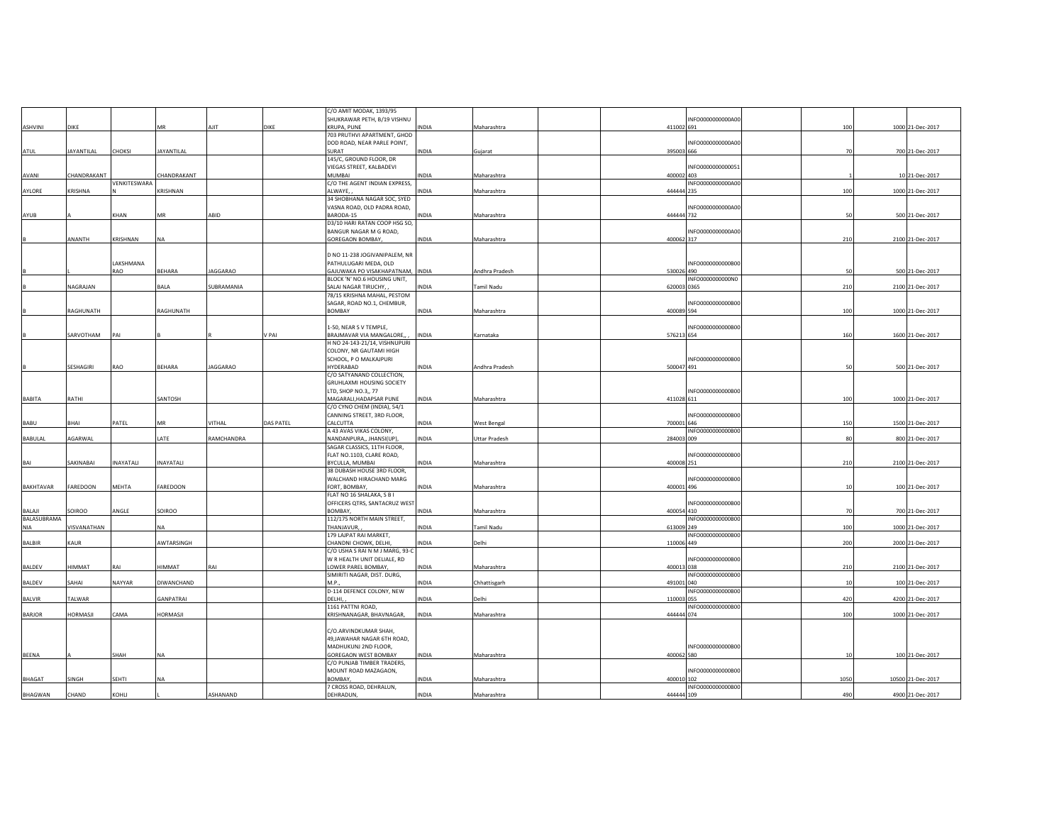|  |  |  |  |  |  |  |  |  |  |  |  |  |  |  |  |
|---|---|---|---|---|---|---|---|---|---|---|---|---|---|---|---|
| ASHVINI | DIKE |  | MR | AJIT | DIKE | C/O AMIT MODAK, 1393/95 SHUKRAWAR PETH, B/19 VISHNU KRUPA, PUNE | INDIA | Maharashtra |  | 411002 | INFO0000000000A00691 |  | 100 | 1000 | 21-Dec-2017 |
| ATUL | JAYANTILAL | CHOKSI | JAYANTILAL |  |  | 703 PRUTHVI APARTMENT, GHOD DOD ROAD, NEAR PARLE POINT, SURAT | INDIA | Gujarat |  | 395003 | INFO0000000000A00666 |  | 70 | 700 | 21-Dec-2017 |
| AVANI | CHANDRAKANT |  | CHANDRAKANT |  |  | 145/C, GROUND FLOOR, DR VIEGAS STREET, KALBADEVI MUMBAI | INDIA | Maharashtra |  | 400002 | INFO00000000000051403 |  | 1 | 10 | 21-Dec-2017 |
| AYLORE | KRISHNA | VENKITESWARAN | KRISHNAN |  |  | C/O THE AGENT INDIAN EXPRESS, ALWAYE, , | INDIA | Maharashtra |  | 444444 | INFO0000000000A00235 |  | 100 | 1000 | 21-Dec-2017 |
| AYUB | A | KHAN | MR | ABID |  | 34 SHOBHANA NAGAR SOC, SYED VASNA ROAD, OLD PADRA ROAD, BARODA-15 | INDIA | Maharashtra |  | 444444 | INFO0000000000A00732 |  | 50 | 500 | 21-Dec-2017 |
| B | ANANTH | KRISHNAN | NA |  |  | D3/10 HARI RATAN COOP HSG SO, BANGUR NAGAR M G ROAD, GOREGAON BOMBAY, | INDIA | Maharashtra |  | 400062 | INFO0000000000A00317 |  | 210 | 2100 | 21-Dec-2017 |
| B | L | LAKSHMANA RAO | BEHARA | JAGGARAO |  | D NO 11-238 JOGIVANIPALEM, NR PATHULUGARI MEDA, OLD GAJUWAKA PO VISAKHAPATNAM, | INDIA | Andhra Pradesh |  | 530026 | INFO0000000000B00490 |  | 50 | 500 | 21-Dec-2017 |
| B | NAGRAJAN |  | BALA | SUBRAMANIA |  | BLOCK 'N' NO.6 HOUSING UNIT, SALAI NAGAR TIRUCHY, , | INDIA | Tamil Nadu |  | 620003 | INFO0000000000N00365 |  | 210 | 2100 | 21-Dec-2017 |
| B | RAGHUNATH |  | RAGHUNATH |  |  | 78/15 KRISHNA MAHAL, PESTOM SAGAR, ROAD NO.1, CHEMBUR, BOMBAY | INDIA | Maharashtra |  | 400089 | INFO0000000000B00594 |  | 100 | 1000 | 21-Dec-2017 |
| B | SARVOTHAM | PAI | B | R | V PAI | 1-50, NEAR S V TEMPLE, BRAJMAVAR VIA MANGALORE,, , | INDIA | Karnataka |  | 576213 | INFO0000000000B00654 |  | 160 | 1600 | 21-Dec-2017 |
| B | SESHAGIRI | RAO | BEHARA | JAGGARAO |  | H NO 24-143-21/14, VISHNUPURI COLONY, NR GAUTAMI HIGH SCHOOL, P O MALKAJPURI HYDERABAD | INDIA | Andhra Pradesh |  | 500047 | INFO0000000000B00491 |  | 50 | 500 | 21-Dec-2017 |
| BABITA | RATHI |  | SANTOSH |  |  | C/O SATYANAND COLLECTION, GRUHLAXMI HOUSING SOCIETY LTD, SHOP NO.3,, 77 MAGARALI,HADAPSAR PUNE | INDIA | Maharashtra |  | 411028 | INFO0000000000B00611 |  | 100 | 1000 | 21-Dec-2017 |
| BABU | BHAI | PATEL | MR | VITHAL | DAS PATEL | C/O CYNO CHEM (INDIA), 54/1 CANNING STREET, 3RD FLOOR, CALCUTTA | INDIA | West Bengal |  | 700001 | INFO0000000000B00646 |  | 150 | 1500 | 21-Dec-2017 |
| BABULAL | AGARWAL |  | LATE | RAMCHANDRA |  | A 43 AVAS VIKAS COLONY, NANDANPURA,, JHANSI(UP), | INDIA | Uttar Pradesh |  | 284003 | INFO0000000000B00009 |  | 80 | 800 | 21-Dec-2017 |
| BAI | SAKINABAI | INAYATALI | INAYATALI |  |  | SAGAR CLASSICS, 11TH FLOOR, FLAT NO.1103, CLARE ROAD, BYCULLA, MUMBAI | INDIA | Maharashtra |  | 400008 | INFO0000000000B00251 |  | 210 | 2100 | 21-Dec-2017 |
| BAKHTAVAR | FAREDOON | MEHTA | FAREDOON |  |  | 38 DUBASH HOUSE 3RD FLOOR, WALCHAND HIRACHAND MARG FORT, BOMBAY, | INDIA | Maharashtra |  | 400001 | INFO0000000000B00496 |  | 10 | 100 | 21-Dec-2017 |
| BALAJI | SOIROO | ANGLE | SOIROO |  |  | FLAT NO 16 SHALAKA, S B I OFFICERS QTRS, SANTACRUZ WEST BOMBAY, | INDIA | Maharashtra |  | 400054 | INFO0000000000B00410 |  | 70 | 700 | 21-Dec-2017 |
| BALASUBRAMANIA | VISVANATHAN |  | NA |  |  | 112/175 NORTH MAIN STREET, THANJAVUR, , | INDIA | Tamil Nadu |  | 613009 | INFO0000000000B00249 |  | 100 | 1000 | 21-Dec-2017 |
| BALBIR | KAUR |  | AWTARSINGH |  |  | 179 LAJPAT RAI MARKET, CHANDNI CHOWK, DELHI, | INDIA | Delhi |  | 110006 | INFO0000000000B00449 |  | 200 | 2000 | 21-Dec-2017 |
| BALDEV | HIMMAT | RAI | HIMMAT | RAI |  | C/O USHA S RAI N M J MARG, 93-C W R HEALTH UNIT DELIALE, RD LOWER PAREL BOMBAY, | INDIA | Maharashtra |  | 400013 | INFO0000000000B00038 |  | 210 | 2100 | 21-Dec-2017 |
| BALDEV | SAHAI | NAYYAR | DIWANCHAND |  |  | SIMIRITI NAGAR, DIST. DURG, M.P., | INDIA | Chhattisgarh |  | 491001 | INFO0000000000B00040 |  | 10 | 100 | 21-Dec-2017 |
| BALVIR | TALWAR |  | GANPATRAI |  |  | D-114 DEFENCE COLONY, NEW DELHI, , | INDIA | Delhi |  | 110003 | INFO0000000000B00055 |  | 420 | 4200 | 21-Dec-2017 |
| BARJOR | HORMASJI | CAMA | HORMASJI |  |  | 1161 PATTNI ROAD, KRISHNANAGAR, BHAVNAGAR, | INDIA | Maharashtra |  | 444444 | INFO0000000000B00074 |  | 100 | 1000 | 21-Dec-2017 |
| BEENA | A | SHAH | NA |  |  | C/O.ARVINDKUMAR SHAH, 49,JAWAHAR NAGAR 6TH ROAD, MADHUKUNJ 2ND FLOOR, GOREGAON WEST BOMBAY | INDIA | Maharashtra |  | 400062 | INFO0000000000B00580 |  | 10 | 100 | 21-Dec-2017 |
| BHAGAT | SINGH | SEHTI | NA |  |  | C/O PUNJAB TIMBER TRADERS, MOUNT ROAD MAZAGAON, BOMBAY, | INDIA | Maharashtra |  | 400010 | INFO0000000000B00102 |  | 1050 | 10500 | 21-Dec-2017 |
| BHAGWAN | CHAND | KOHLI | L | ASHANAND |  | 7 CROSS ROAD, DEHRALUN, DEHRADUN, | INDIA | Maharashtra |  | 444444 | INFO0000000000B00109 |  | 490 | 4900 | 21-Dec-2017 |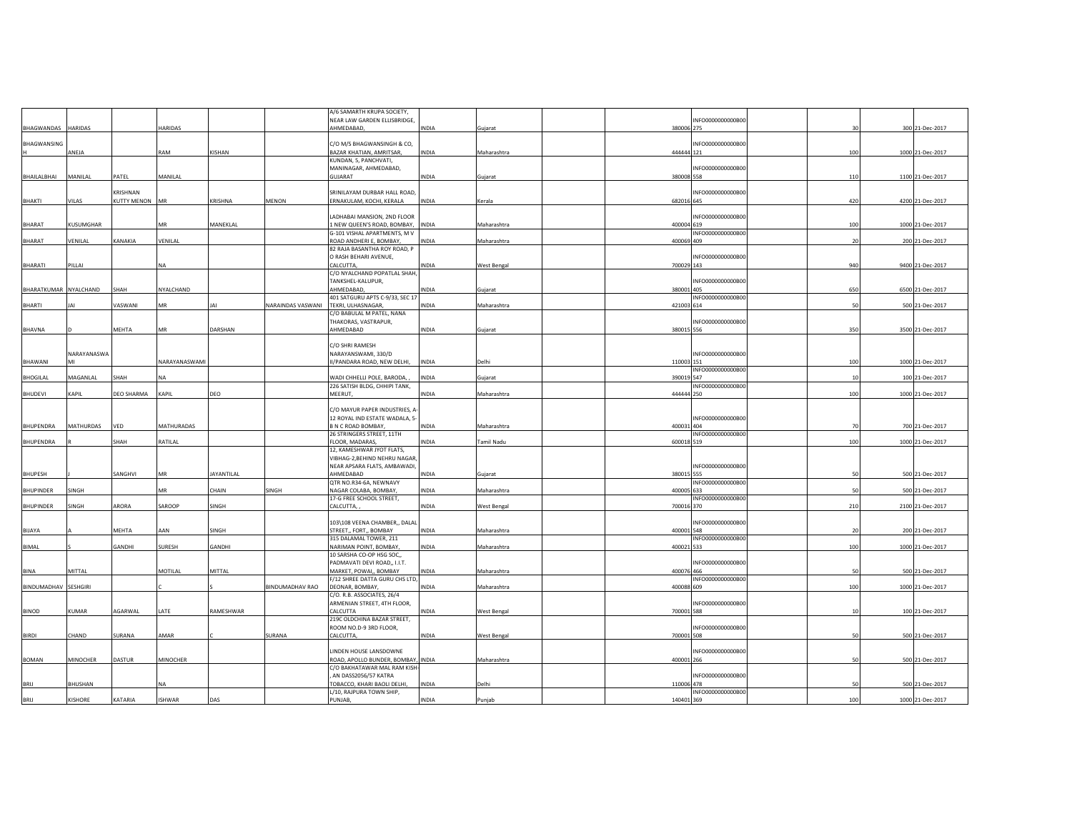| | | | | | | | | | | | | | | | | |
|---|---|---|---|---|---|---|---|---|---|---|---|---|---|---|---|---|
| BHAGWANDAS | HARIDAS | | HARIDAS | | | A/6 SAMARTH KRUPA SOCIETY, NEAR LAW GARDEN ELLISBRIDGE, AHMEDABAD, | INDIA | Gujarat | | 380006 | INFO0000000000B00275 | | 30 | | 300 | 21-Dec-2017 |
| BHAGWANSINGH | ANEJA | | RAM | KISHAN | | C/O M/S BHAGWANSINGH & CO, BAZAR KHATIAN, AMRITSAR, | INDIA | Maharashtra | | 444444 | INFO0000000000B00121 | | 100 | | 1000 | 21-Dec-2017 |
| BHAILALBHAI | MANILAL | PATEL | MANILAL | | | KUNDAN, 5, PANCHVATI, MANINAGAR, AHMEDABAD, GUJARAT | INDIA | Gujarat | | 380008 | INFO0000000000B00558 | | 110 | | 1100 | 21-Dec-2017 |
| BHAKTI | VILAS | KRISHNAN KUTTY MENON | MR | KRISHNA | MENON | SRINILAYAM DURBAR HALL ROAD, ERNAKULAM, KOCHI, KERALA | INDIA | Kerala | | 682016 | INFO0000000000B00645 | | 420 | | 4200 | 21-Dec-2017 |
| BHARAT | KUSUMGHAR | | MR | MANEKLAL | | LADHABAI MANSION, 2ND FLOOR 1 NEW QUEEN'S ROAD, BOMBAY, | INDIA | Maharashtra | | 400004 | INFO0000000000B00619 | | 100 | | 1000 | 21-Dec-2017 |
| BHARAT | VENILAL | KANAKIA | VENILAL | | | G-101 VISHAL APARTMENTS, M V ROAD ANDHERI E, BOMBAY, | INDIA | Maharashtra | | 400069 | INFO0000000000B00409 | | 20 | | 200 | 21-Dec-2017 |
| BHARATI | PILLAI | | NA | | | 82 RAJA BASANTHA ROY ROAD, P O RASH BEHARI AVENUE, CALCUTTA, | INDIA | West Bengal | | 700029 | INFO0000000000B00143 | | 940 | | 9400 | 21-Dec-2017 |
| BHARATKUMAR | NYALCHAND | SHAH | NYALCHAND | | | C/O NYALCHAND POPATLAL SHAH, TANKSHEL-KALUPUR, AHMEDABAD, | INDIA | Gujarat | | 380001 | INFO0000000000B00405 | | 650 | | 6500 | 21-Dec-2017 |
| BHARTI | JAI | VASWANI | MR | JAI | NARAINDAS VASWANI | 401 SATGURU APTS C-9/33, SEC 17 TEKRI, ULHASNAGAR, | INDIA | Maharashtra | | 421003 | INFO0000000000B00614 | | 50 | | 500 | 21-Dec-2017 |
| BHAVNA | D | MEHTA | MR | DARSHAN | | C/O BABULAL M PATEL, NANA THAKORAS, VASTRAPUR, AHMEDABAD | INDIA | Gujarat | | 380015 | INFO0000000000B00556 | | 350 | | 3500 | 21-Dec-2017 |
| BHAWANI | NARAYANASWAMI | | NARAYANASWAMI | | | C/O SHRI RAMESH NARAYANSWAMI, 330/D II/PANDARA ROAD, NEW DELHI, | INDIA | Delhi | | 110003 | INFO0000000000B00151 | | 100 | | 1000 | 21-Dec-2017 |
| BHOGILAL | MAGANLAL | SHAH | NA | | | WADI CHHELLI POLE, BARODA, , | INDIA | Gujarat | | 390019 | INFO0000000000B00547 | | 10 | | 100 | 21-Dec-2017 |
| BHUDEVI | KAPIL | DEO SHARMA | KAPIL | DEO | | 226 SATISH BLDG, CHHIPI TANK, MEERUT, | INDIA | Maharashtra | | 444444 | INFO0000000000B00250 | | 100 | | 1000 | 21-Dec-2017 |
| BHUPENDRA | MATHURDAS | VED | MATHURADAS | | | C/O MAYUR PAPER INDUSTRIES, A-12 ROYAL IND ESTATE WADALA, 5-B N C ROAD BOMBAY, | INDIA | Maharashtra | | 400031 | INFO0000000000B00404 | | 70 | | 700 | 21-Dec-2017 |
| BHUPENDRA | R | SHAH | RATILAL | | | 26 STRINGERS STREET, 11TH FLOOR, MADARAS, | INDIA | Tamil Nadu | | 600018 | INFO0000000000B00519 | | 100 | | 1000 | 21-Dec-2017 |
| BHUPESH | J | SANGHVI | MR | JAYANTILAL | | 12, KAMESHWAR JYOT FLATS, VIBHAG-2,BEHIND NEHRU NAGAR, NEAR APSARA FLATS, AMBAWADI, AHMEDABAD | INDIA | Gujarat | | 380015 | INFO0000000000B00555 | | 50 | | 500 | 21-Dec-2017 |
| BHUPINDER | SINGH | | MR | CHAIN | SINGH | QTR NO.R34-6A, NEWNAVY NAGAR COLABA, BOMBAY, | INDIA | Maharashtra | | 400005 | INFO0000000000B00633 | | 50 | | 500 | 21-Dec-2017 |
| BHUPINDER | SINGH | ARORA | SAROOP | SINGH | | 17-G FREE SCHOOL STREET, CALCUTTA, , | INDIA | West Bengal | | 700016 | INFO0000000000B00370 | | 210 | | 2100 | 21-Dec-2017 |
| BIJAYA | A | MEHTA | AAN | SINGH | | 103\108 VEENA CHAMBER,, DALAL STREET,, FORT,, BOMBAY | INDIA | Maharashtra | | 400001 | INFO0000000000B00548 | | 20 | | 200 | 21-Dec-2017 |
| BIMAL | S | GANDHI | SURESH | GANDHI | | 315 DALAMAL TOWER, 211 NARIMAN POINT, BOMBAY, | INDIA | Maharashtra | | 400021 | INFO0000000000B00533 | | 100 | | 1000 | 21-Dec-2017 |
| BINA | MITTAL | | MOTILAL | MITTAL | | 10 SARSHA CO-OP HSG SOC,, PADMAVATI DEVI ROAD,, I.I.T. MARKET, POWAI,, BOMBAY | INDIA | Maharashtra | | 400076 | INFO0000000000B00466 | | 50 | | 500 | 21-Dec-2017 |
| BINDUMADHAV | SESHGIRI | | C | S | BINDUMADHAV RAO | F/12 SHREE DATTA GURU CHS LTD, DEONAR, BOMBAY, | INDIA | Maharashtra | | 400088 | INFO0000000000B00609 | | 100 | | 1000 | 21-Dec-2017 |
| BINOD | KUMAR | AGARWAL | LATE | RAMESHWAR | | C/O. R.B. ASSOCIATES, 26/4 ARMENIAN STREET, 4TH FLOOR, CALCUTTA | INDIA | West Bengal | | 700001 | INFO0000000000B00588 | | 10 | | 100 | 21-Dec-2017 |
| BIRDI | CHAND | SURANA | AMAR | C | SURANA | 219C OLDCHINA BAZAR STREET, ROOM NO.D-9 3RD FLOOR, CALCUTTA, | INDIA | West Bengal | | 700001 | INFO0000000000B00508 | | 50 | | 500 | 21-Dec-2017 |
| BOMAN | MINOCHER | DASTUR | MINOCHER | | | LINDEN HOUSE LANSDOWNE ROAD, APOLLO BUNDER, BOMBAY, | INDIA | Maharashtra | | 400001 | INFO0000000000B00266 | | 50 | | 500 | 21-Dec-2017 |
| BRIJ | BHUSHAN | | NA | | | C/O BAKHATAWAR MAL RAM KISH-, AN DASS2056/57 KATRA TOBACCO, KHARI BAOLI DELHI, | INDIA | Delhi | | 110006 | INFO0000000000B00478 | | 50 | | 500 | 21-Dec-2017 |
| BRIJ | KISHORE | KATARIA | ISHWAR | DAS | | L/10, RAJPURA TOWN SHIP, PUNJAB, | INDIA | Punjab | | 140401 | INFO0000000000B00369 | | 100 | | 1000 | 21-Dec-2017 |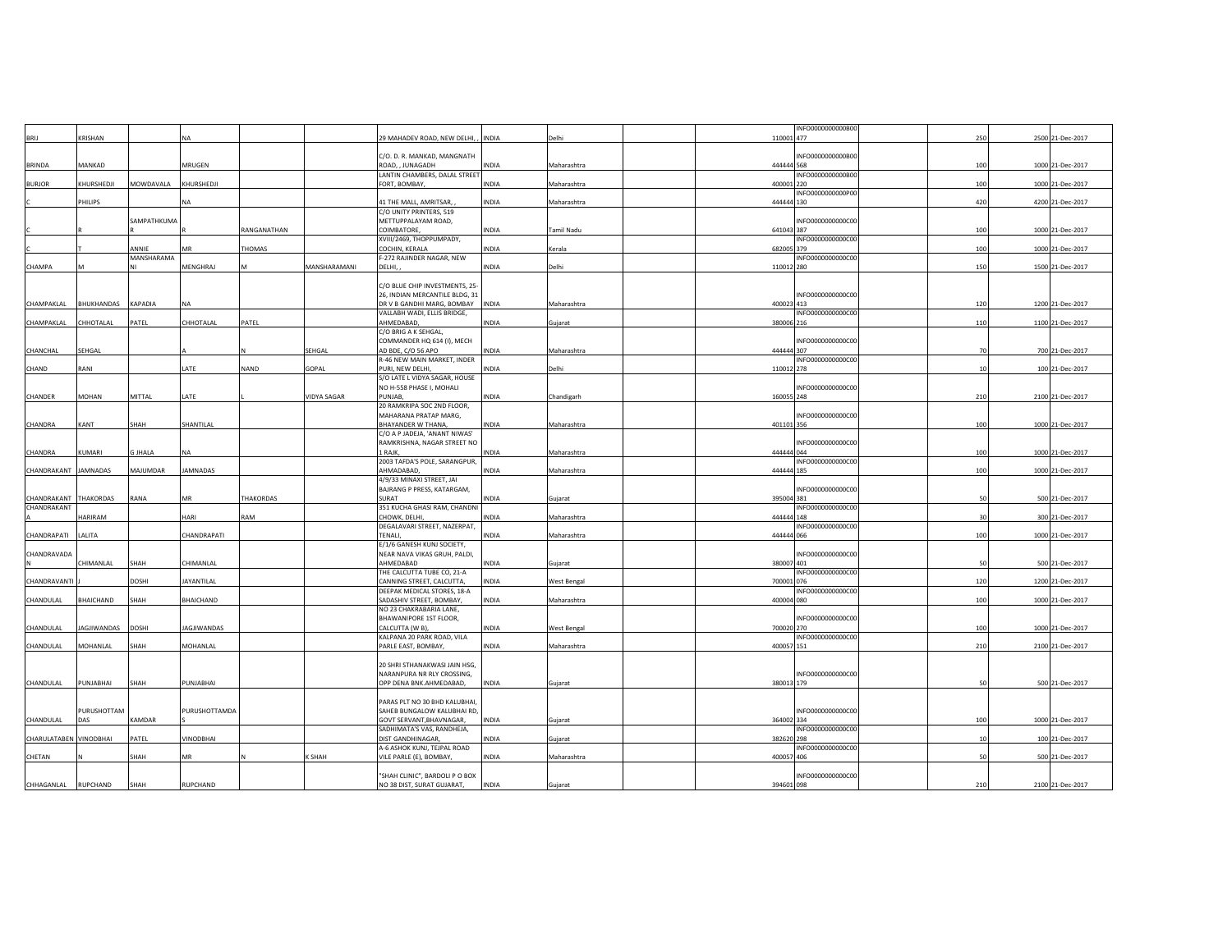| | | | | | | | | | | | | | | | |
|---|---|---|---|---|---|---|---|---|---|---|---|---|---|---|---|
| BRIJ | KRISHAN | | NA | | | 29 MAHADEV ROAD, NEW DELHI, , | INDIA | Delhi | | | 110001 | INFO0000000000B00477 | | 250 | 2500 | 21-Dec-2017 |
| BRINDA | MANKAD | | MRUGEN | | | C/O. D. R. MANKAD, MANGNATH ROAD, , JUNAGADH | INDIA | Maharashtra | | | 444444 | INFO0000000000B00568 | | 100 | 1000 | 21-Dec-2017 |
| BURJOR | KHURSHEDJI | MOWDAVALA | KHURSHEDJI | | | LANTIN CHAMBERS, DALAL STREET FORT, BOMBAY, | INDIA | Maharashtra | | | 400001 | INFO0000000000B00220 | | 100 | 1000 | 21-Dec-2017 |
| C | PHILIPS | | NA | | | 41 THE MALL, AMRITSAR, , | INDIA | Maharashtra | | | 444444 | INFO0000000000P00130 | | 420 | 4200 | 21-Dec-2017 |
| C | R | SAMPATHKUMAR | R | RANGANATHAN | | C/O UNITY PRINTERS, 519 METTUPPALAYAM ROAD, COIMBATORE, | INDIA | Tamil Nadu | | | 641043 | INFO0000000000C00387 | | 100 | 1000 | 21-Dec-2017 |
| C | T | ANNIE | MR | THOMAS | | XVIII/2469, THOPPUMPADY, COCHIN, KERALA | INDIA | Kerala | | | 682005 | INFO0000000000C00379 | | 100 | 1000 | 21-Dec-2017 |
| CHAMPA | M | MANSHARAMANI | MENGHRAJ | M | MANSHARAMANI | F-272 RAJINDER NAGAR, NEW DELHI, , | INDIA | Delhi | | | 110012 | INFO0000000000C00280 | | 150 | 1500 | 21-Dec-2017 |
| CHAMPAKLAL | BHUKHANDAS | KAPADIA | NA | | | C/O BLUE CHIP INVESTMENTS, 25-26, INDIAN MERCANTILE BLDG, 31 DR V B GANDHI MARG, BOMBAY | INDIA | Maharashtra | | | 400023 | INFO0000000000C00413 | | 120 | 1200 | 21-Dec-2017 |
| CHAMPAKLAL | CHHOTALAL | PATEL | CHHOTALAL | PATEL | | VALLABH WADI, ELLIS BRIDGE, AHMEDABAD, | INDIA | Gujarat | | | 380006 | INFO0000000000C00216 | | 110 | 1100 | 21-Dec-2017 |
| CHANCHAL | SEHGAL | | A | N | SEHGAL | C/O BRIG A K SEHGAL, COMMANDER HQ 614 (I), MECH AD BDE, C/O 56 APO | INDIA | Maharashtra | | | 444444 | INFO0000000000C00307 | | 70 | 700 | 21-Dec-2017 |
| CHAND | RANI | | LATE | NAND | GOPAL | R-46 NEW MAIN MARKET, INDER PURI, NEW DELHI, | INDIA | Delhi | | | 110012 | INFO0000000000C00278 | | 10 | 100 | 21-Dec-2017 |
| CHANDER | MOHAN | MITTAL | LATE | L | VIDYA SAGAR | S/O LATE L VIDYA SAGAR, HOUSE NO H-558 PHASE I, MOHALI PUNJAB, | INDIA | Chandigarh | | | 160055 | INFO0000000000C00248 | | 210 | 2100 | 21-Dec-2017 |
| CHANDRA | KANT | SHAH | SHANTILAL | | | 20 RAMKRIPA SOC 2ND FLOOR, MAHARANA PRATAP MARG, BHAYANDER W THANA, | INDIA | Maharashtra | | | 401101 | INFO0000000000C00356 | | 100 | 1000 | 21-Dec-2017 |
| CHANDRA | KUMARI | G JHALA | NA | | | C/O A P JADEJA, 'ANANT NIWAS' RAMKRISHNA, NAGAR STREET NO 1 RAJK, | INDIA | Maharashtra | | | 444444 | INFO0000000000C00044 | | 100 | 1000 | 21-Dec-2017 |
| CHANDRAKANT | JAMNADAS | MAJUMDAR | JAMNADAS | | | 2003 TAFDA'S POLE, SARANGPUR, AHMADABAD, | INDIA | Maharashtra | | | 444444 | INFO0000000000C00185 | | 100 | 1000 | 21-Dec-2017 |
| CHANDRAKANT | THAKORDAS | RANA | MR | THAKORDAS | | 4/9/33 MINAXI STREET, JAI BAJRANG P PRESS, KATARGAM, SURAT | INDIA | Gujarat | | | 395004 | INFO0000000000C00381 | | 50 | 500 | 21-Dec-2017 |
| CHANDRAKANTA | HARIRAM | | HARI | RAM | | 351 KUCHA GHASI RAM, CHANDNI CHOWK, DELHI, | INDIA | Maharashtra | | | 444444 | INFO0000000000C00148 | | 30 | 300 | 21-Dec-2017 |
| CHANDRAPATI | LALITA | | CHANDRAPATI | | | DEGALAVARI STREET, NAZERPAT, TENALI, | INDIA | Maharashtra | | | 444444 | INFO0000000000C00066 | | 100 | 1000 | 21-Dec-2017 |
| CHANDRAVADAN | CHIMANLAL | SHAH | CHIMANLAL | | | E/1/6 GANESH KUNJ SOCIETY, NEAR NAVA VIKAS GRUH, PALDI, AHMEDABAD | INDIA | Gujarat | | | 380007 | INFO0000000000C00401 | | 50 | 500 | 21-Dec-2017 |
| CHANDRAVANTI | J | DOSHI | JAYANTILAL | | | THE CALCUTTA TUBE CO, 21-A CANNING STREET, CALCUTTA, | INDIA | West Bengal | | | 700001 | INFO0000000000C00076 | | 120 | 1200 | 21-Dec-2017 |
| CHANDULAL | BHAICHAND | SHAH | BHAICHAND | | | DEEPAK MEDICAL STORES, 18-A SADASHIV STREET, BOMBAY, | INDIA | Maharashtra | | | 400004 | INFO0000000000C00080 | | 100 | 1000 | 21-Dec-2017 |
| CHANDULAL | JAGJIWANDAS | DOSHI | JAGJIWANDAS | | | NO 23 CHAKRABARIA LANE, BHAWANIPORE 1ST FLOOR, CALCUTTA (W B), | INDIA | West Bengal | | | 700020 | INFO0000000000C00270 | | 100 | 1000 | 21-Dec-2017 |
| CHANDULAL | MOHANLAL | SHAH | MOHANLAL | | | KALPANA 20 PARK ROAD, VILA PARLE EAST, BOMBAY, | INDIA | Maharashtra | | | 400057 | INFO0000000000C00151 | | 210 | 2100 | 21-Dec-2017 |
| CHANDULAL | PUNJABHAI | SHAH | PUNJABHAI | | | 20 SHRI STHANAKWASI JAIN HSG, NARANPURA NR RLY CROSSING, OPP DENA BNK.AHMEDABAD, | INDIA | Gujarat | | | 380013 | INFO0000000000C00179 | | 50 | 500 | 21-Dec-2017 |
| CHANDULAL | PURUSHOTTAMDAS | KAMDAR | PURUSHOTTAMDAS | | | PARAS PLT NO 30 BHD KALUBHAI, SAHEB BUNGALOW KALUBHAI RD, GOVT SERVANT,BHAVNAGAR, | INDIA | Gujarat | | | 364002 | INFO0000000000C00334 | | 100 | 1000 | 21-Dec-2017 |
| CHARULATABEN | VINODBHAI | PATEL | VINODBHAI | | | SADHIMATA'S VAS, RANDHEJA, DIST GANDHINAGAR, | INDIA | Gujarat | | | 382620 | INFO0000000000C00298 | | 10 | 100 | 21-Dec-2017 |
| CHETAN | N | SHAH | MR | N | K SHAH | A-6 ASHOK KUNJ, TEJPAL ROAD VILE PARLE (E), BOMBAY, | INDIA | Maharashtra | | | 400057 | INFO0000000000C00406 | | 50 | 500 | 21-Dec-2017 |
| CHHAGANLAL | RUPCHAND | SHAH | RUPCHAND | | | "SHAH CLINIC", BARDOLI P O BOX NO 38 DIST, SURAT GUJARAT, | INDIA | Gujarat | | | 394601 | INFO0000000000C00098 | | 210 | 2100 | 21-Dec-2017 |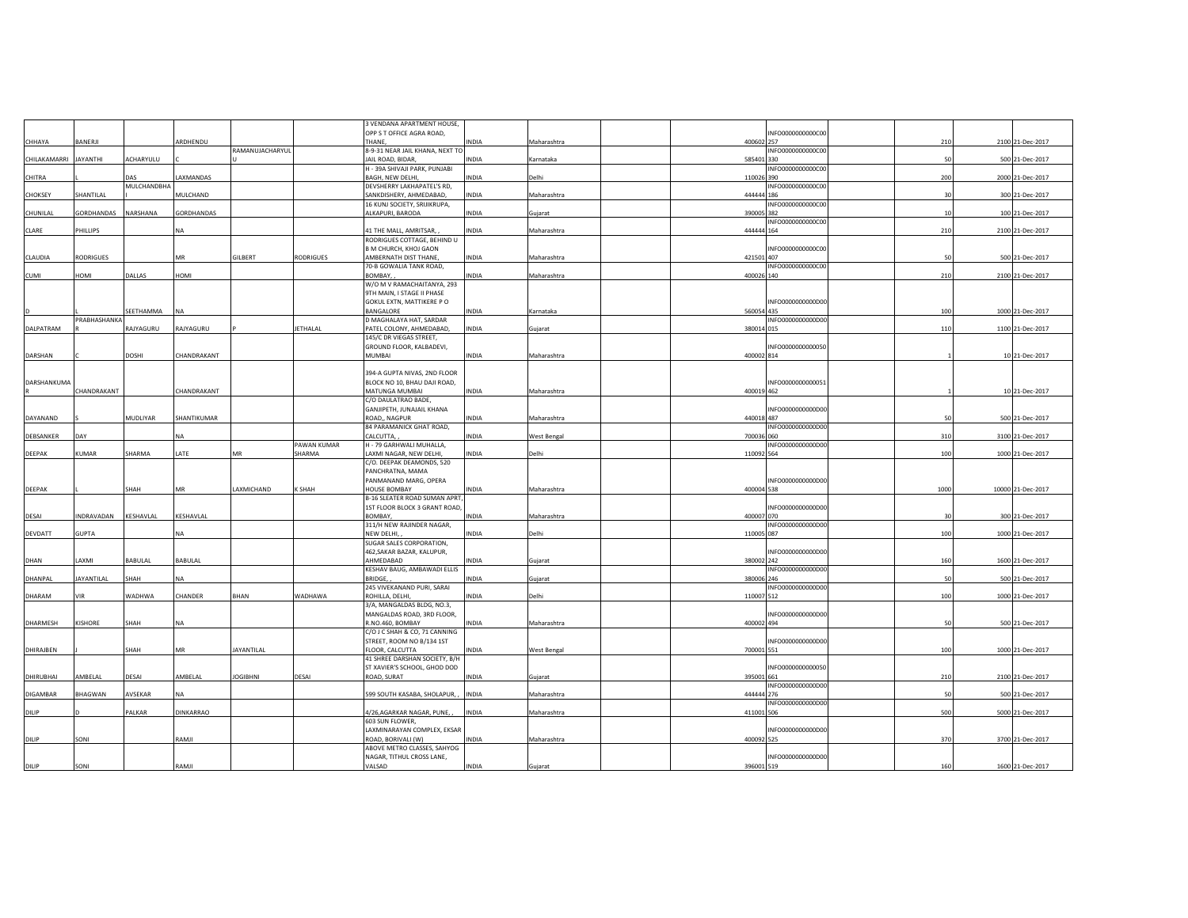| | | | | | | | | | | | | | | | |
|---|---|---|---|---|---|---|---|---|---|---|---|---|---|---|---|
| CHHAYA | BANERJI | | ARDHENDU | | | 3 VENDANA APARTMENT HOUSE, OPP S T OFFICE AGRA ROAD, THANE, | INDIA | Maharashtra | | 400602 | INFO0000000000C00257 | | 210 | 2100 | 21-Dec-2017 |
| CHILAKAMARRI | JAYANTHI | ACHARYULU | C | RAMANUJACHARYULU | | 8-9-31 NEAR JAIL KHANA, NEXT TO JAIL ROAD, BIDAR, | INDIA | Karnataka | | 585401 | INFO0000000000C00330 | | 50 | 500 | 21-Dec-2017 |
| CHITRA | L | DAS | LAXMANDAS | | | H - 39A SHIVAJI PARK, PUNJABI BAGH, NEW DELHI, | INDIA | Delhi | | 110026 | INFO0000000000C00390 | | 200 | 2000 | 21-Dec-2017 |
| CHOKSEY | SHANTILAL | MULCHANDBHAI | MULCHAND | | | DEVSHERRY LAKHAPATEL'S RD, SANKDISHERY, AHMEDABAD, | INDIA | Maharashtra | | 444444 | INFO0000000000C00186 | | 30 | 300 | 21-Dec-2017 |
| CHUNILAL | GORDHANDAS | NARSHANA | GORDHANDAS | | | 16 KUNJ SOCIETY, SRIJIKRUPA, ALKAPURI, BARODA | INDIA | Gujarat | | 390005 | INFO0000000000C00382 | | 10 | 100 | 21-Dec-2017 |
| CLARE | PHILLIPS | | NA | | | 41 THE MALL, AMRITSAR, , | INDIA | Maharashtra | | 444444 | INFO0000000000C00164 | | 210 | 2100 | 21-Dec-2017 |
| CLAUDIA | RODRIGUES | | MR | GILBERT | RODRIGUES | RODRIGUES COTTAGE, BEHIND U B M CHURCH, KHOJ GAON AMBERNATH DIST THANE, | INDIA | Maharashtra | | 421501 | INFO0000000000C00407 | | 50 | 500 | 21-Dec-2017 |
| CUMI | HOMI | DALLAS | HOMI | | | 70-B GOWALIA TANK ROAD, BOMBAY, , | INDIA | Maharashtra | | 400026 | INFO0000000000C00140 | | 210 | 2100 | 21-Dec-2017 |
| D | L | SEETHAMMA | NA | | | W/O M V RAMACHAITANYA, 293 9TH MAIN, I STAGE II PHASE GOKUL EXTN, MATTIKERE P O BANGALORE | INDIA | Karnataka | | 560054 | INFO0000000000D00435 | | 100 | 1000 | 21-Dec-2017 |
| DALPATRAM | PRABHASHANKAR | RAJYAGURU | RAJYAGURU | P | JETHALAL | D MAGHALAYA HAT, SARDAR PATEL COLONY, AHMEDABAD, | INDIA | Gujarat | | 380014 | INFO0000000000D00015 | | 110 | 1100 | 21-Dec-2017 |
| DARSHAN | C | DOSHI | CHANDRAKANT | | | 145/C DR VIEGAS STREET, GROUND FLOOR, KALBADEVI, MUMBAI | INDIA | Maharashtra | | 400002 | INFO0000000000050814 | | 1 | 10 | 21-Dec-2017 |
| DARSHANKUMAR | CHANDRAKANT | | CHANDRAKANT | | | 394-A GUPTA NIVAS, 2ND FLOOR BLOCK NO 10, BHAU DAJI ROAD, MATUNGA MUMBAI | INDIA | Maharashtra | | 400019 | INFO0000000000051462 | | 1 | 10 | 21-Dec-2017 |
| DAYANAND | S | MUDLIYAR | SHANTIKUMAR | | | C/O DAULATRAO BADE, GANJIPETH, JUNAJAIL KHANA ROAD,, NAGPUR | INDIA | Maharashtra | | 440018 | INFO0000000000D00487 | | 50 | 500 | 21-Dec-2017 |
| DEBSANKER | DAY | | NA | | | 84 PARAMANICK GHAT ROAD, CALCUTTA, , | INDIA | West Bengal | | 700036 | INFO0000000000D00060 | | 310 | 3100 | 21-Dec-2017 |
| DEEPAK | KUMAR | SHARMA | LATE | MR | PAWAN KUMAR SHARMA | H - 79 GARHWALI MUHALLA, LAXMI NAGAR, NEW DELHI, | INDIA | Delhi | | 110092 | INFO0000000000D00564 | | 100 | 1000 | 21-Dec-2017 |
| DEEPAK | L | SHAH | MR | LAXMICHAND | K SHAH | C/O. DEEPAK DEAMONDS, 520 PANCHRATNA, MAMA PANMANAND MARG, OPERA HOUSE BOMBAY | INDIA | Maharashtra | | 400004 | INFO0000000000D00538 | | 1000 | 10000 | 21-Dec-2017 |
| DESAI | INDRAVADAN | KESHAVLAL | KESHAVLAL | | | B-16 SLEATER ROAD SUMAN APRT, 1ST FLOOR BLOCK 3 GRANT ROAD, BOMBAY, | INDIA | Maharashtra | | 400007 | INFO0000000000D00070 | | 30 | 300 | 21-Dec-2017 |
| DEVDATT | GUPTA | | NA | | | 311/H NEW RAJINDER NAGAR, NEW DELHI, , | INDIA | Delhi | | 110005 | INFO0000000000D00087 | | 100 | 1000 | 21-Dec-2017 |
| DHAN | LAXMI | BABULAL | BABULAL | | | SUGAR SALES CORPORATION, 462,SAKAR BAZAR, KALUPUR, AHMEDABAD | INDIA | Gujarat | | 380002 | INFO0000000000D00242 | | 160 | 1600 | 21-Dec-2017 |
| DHANPAL | JAYANTILAL | SHAH | NA | | | KESHAV BAUG, AMBAWADI ELLIS BRIDGE, , | INDIA | Gujarat | | 380006 | INFO0000000000D00246 | | 50 | 500 | 21-Dec-2017 |
| DHARAM | VIR | WADHWA | CHANDER | BHAN | WADHAWA | 245 VIVEKANAND PURI, SARAI ROHILLA, DELHI, | INDIA | Delhi | | 110007 | INFO0000000000D00512 | | 100 | 1000 | 21-Dec-2017 |
| DHARMESH | KISHORE | SHAH | NA | | | 3/A, MANGALDAS BLDG, NO.3, MANGALDAS ROAD, 3RD FLOOR, R.NO.460, BOMBAY | INDIA | Maharashtra | | 400002 | INFO0000000000D00494 | | 50 | 500 | 21-Dec-2017 |
| DHIRAJBEN | J | SHAH | MR | JAYANTILAL | | C/O J C SHAH & CO, 71 CANNING STREET, ROOM NO 8/134 1ST FLOOR, CALCUTTA | INDIA | West Bengal | | 700001 | INFO0000000000D00551 | | 100 | 1000 | 21-Dec-2017 |
| DHIRUBHAI | AMBELAL | DESAI | AMBELAL | JOGIBHNI | DESAI | 41 SHREE DARSHAN SOCIETY, B/H ST XAVIER'S SCHOOL, GHOD DOD ROAD, SURAT | INDIA | Gujarat | | 395001 | INFO0000000000050661 | | 210 | 2100 | 21-Dec-2017 |
| DIGAMBAR | BHAGWAN | AVSEKAR | NA | | | 599 SOUTH KASABA, SHOLAPUR, , | INDIA | Maharashtra | | 444444 | INFO0000000000D00276 | | 50 | 500 | 21-Dec-2017 |
| DILIP | D | PALKAR | DINKARRAO | | | 4/26,AGARKAR NAGAR, PUNE, , | INDIA | Maharashtra | | 411001 | INFO0000000000D00506 | | 500 | 5000 | 21-Dec-2017 |
| DILIP | SONI | | RAMJI | | | 603 SUN FLOWER, LAXMINARAYAN COMPLEX, EKSAR ROAD, BORIVALI (W) | INDIA | Maharashtra | | 400092 | INFO0000000000D00525 | | 370 | 3700 | 21-Dec-2017 |
| DILIP | SONI | | RAMJI | | | ABOVE METRO CLASSES, SAHYOG NAGAR, TITHUL CROSS LANE, VALSAD | INDIA | Gujarat | | 396001 | INFO0000000000D00519 | | 160 | 1600 | 21-Dec-2017 |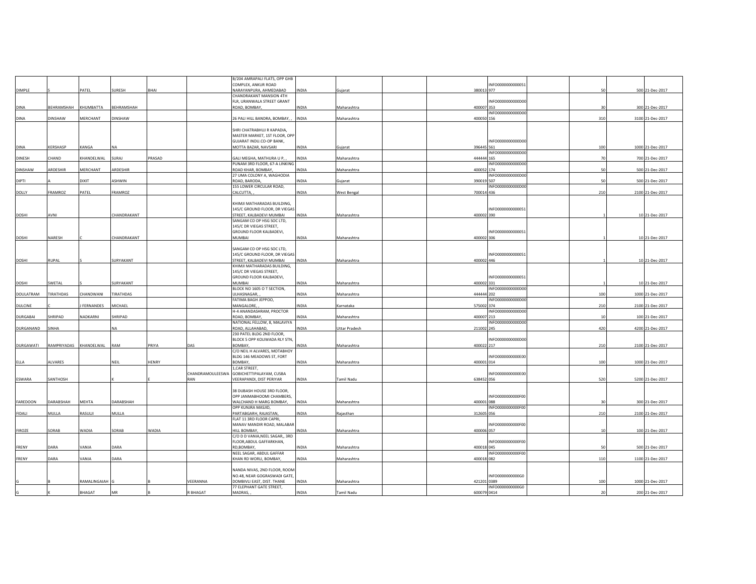| | | | | | | | | | | | | | | | |
|---|---|---|---|---|---|---|---|---|---|---|---|---|---|---|---|
| DIMPLE | S | PATEL | SURESH | BHAI | | B/204 AMRAPALI FLATS, OPP GHB COMPLEX, ANKUR ROAD NARAYANPURA, AHMEDABAD | INDIA | Gujarat | | 380013 | INFO00000000000051977 | | 50 | 500 | 21-Dec-2017 |
| DINA | BEHRAMSHAH | KHUMBATTA | BEHRAMSHAH | | | CHANDRAKANT MANSION 4TH FLR, URANWALA STREET GRANT ROAD, BOMBAY, | INDIA | Maharashtra | | 400007 | INFO0000000000D00353 | | 30 | 300 | 21-Dec-2017 |
| DINA | DINSHAW | MERCHANT | DINSHAW | | | 26 PALI HILL BANDRA, BOMBAY, , | INDIA | Maharashtra | | 400050 | INFO0000000000D00156 | | 310 | 3100 | 21-Dec-2017 |
| DINA | KERSHASP | KANGA | NA | | | SHRI CHATRABHUJ R KAPADIA, MASTER MARKET, 1ST FLOOR, OPP GUJARAT INDU.CO-OP BANK, MOTTA BAZAR, NAVSARI | INDIA | Gujarat | | 396445 | INFO0000000000D00561 | | 100 | 1000 | 21-Dec-2017 |
| DINESH | CHAND | KHANDELWAL | SURAJ | PRASAD | | GALI MEGHA, MATHURA U P, , | INDIA | Maharashtra | | 444444 | INFO0000000000D00165 | | 70 | 700 | 21-Dec-2017 |
| DINSHAW | ARDESHIR | MERCHANT | ARDESHIR | | | PUNAM 3RD FLOOR, 67-A LINKING ROAD KHAR, BOMBAY, | INDIA | Maharashtra | | 400052 | INFO0000000000D00174 | | 50 | 500 | 21-Dec-2017 |
| DIPTI | A | DIXIT | ASHWIN | | | 27 UMA COLONY A, WAGHODIA ROAD, BARODA, | INDIA | Gujarat | | 390019 | INFO0000000000D00507 | | 50 | 500 | 21-Dec-2017 |
| DOLLY | FRAMROZ | PATEL | FRAMROZ | | | 155 LOWER CIRCULAR ROAD, CALCUTTA, , | INDIA | West Bengal | | 700014 | INFO0000000000D00436 | | 210 | 2100 | 21-Dec-2017 |
| DOSHI | AVNI | | CHANDRAKANT | | | KHIMJI MATHARADAS BUILDING, 145/C GROUND FLOOR, DR VIEGAS STREET, KALBADEVI MUMBAI | INDIA | Maharashtra | | 400002 | INFO00000000000051390 | | 1 | 10 | 21-Dec-2017 |
| DOSHI | NARESH | C | CHANDRAKANT | | | SANGAM CO OP HSG SOC LTD, 145/C DR VIEGAS STREET, GROUND FLOOR KALBADEVI, MUMBAI | INDIA | Maharashtra | | 400002 | INFO00000000000051306 | | 1 | 10 | 21-Dec-2017 |
| DOSHI | RUPAL | S | SURYAKANT | | | SANGAM CO OP HSG SOC LTD, 145/C GROUND FLOOR, DR VIEGAS STREET, KALBADEVI MUMBAI | INDIA | Maharashtra | | 400002 | INFO00000000000051446 | | 1 | 10 | 21-Dec-2017 |
| DOSHI | SWETAL | S | SURYAKANT | | | KHIMJI MATHARADAS BUILDING, 145/C DR VIEGAS STREET, GROUND FLOOR KALBADEVI, MUMBAI | INDIA | Maharashtra | | 400002 | INFO00000000000051331 | | 1 | 10 | 21-Dec-2017 |
| DOULATRAM | TIRATHDAS | CHANDWANI | TIRATHDAS | | | BLOCK NO 1605 O T SECTION, ULHASNAGAR, , | INDIA | Maharashtra | | 444444 | INFO0000000000D00202 | | 100 | 1000 | 21-Dec-2017 |
| DULCINE | C | J FERNANDES | MICHAEL | | | FATIMA BAGH JEPPOO, MANGALORE, , | INDIA | Karnataka | | 575002 | INFO0000000000D00374 | | 210 | 2100 | 21-Dec-2017 |
| DURGABAI | SHRIPAD | NADKARNI | SHRIPAD | | | H-4 ANANDASHRAM, PROCTOR ROAD, BOMBAY, | INDIA | Maharashtra | | 400007 | INFO0000000000D00213 | | 10 | 100 | 21-Dec-2017 |
| DURGANAND | SINHA | | NA | | | NATIONAL FELLOW, 8, MALAVIYA ROAD, ALLAHABAD, | INDIA | Uttar Pradesh | | 211002 | INFO0000000000D00245 | | 420 | 4200 | 21-Dec-2017 |
| DURGAWATI | RAMPRIYADAS | KHANDELWAL | RAM | PRIYA | DAS | 230 PATEL BLDG 2ND FLOOR, BLOCK 5 OPP KOLIWADA RLY STN, BOMBAY, | INDIA | Maharashtra | | 400022 | INFO0000000000D00217 | | 210 | 2100 | 21-Dec-2017 |
| ELLA | ALVARES | | NEIL | HENRY | | C/O NEIL H ALVARES, MOTABHOY BLDG 146 MEADOWS ST, FORT BOMBAY, | INDIA | Maharashtra | | 400001 | INFO0000000000E00014 | | 100 | 1000 | 21-Dec-2017 |
| ESWARA | SANTHOSH | | K | E | CHANDRAMOULEESWARAN | 1,CAR STREET, GOBICHETTIPALAYAM, CUSBA VEERAPANDI, DIST PERIYAR | INDIA | Tamil Nadu | | 638452 | INFO0000000000E00056 | | 520 | 5200 | 21-Dec-2017 |
| FAREDOON | DARABSHAH | MEHTA | DARABSHAH | | | 38 DUBASH HOUSE 3RD FLOOR, OPP JANMABHOOMI CHAMBERS, WALCHAND H MARG BOMBAY, | INDIA | Maharashtra | | 400001 | INFO0000000000F00088 | | 30 | 300 | 21-Dec-2017 |
| FIDALI | MULLA | RASULJI | MULLA | | | OPP KUNJRA MASJID, PARTABGARH, RAJASTAN, | INDIA | Rajasthan | | 312605 | INFO0000000000F00056 | | 210 | 2100 | 21-Dec-2017 |
| FIROZE | SORAB | WADIA | SORAB | WADIA | | FLAT 11 3RD FLOOR CAPRI, MANAV MANDIR ROAD, MALABAR HILL BOMBAY, | INDIA | Maharashtra | | 400006 | INFO0000000000F00057 | | 10 | 100 | 21-Dec-2017 |
| FRENY | DARA | VANIA | DARA | | | C/O D D VANIA,NEEL SAGAR,, 3RD FLOOR,ABDUL GAFFARKHAN, RD,BOMBAY, | INDIA | Maharashtra | | 400018 | INFO0000000000F00045 | | 50 | 500 | 21-Dec-2017 |
| FRENY | DARA | VANIA | DARA | | | NEEL SAGAR, ABDUL GAFFAR KHAN RD WORLI, BOMBAY, | INDIA | Maharashtra | | 400018 | INFO0000000000F00082 | | 110 | 1100 | 21-Dec-2017 |
| G | B | RAMALINGAIAH | G | B | VEERANNA | NANDA NIVAS, 2ND FLOOR, ROOM NO.48, NEAR GOGRASWADI GATE, DOMBIVLI EAST, DIST. THANE | INDIA | Maharashtra | | 421201 | INFO0000000000G00389 | | 100 | 1000 | 21-Dec-2017 |
| G | K | BHAGAT | MR | B | R BHAGAT | 77 ELEPHANT GATE STREET, MADRAS, , | INDIA | Tamil Nadu | | 600079 | INFO0000000000G00414 | | 20 | 200 | 21-Dec-2017 |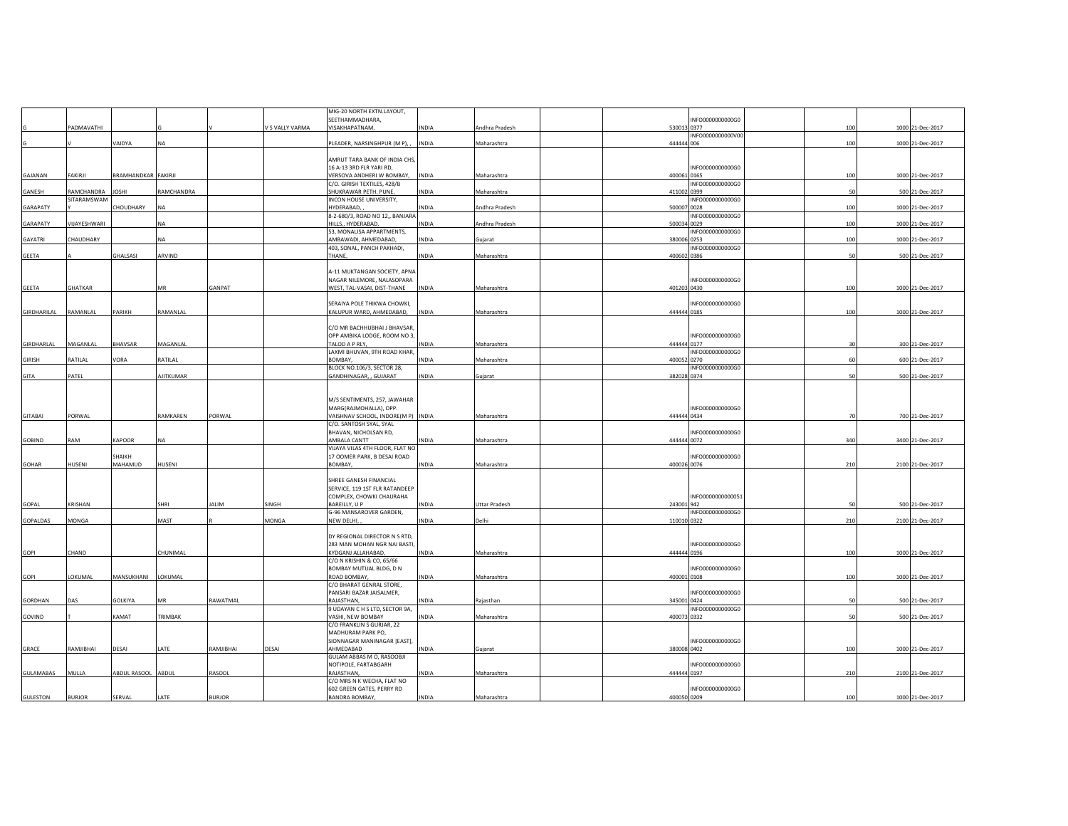| | | | | | | | | | | | | | | | | |
|---|---|---|---|---|---|---|---|---|---|---|---|---|---|---|---|---|
| G | PADMAVATHI | | G | V | V S VALLY VARMA | MIG-20 NORTH EXTN.LAYOUT, SEETHAMMADHARA, VISAKHAPATNAM, | INDIA | Andhra Pradesh | | | 530013 | INFO0000000000G00377 | | 100 | 1000 | 21-Dec-2017 |
| G | V | VAIDYA | NA | | | PLEADER, NARSINGHPUR (M P), , | INDIA | Maharashtra | | | 444444 | INFO0000000000V00006 | | 100 | 1000 | 21-Dec-2017 |
| GAJANAN | FAKIRJI | BRAMHANDKAR | FAKIRJI | | | AMRUT TARA BANK OF INDIA CHS, 16 A-13 3RD FLR YARI RD, VERSOVA ANDHERI W BOMBAY, | INDIA | Maharashtra | | | 400061 | INFO0000000000G00165 | | 100 | 1000 | 21-Dec-2017 |
| GANESH | RAMCHANDRA | JOSHI | RAMCHANDRA | | | C/O. GIRISH TEXTILES, 428/B SHUKRAWAR PETH, PUNE, | INDIA | Maharashtra | | | 411002 | INFO0000000000G00399 | | 50 | 500 | 21-Dec-2017 |
| GARAPATY | SITARAMSWAMY | CHOUDHARY | NA | | | INCON HOUSE UNIVERSITY, HYDERABAD, , | INDIA | Andhra Pradesh | | | 500007 | INFO0000000000G00028 | | 100 | 1000 | 21-Dec-2017 |
| GARAPATY | VIJAYESHWARI | | NA | | | 8-2-680/3, ROAD NO 12,, BANJARA HILLS,, HYDERABAD, | INDIA | Andhra Pradesh | | | 500034 | INFO0000000000G00029 | | 100 | 1000 | 21-Dec-2017 |
| GAYATRI | CHAUDHARY | | NA | | | 53, MONALISA APPARTMENTS, AMBAWADI, AHMEDABAD, | INDIA | Gujarat | | | 380006 | INFO0000000000G00253 | | 100 | 1000 | 21-Dec-2017 |
| GEETA | A | GHALSASI | ARVIND | | | 403, SONAL, PANCH PAKHADI, THANE, | INDIA | Maharashtra | | | 400602 | INFO0000000000G00386 | | 50 | 500 | 21-Dec-2017 |
| GEETA | GHATKAR | | MR | GANPAT | | A-11 MUKTANGAN SOCIETY, APNA NAGAR NILEMORE, NALASOPARA WEST, TAL-VASAI, DIST-THANE | INDIA | Maharashtra | | | 401203 | INFO0000000000G00430 | | 100 | 1000 | 21-Dec-2017 |
| GIRDHARILAL | RAMANLAL | PARIKH | RAMANLAL | | | SERAIYA POLE THIKWA CHOWKI, KALUPUR WARD, AHMEDABAD, | INDIA | Maharashtra | | | 444444 | INFO0000000000G00185 | | 100 | 1000 | 21-Dec-2017 |
| GIRDHARLAL | MAGANLAL | BHAVSAR | MAGANLAL | | | C/O MR BACHHUBHAI J BHAVSAR, OPP AMBIKA LODGE, ROOM NO 3, TALOD A P RLY, | INDIA | Maharashtra | | | 444444 | INFO0000000000G00177 | | 30 | 300 | 21-Dec-2017 |
| GIRISH | RATILAL | VORA | RATILAL | | | LAXMI BHUVAN, 9TH ROAD KHAR, BOMBAY, | INDIA | Maharashtra | | | 400052 | INFO0000000000G00270 | | 60 | 600 | 21-Dec-2017 |
| GITA | PATEL | | AJITKUMAR | | | BLOCK NO.106/3, SECTOR 28, GANDHINAGAR, , GUJARAT | INDIA | Gujarat | | | 382028 | INFO0000000000G00374 | | 50 | 500 | 21-Dec-2017 |
| GITABAI | PORWAL | | RAMKAREN | PORWAL | | M/S SENTIMENTS, 257, JAWAHAR MARG(RAJMOHALLA), OPP. VAISHNAV SCHOOL, INDORE(M P) | INDIA | Maharashtra | | | 444444 | INFO0000000000G00434 | | 70 | 700 | 21-Dec-2017 |
| GOBIND | RAM | KAPOOR | NA | | | C/O. SANTOSH SYAL, SYAL BHAVAN, NICHOLSAN RD, AMBALA CANTT | INDIA | Maharashtra | | | 444444 | INFO0000000000G00072 | | 340 | 3400 | 21-Dec-2017 |
| GOHAR | HUSENI | SHAIKH MAHAMUD | HUSENI | | | VIJAYA VILAS 4TH FLOOR, FLAT NO 17 OOMER PARK, B DESAI ROAD BOMBAY, | INDIA | Maharashtra | | | 400026 | INFO0000000000G00076 | | 210 | 2100 | 21-Dec-2017 |
| GOPAL | KRISHAN | | SHRI | JALIM | SINGH | SHREE GANESH FINANCIAL SERVICE, 119 1ST FLR RATANDEEP COMPLEX, CHOWKI CHAURAHA BAREILLY, U P | INDIA | Uttar Pradesh | | | 243001 | INFO0000000000051942 | | 50 | 500 | 21-Dec-2017 |
| GOPALDAS | MONGA | | MAST | R | MONGA | G-96 MANSAROVER GARDEN, NEW DELHI, , | INDIA | Delhi | | | 110010 | INFO0000000000G00322 | | 210 | 2100 | 21-Dec-2017 |
| GOPI | CHAND | | CHUNIMAL | | | DY REGIONAL DIRECTOR N S RTD, 283 MAN MOHAN NGR NAI BASTI, KYDGANJ ALLAHABAD, | INDIA | Maharashtra | | | 444444 | INFO0000000000G00196 | | 100 | 1000 | 21-Dec-2017 |
| GOPI | LOKUMAL | MANSUKHANI | LOKUMAL | | | C/O N KRISHIN & CO, 65/66 BOMBAY MUTUAL BLDG, D N ROAD BOMBAY, | INDIA | Maharashtra | | | 400001 | INFO0000000000G00108 | | 100 | 1000 | 21-Dec-2017 |
| GORDHAN | DAS | GOLKIYA | MR | RAWATMAL | | C/O BHARAT GENRAL STORE, PANSARI BAZAR JAISALMER, RAJASTHAN, | INDIA | Rajasthan | | | 345001 | INFO0000000000G00424 | | 50 | 500 | 21-Dec-2017 |
| GOVIND | T | KAMAT | TRIMBAK | | | 9 UDAYAN C H S LTD, SECTOR 9A, VASHI, NEW BOMBAY | INDIA | Maharashtra | | | 400073 | INFO0000000000G00332 | | 50 | 500 | 21-Dec-2017 |
| GRACE | RAMJIBHAI | DESAI | LATE | RAMJIBHAI | DESAI | C/O FRANKLIN S GURJAR, 22 MADHURAM PARK PO, SIONNAGAR MANINAGAR [EAST], AHMEDABAD | INDIA | Gujarat | | | 380008 | INFO0000000000G00402 | | 100 | 1000 | 21-Dec-2017 |
| GULAMABAS | MULLA | ABDUL RASOOL | ABDUL | RASOOL | | GULAM ABBAS M O, RASOOBJI NOTIPOLE, FARTABGARH RAJASTHAN, | INDIA | Maharashtra | | | 444444 | INFO0000000000G00197 | | 210 | 2100 | 21-Dec-2017 |
| GULESTON | BURJOR | SERVAL | LATE | BURJOR | | C/O MRS N K WECHA, FLAT NO 602 GREEN GATES, PERRY RD BANDRA BOMBAY, | INDIA | Maharashtra | | | 400050 | INFO0000000000G00209 | | 100 | 1000 | 21-Dec-2017 |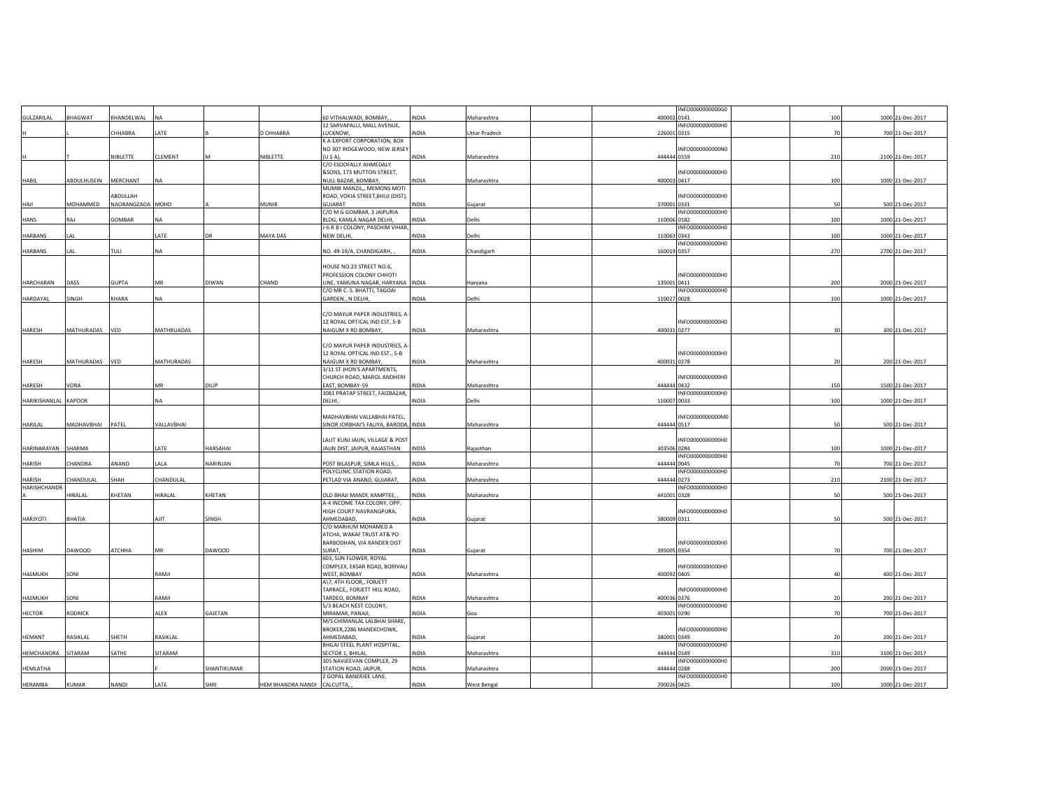| | | | | | | | | | | | | | | | |
|---|---|---|---|---|---|---|---|---|---|---|---|---|---|---|---|
| GULZARILAL | BHAGWAT | KHANDELWAL | NA | | | 60 VITHALWADI, BOMBAY, , | INDIA | Maharashtra | | | 400002 | INFO0000000000G00141 | | 100 | 1000 | 21-Dec-2017 |
| H | L | CHHABRA | LATE | B | D CHHABRA | 12 SARVAPALLI, MALL AVENUE, LUCKNOW, | INDIA | Uttar Pradesh | | | 226001 | INFO0000000000H00315 | | 70 | 700 | 21-Dec-2017 |
| H | T | NIBLETTE | CLEMENT | M | NIBLETTE | K A EXPORT CORPORATION, BOX NO 307 RIDGEWOOD, NEW JERSEY (U S A), | INDIA | Maharashtra | | | 444444 | INFO0000000000N00159 | | 210 | 2100 | 21-Dec-2017 |
| HABIL | ABDULHUSEIN | MERCHANT | NA | | | C/O ESOOFALLY AHMEDALY &SONS, 173 MUTTON STREET, NULL BAZAR, BOMBAY, | INDIA | Maharashtra | | | 400003 | INFO0000000000H00417 | | 100 | 1000 | 21-Dec-2017 |
| HAJI | MOHAMMED | ABDULLAH NAORANGZADA | MOHD | A | MUNIR | MUMIR MANZIL,, MEMONS MOTI ROAD, VOKIA STREET,BHUJ (DIST), GUJARAT | INDIA | Gujarat | | | 370001 | INFO0000000000H00331 | | 50 | 500 | 21-Dec-2017 |
| HANS | RAJ | GOMBAR | NA | | | C/O M G GOMBAR, 3 JAIPURIA BLDG, KAMLA NAGAR DELHI, | INDIA | Delhi | | | 110006 | INFO0000000000H00182 | | 100 | 1000 | 21-Dec-2017 |
| HARBANS | LAL | | LATE | DR | MAYA DAS | J-6 R B I COLONY, PASCHIM VIHAR, NEW DELHI, | INDIA | Delhi | | | 110063 | INFO0000000000H00343 | | 100 | 1000 | 21-Dec-2017 |
| HARBANS | LAL | TULI | NA | | | NO. 49-19/A, CHANDIGARH, , | INDIA | Chandigarh | | | 160019 | INFO0000000000H00357 | | 270 | 2700 | 21-Dec-2017 |
| HARCHARAN | DASS | GUPTA | MR | DIWAN | CHAND | HOUSE NO.23 STREET NO.6, PROFESSION COLONY CHHOTI LINE, YAMUNA NAGAR, HARYANA | INDIA | Haryana | | | 135001 | INFO0000000000H00411 | | 200 | 2000 | 21-Dec-2017 |
| HARDAYAL | SINGH | KHARA | NA | | | C/O MR C. S. BHATTI, TAGOAI GARDEN., N DELHI, | INDIA | Delhi | | | 110027 | INFO0000000000H00028 | | 100 | 1000 | 21-Dec-2017 |
| HARESH | MATHURADAS | VED | MATHRUADAS | | | C/O MAYUR PAPER INDUSTRIES, A-12 ROYAL OPTICAL IND EST, 5-B NAIGUM X RD BOMBAY, | INDIA | Maharashtra | | | 400031 | INFO0000000000H00277 | | 30 | 300 | 21-Dec-2017 |
| HARESH | MATHURADAS | VED | MATHURADAS | | | C/O MAYUR PAPER INDUSTRIES, A-12 ROYAL OPTICAL IND EST., 5-B NAIGUM X RD BOMBAY, | INDIA | Maharashtra | | | 400031 | INFO0000000000H00278 | | 20 | 200 | 21-Dec-2017 |
| HARESH | VORA | | MR | DILIP | | 3/11 ST JHON'S APARTMENTS, CHURCH ROAD, MAROL ANDHERI EAST, BOMBAY-59 | INDIA | Maharashtra | | | 444444 | INFO0000000000H00432 | | 150 | 1500 | 21-Dec-2017 |
| HARIKISHANLAL | KAPOOR | | NA | | | 3081 PRATAP STREET, FAIZBAZAR, DELHI, | INDIA | Delhi | | | 110007 | INFO0000000000H00033 | | 100 | 1000 | 21-Dec-2017 |
| HARILAL | MADHAVBHAI | PATEL | VALLAVBHAI | | | MADHAVBHAI VALLABHAI PATEL, SINOR JORBHAI'S FALIYA, BARODA, | INDIA | Maharashtra | | | 444444 | INFO0000000000M00517 | | 50 | 500 | 21-Dec-2017 |
| HARINARAYAN | SHARMA | | LATE | HARSAHAI | | LALIT KUNJ JAUN, VILLAGE & POST JAUN DIST, JAIPUR, RAJASTHAN | INDIA | Rajasthan | | | 303506 | INFO0000000000H00284 | | 100 | 1000 | 21-Dec-2017 |
| HARISH | CHANDRA | ANAND | LALA | NARINJAN | | POST BILASPUR, SIMLA HILLS, , | INDIA | Maharashtra | | | 444444 | INFO0000000000H00045 | | 70 | 700 | 21-Dec-2017 |
| HARISH | CHANDULAL | SHAH | CHANDULAL | | | POLYCLINIC STATION ROAD, PETLAD VIA ANAND, GUJARAT, | INDIA | Maharashtra | | | 444444 | INFO0000000000H00273 | | 210 | 2100 | 21-Dec-2017 |
| HARISHCHANDRA | HIRALAL | KHETAN | HIRALAL | KHETAN | | OLD BHAJI MANDI, KAMPTEE, , | INDIA | Maharashtra | | | 441001 | INFO0000000000H00328 | | 50 | 500 | 21-Dec-2017 |
| HARJYOTI | BHATIA | | AJIT | SINGH | | A-4 INCOME TAX COLONY, OPP. HIGH COURT NAVRANGPURA, AHMEDABAD, | INDIA | Gujarat | | | 380009 | INFO0000000000H00311 | | 50 | 500 | 21-Dec-2017 |
| HASHIM | DAWOOD | ATCHHA | MR | DAWOOD | | C/O MARHUM MOHAMED A ATCHA, WAKAF TRUST AT& PO BARBODHAN, VIA RANDER DIST SURAT, | INDIA | Gujarat | | | 395005 | INFO0000000000H00354 | | 70 | 700 | 21-Dec-2017 |
| HASMUKH | SONI | | RAMJI | | | 603, SUN FLOWER, ROYAL COMPLEX, EKSAR ROAD, BORIVALI WEST, BOMBAY | INDIA | Maharashtra | | | 400092 | INFO0000000000H00405 | | 40 | 400 | 21-Dec-2017 |
| HASMUKH | SONI | | RAMJI | | | A\7, 4TH FLOOR,, FORJETT TARRACE,, FORJETT HILL ROAD, TARDEO, BOMBAY | INDIA | Maharashtra | | | 400036 | INFO0000000000H00376 | | 20 | 200 | 21-Dec-2017 |
| HECTOR | RODRICK | | ALEX | GAJETAN | | 5/3 BEACH NEST COLONY, MIRAMAR, PANAJI, | INDIA | Goa | | | 403001 | INFO0000000000H00290 | | 70 | 700 | 21-Dec-2017 |
| HEMANT | RASIKLAL | SHETH | RASIKLAL | | | M/S CHIMANLAL LALBHAI SHARE, BROKER,2286 MANEKCHOWK, AHMEDABAD, | INDIA | Gujarat | | | 380001 | INFO0000000000H00349 | | 20 | 200 | 21-Dec-2017 |
| HEMCHANDRA | SITARAM | SATHE | SITARAM | | | BHILAI STEEL PLANT HOSPITAL, SECTOR 1, BHILAI, | INDIA | Maharashtra | | | 444444 | INFO0000000000H00149 | | 310 | 3100 | 21-Dec-2017 |
| HEMLATHA | | | F | SHANTIKUMAR | | 305 NAVJEEVAN COMPLEX, 29 STATION ROAD, JAIPUR, | INDIA | Maharashtra | | | 444444 | INFO0000000000H00288 | | 200 | 2000 | 21-Dec-2017 |
| HERAMBA | KUMAR | NANDI | LATE | SHRI | HEM BHANDRA NANDI | 2 GOPAL BANERJEE LANE, CALCUTTA, , | INDIA | West Bengal | | | 700026 | INFO0000000000H00425 | | 100 | 1000 | 21-Dec-2017 |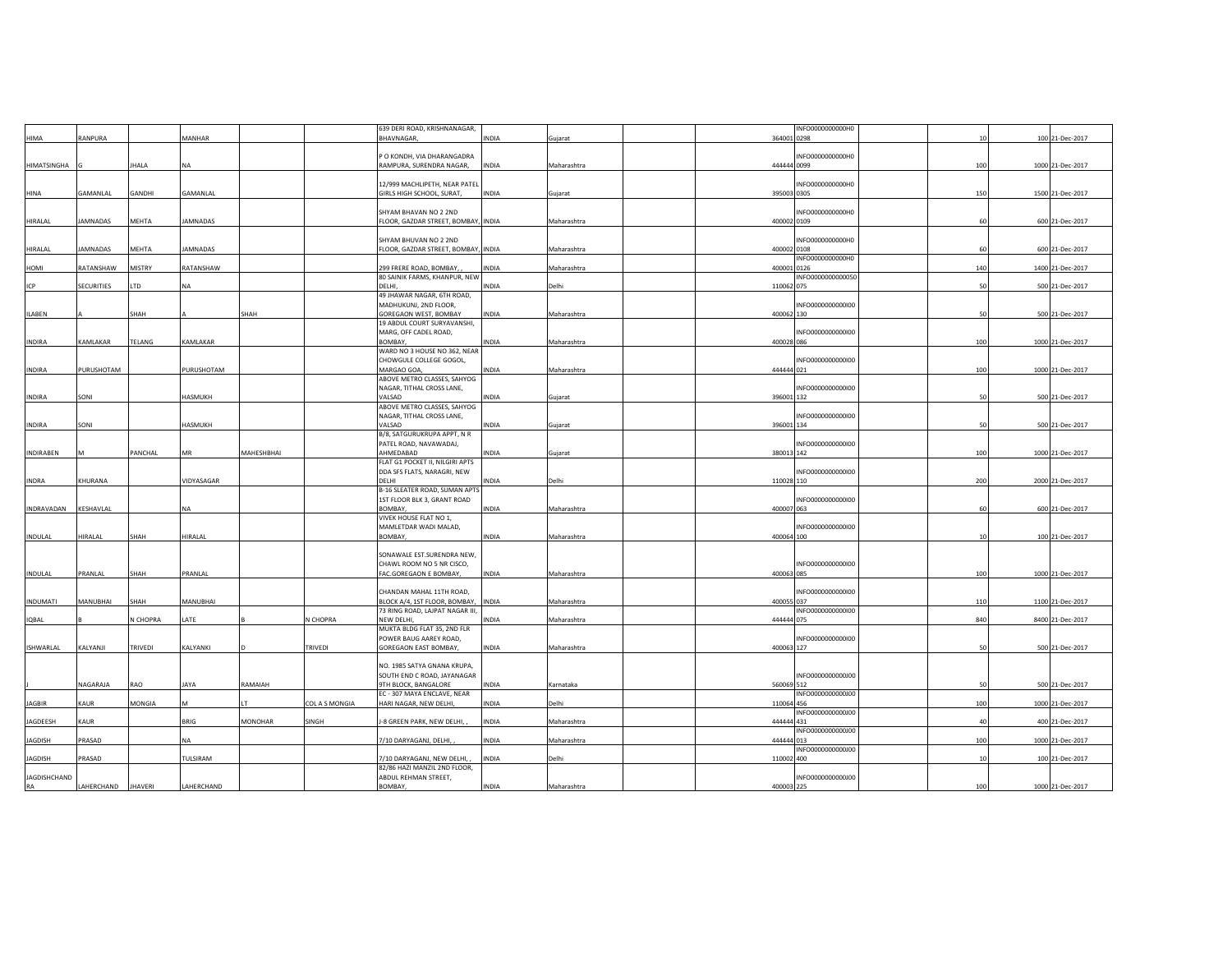| | | | | | | | | | | | | | | | |
|---|---|---|---|---|---|---|---|---|---|---|---|---|---|---|---|
| HIMA | RANPURA | | MANHAR | | | 639 DERI ROAD, KRISHNANAGAR, BHAVNAGAR, | INDIA | Gujarat | | 364001 | INFO0000000000H00298 | | 10 | 100 | 21-Dec-2017 |
| HIMATSINGHA | G | JHALA | NA | | | P O KONDH, VIA DHARANGADRA RAMPURA, SURENDRA NAGAR, | INDIA | Maharashtra | | 444444 | INFO0000000000H00099 | | 100 | 1000 | 21-Dec-2017 |
| HINA | GAMANLAL | GANDHI | GAMANLAL | | | 12/999 MACHLIPETH, NEAR PATEL GIRLS HIGH SCHOOL, SURAT, | INDIA | Gujarat | | 395003 | INFO0000000000H00305 | | 150 | 1500 | 21-Dec-2017 |
| HIRALAL | JAMNADAS | MEHTA | JAMNADAS | | | SHYAM BHAVAN NO 2 2ND FLOOR, GAZDAR STREET, BOMBAY, | INDIA | Maharashtra | | 400002 | INFO0000000000H00109 | | 60 | 600 | 21-Dec-2017 |
| HIRALAL | JAMNADAS | MEHTA | JAMNADAS | | | SHYAM BHUVAN NO 2 2ND FLOOR, GAZDAR STREET, BOMBAY, | INDIA | Maharashtra | | 400002 | INFO0000000000H00108 | | 60 | 600 | 21-Dec-2017 |
| HOMI | RATANSHAW | MISTRY | RATANSHAW | | | 299 FRERE ROAD, BOMBAY, , | INDIA | Maharashtra | | 400001 | INFO0000000000H00126 | | 140 | 1400 | 21-Dec-2017 |
| ICP | SECURITIES | LTD | NA | | | 80 SAINIK FARMS, KHANPUR, NEW DELHI, | INDIA | Delhi | | 110062 | INFO00000000000S0075 | | 50 | 500 | 21-Dec-2017 |
| ILABEN | A | SHAH | A | SHAH | | 49 JHAWAR NAGAR, 6TH ROAD, MADHUKUNJ, 2ND FLOOR, GOREGAON WEST, BOMBAY | INDIA | Maharashtra | | 400062 | INFO0000000000I00130 | | 50 | 500 | 21-Dec-2017 |
| INDIRA | KAMLAKAR | TELANG | KAMLAKAR | | | 19 ABDUL COURT SURYAVANSHI, MARG, OFF CADEL ROAD, BOMBAY, | INDIA | Maharashtra | | 400028 | INFO0000000000I00086 | | 100 | 1000 | 21-Dec-2017 |
| INDIRA | PURUSHOTAM | | PURUSHOTAM | | | WARD NO 3 HOUSE NO 362, NEAR CHOWGULE COLLEGE GOGOL, MARGAO GOA, | INDIA | Maharashtra | | 444444 | INFO0000000000I00021 | | 100 | 1000 | 21-Dec-2017 |
| INDIRA | SONI | | HASMUKH | | | ABOVE METRO CLASSES, SAHYOG NAGAR, TITHAL CROSS LANE, VALSAD | INDIA | Gujarat | | 396001 | INFO0000000000I00132 | | 50 | 500 | 21-Dec-2017 |
| INDIRA | SONI | | HASMUKH | | | ABOVE METRO CLASSES, SAHYOG NAGAR, TITHAL CROSS LANE, VALSAD | INDIA | Gujarat | | 396001 | INFO0000000000I00134 | | 50 | 500 | 21-Dec-2017 |
| INDIRABEN | M | PANCHAL | MR | MAHESHBHAI | | B/8, SATGURUKRUPA APPT, N R PATEL ROAD, NAVAWADAJ, AHMEDABAD | INDIA | Gujarat | | 380013 | INFO0000000000I00142 | | 100 | 1000 | 21-Dec-2017 |
| INDRA | KHURANA | | VIDYASAGAR | | | FLAT G1 POCKET II, NILGIRI APTS DDA SFS FLATS, NARAGRI, NEW DELHI | INDIA | Delhi | | 110028 | INFO0000000000I00110 | | 200 | 2000 | 21-Dec-2017 |
| INDRAVADAN | KESHAVLAL | | NA | | | B-16 SLEATER ROAD, SUMAN APTS 1ST FLOOR BLK 3, GRANT ROAD BOMBAY, | INDIA | Maharashtra | | 400007 | INFO0000000000I00063 | | 60 | 600 | 21-Dec-2017 |
| INDULAL | HIRALAL | SHAH | HIRALAL | | | VIVEK HOUSE FLAT NO 1, MAMLETDAR WADI MALAD, BOMBAY, | INDIA | Maharashtra | | 400064 | INFO0000000000I00100 | | 10 | 100 | 21-Dec-2017 |
| INDULAL | PRANLAL | SHAH | PRANLAL | | | SONAWALE EST.SURENDRA NEW, CHAWL ROOM NO 5 NR CISCO, FAC.GOREGAON E BOMBAY, | INDIA | Maharashtra | | 400063 | INFO0000000000I00085 | | 100 | 1000 | 21-Dec-2017 |
| INDUMATI | MANUBHAI | SHAH | MANUBHAI | | | CHANDAN MAHAL 11TH ROAD, BLOCK A/4, 1ST FLOOR, BOMBAY, | INDIA | Maharashtra | | 400055 | INFO0000000000I00037 | | 110 | 1100 | 21-Dec-2017 |
| IQBAL | B | N CHOPRA | LATE | B | N CHOPRA | 73 RING ROAD, LAJPAT NAGAR III, NEW DELHI, | INDIA | Maharashtra | | 444444 | INFO0000000000I00075 | | 840 | 8400 | 21-Dec-2017 |
| ISHWARLAL | KALYANJI | TRIVEDI | KALYANKI | D | TRIVEDI | MUKTA BLDG FLAT 35, 2ND FLR POWER BAUG AAREY ROAD, GOREGAON EAST BOMBAY, | INDIA | Maharashtra | | 400063 | INFO0000000000I00127 | | 50 | 500 | 21-Dec-2017 |
| J | NAGARAJA | RAO | JAYA | RAMAIAH | | NO. 1985 SATYA GNANA KRUPA, SOUTH END C ROAD, JAYANAGAR 9TH BLOCK, BANGALORE | INDIA | Karnataka | | 560069 | INFO0000000000J00512 | | 50 | 500 | 21-Dec-2017 |
| JAGBIR | KAUR | MONGIA | M | LT | COL A S MONGIA | EC - 307 MAYA ENCLAVE, NEAR HARI NAGAR, NEW DELHI, | INDIA | Delhi | | 110064 | INFO0000000000J00456 | | 100 | 1000 | 21-Dec-2017 |
| JAGDEESH | KAUR | | BRIG | MONOHAR | SINGH | J-8 GREEN PARK, NEW DELHI, , | INDIA | Maharashtra | | 444444 | INFO0000000000J00431 | | 40 | 400 | 21-Dec-2017 |
| JAGDISH | PRASAD | | NA | | | 7/10 DARYAGANJ, DELHI, , | INDIA | Maharashtra | | 444444 | INFO0000000000J00013 | | 100 | 1000 | 21-Dec-2017 |
| JAGDISH | PRASAD | | TULSIRAM | | | 7/10 DARYAGANJ, NEW DELHI, , | INDIA | Delhi | | 110002 | INFO0000000000J00400 | | 10 | 100 | 21-Dec-2017 |
| JAGDISHCHANDRA | LAHERCHAND | JHAVERI | LAHERCHAND | | | 82/86 HAZI MANZIL 2ND FLOOR, ABDUL REHMAN STREET, BOMBAY, | INDIA | Maharashtra | | 400003 | INFO0000000000J00225 | | 100 | 1000 | 21-Dec-2017 |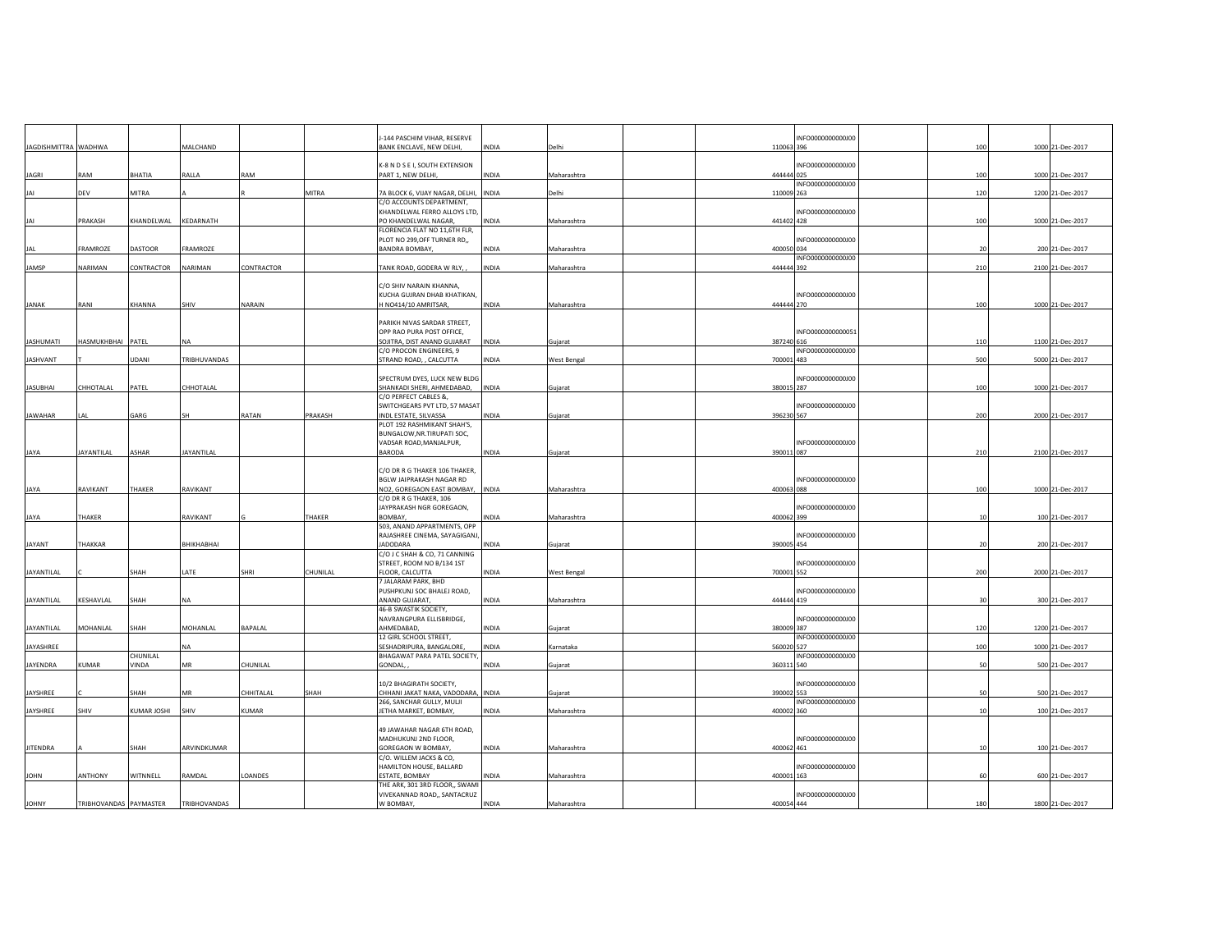| | | | | | | | | | | | | | | | | |
|---|---|---|---|---|---|---|---|---|---|---|---|---|---|---|---|---|
| JAGDISHMITTRA | WADHWA | | MALCHAND | | | J-144 PASCHIM VIHAR, RESERVE BANK ENCLAVE, NEW DELHI, | INDIA | Delhi | | 110063 | INFO0000000000J00396 | | 100 | 1000 | 21-Dec-2017 |
| JAGRI | RAM | BHATIA | RALLA | RAM | | K-8 N D S E I, SOUTH EXTENSION PART 1, NEW DELHI, | INDIA | Maharashtra | | 444444 | INFO0000000000J00025 | | 100 | 1000 | 21-Dec-2017 |
| JAI | DEV | MITRA | A | R | MITRA | 7A BLOCK 6, VIJAY NAGAR, DELHI, | INDIA | Delhi | | 110009 | INFO0000000000J00263 | | 120 | 1200 | 21-Dec-2017 |
| JAI | PRAKASH | KHANDELWAL | KEDARNATH | | | C/O ACCOUNTS DEPARTMENT, KHANDELWAL FERRO ALLOYS LTD, PO KHANDELWAL NAGAR, | INDIA | Maharashtra | | 441402 | INFO0000000000J00428 | | 100 | 1000 | 21-Dec-2017 |
| JAL | FRAMROZE | DASTOOR | FRAMROZE | | | FLORENCIA FLAT NO 11,6TH FLR, PLOT NO 299,OFF TURNER RD,, BANDRA BOMBAY, | INDIA | Maharashtra | | 400050 | INFO0000000000J00034 | | 20 | 200 | 21-Dec-2017 |
| JAMSP | NARIMAN | CONTRACTOR | NARIMAN | CONTRACTOR | | TANK ROAD, GODERA W RLY, , | INDIA | Maharashtra | | 444444 | INFO0000000000J00392 | | 210 | 2100 | 21-Dec-2017 |
| JANAK | RANI | KHANNA | SHIV | NARAIN | | C/O SHIV NARAIN KHANNA, KUCHA GUJRAN DHAB KHATIKAN, H NO414/10 AMRITSAR, | INDIA | Maharashtra | | 444444 | INFO0000000000J00270 | | 100 | 1000 | 21-Dec-2017 |
| JASHUMATI | HASMUKHBHAI | PATEL | NA | | | PARIKH NIVAS SARDAR STREET, OPP RAO PURA POST OFFICE, SOJITRA, DIST ANAND GUJARAT | INDIA | Gujarat | | 387240 | INFO0000000000S1616 | | 110 | 1100 | 21-Dec-2017 |
| JASHVANT | T | UDANI | TRIBHUVANDAS | | | C/O PROCON ENGINEERS, 9 STRAND ROAD, , CALCUTTA | INDIA | West Bengal | | 700001 | INFO0000000000J00483 | | 500 | 5000 | 21-Dec-2017 |
| JASUBHAI | CHHOTALAL | PATEL | CHHOTALAL | | | SPECTRUM DYES, LUCK NEW BLDG SHANKADI SHERI, AHMEDABAD, | INDIA | Gujarat | | 380015 | INFO0000000000J00287 | | 100 | 1000 | 21-Dec-2017 |
| JAWAHAR | LAL | GARG | SH | RATAN | PRAKASH | C/O PERFECT CABLES &, SWITCHGEARS PVT LTD, 57 MASAT INDL ESTATE, SILVASSA | INDIA | Gujarat | | 396230 | INFO0000000000J00567 | | 200 | 2000 | 21-Dec-2017 |
| JAYA | JAYANTILAL | ASHAR | JAYANTILAL | | | PLOT 192 RASHMIKANT SHAH'S, BUNGALOW,NR.TIRUPATI SOC, VADSAR ROAD,MANJALPUR, BARODA | INDIA | Gujarat | | 390011 | INFO0000000000J00087 | | 210 | 2100 | 21-Dec-2017 |
| JAYA | RAVIKANT | THAKER | RAVIKANT | | | C/O DR R G THAKER 106 THAKER, BGLW JAIPRAKASH NAGAR RD NO2, GOREGAON EAST BOMBAY, | INDIA | Maharashtra | | 400063 | INFO0000000000J00088 | | 100 | 1000 | 21-Dec-2017 |
| JAYA | THAKER | | RAVIKANT | G | THAKER | C/O DR R G THAKER, 106 JAYPRAKASH NGR GOREGAON, BOMBAY, | INDIA | Maharashtra | | 400062 | INFO0000000000J00399 | | 10 | 100 | 21-Dec-2017 |
| JAYANT | THAKKAR | | BHIKHABHAI | | | 503, ANAND APPARTMENTS, OPP RAJASHREE CINEMA, SAYAGIGANJ, JADODARA | INDIA | Gujarat | | 390005 | INFO0000000000J00454 | | 20 | 200 | 21-Dec-2017 |
| JAYANTILAL | C | SHAH | LATE | SHRI | CHUNILAL | C/O J C SHAH & CO, 71 CANNING STREET, ROOM NO B/134 1ST FLOOR, CALCUTTA | INDIA | West Bengal | | 700001 | INFO0000000000J00552 | | 200 | 2000 | 21-Dec-2017 |
| JAYANTILAL | KESHAVLAL | SHAH | NA | | | 7 JALARAM PARK, BHD PUSHPKUNJ SOC BHALEJ ROAD, ANAND GUJARAT, | INDIA | Maharashtra | | 444444 | INFO0000000000J00419 | | 30 | 300 | 21-Dec-2017 |
| JAYANTILAL | MOHANLAL | SHAH | MOHANLAL | BAPALAL | | 46-B SWASTIK SOCIETY, NAVRANGPURA ELLISBRIDGE, AHMEDABAD, | INDIA | Gujarat | | 380009 | INFO0000000000J00387 | | 120 | 1200 | 21-Dec-2017 |
| JAYASHREE | | | NA | | | 12 GIRL SCHOOL STREET, SESHADRIPURA, BANGALORE, | INDIA | Karnataka | | 560020 | INFO0000000000J00527 | | 100 | 1000 | 21-Dec-2017 |
| JAYENDRA | KUMAR | CHUNILAL VINDA | MR | CHUNILAL | | BHAGAWAT PARA PATEL SOCIETY, GONDAL, , | INDIA | Gujarat | | 360311 | INFO0000000000J00540 | | 50 | 500 | 21-Dec-2017 |
| JAYSHREE | C | SHAH | MR | CHHITALAL | SHAH | 10/2 BHAGIRATH SOCIETY, CHHANI JAKAT NAKA, VADODARA, | INDIA | Gujarat | | 390002 | INFO0000000000J00553 | | 50 | 500 | 21-Dec-2017 |
| JAYSHREE | SHIV | KUMAR JOSHI | SHIV | KUMAR | | 266, SANCHAR GULLY, MULJI JETHA MARKET, BOMBAY, | INDIA | Maharashtra | | 400002 | INFO0000000000J00360 | | 10 | 100 | 21-Dec-2017 |
| JITENDRA | A | SHAH | ARVINDKUMAR | | | 49 JAWAHAR NAGAR 6TH ROAD, MADHUKUNJ 2ND FLOOR, GOREGAON W BOMBAY, | INDIA | Maharashtra | | 400062 | INFO0000000000J00461 | | 10 | 100 | 21-Dec-2017 |
| JOHN | ANTHONY | WITNNELL | RAMDAL | LOANDES | | C/O. WILLEM JACKS & CO, HAMILTON HOUSE, BALLARD ESTATE, BOMBAY | INDIA | Maharashtra | | 400001 | INFO0000000000J00163 | | 60 | 600 | 21-Dec-2017 |
| JOHNY | TRIBHOVANDAS | PAYMASTER | TRIBHOVANDAS | | | THE ARK, 301 3RD FLOOR,, SWAMI VIVEKANNAD ROAD,, SANTACRUZ W BOMBAY, | INDIA | Maharashtra | | 400054 | INFO0000000000J00444 | | 180 | 1800 | 21-Dec-2017 |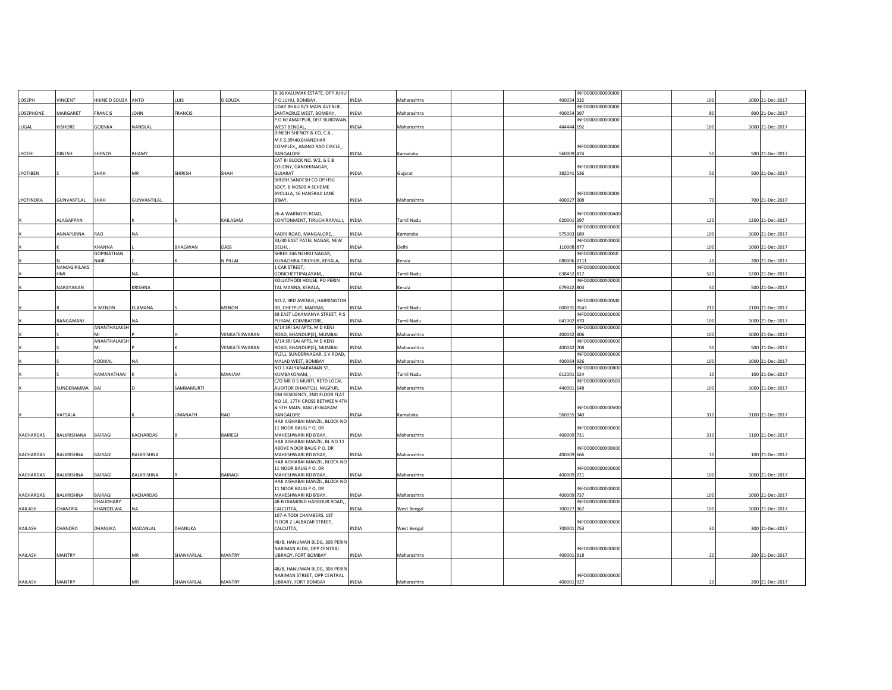| | | | | | | | | | | | | | | | |
|---|---|---|---|---|---|---|---|---|---|---|---|---|---|---|---|
| JOSEPH | VINCENT | HIJINE D SOUZA | ANTO | LUIS | D SOUZA | B-16 KALUMAK ESTATE, OPP JUHU P O JUHU, BOMBAY, | INDIA | Maharashtra | | 400054 | INFO0000000000J00332 | | 100 | 1000 | 21-Dec-2017 |
| JOSEPHONE | MARGARET | FRANCIS | JOHN | FRANCIS | | UDAY BHAU B/3 MAIN AVENUE, SANTACRUZ WEST, BOMBAY, | INDIA | Maharashtra | | 400054 | INFO0000000000J00397 | | 80 | 800 | 21-Dec-2017 |
| JUGAL | KISHORE | GOENKA | NANDLAL | | | P O NEAMATPUR, DIST BURDWAN, WEST BENGAL, | INDIA | Maharashtra | | 444444 | INFO0000000000J00192 | | 100 | 1000 | 21-Dec-2017 |
| JYOTHI | DINESH | SHENOY | BHAMY | | | DINESH SHENOY & CO, C.A., M.F.5,39\40,BHANDHAR COMPLEX,, ANAND RAO CIRCLE,, BANGALORE | INDIA | Karnataka | | 560009 | INFO0000000000J00474 | | 50 | 500 | 21-Dec-2017 |
| JYOTIBEN | S | SHAH | MR | SHIRISH | SHAH | CAT III BLOCK NO. 9/2, G E B COLONY, GANDHINAGAR, GUJARAT | INDIA | Gujarat | | 382041 | INFO0000000000J00536 | | 50 | 500 | 21-Dec-2017 |
| JYOTINDRA | GUNVANTLAL | SHAH | GUNVANTILAL | | | SHUBH SANDESH CO OP HSG SOCY, B NO509 A SCHEME BYCULLA, 16 HANSRAJI LANE B'BAY, | INDIA | Maharashtra | | 400027 | INFO0000000000J00308 | | 70 | 700 | 21-Dec-2017 |
| K | ALAGAPPAN | | K | S | KAILASAM | 26-A WARNORS ROAD, CONTONMENT, TIRUCHIRAPALLI, | INDIA | Tamil Nadu | | 620001 | INFO0000000000A00397 | | 120 | 1200 | 21-Dec-2017 |
| K | ANNAPURNA | RAO | NA | | | KADRI ROAD, MANGALORE, , | INDIA | Karnataka | | 575003 | INFO0000000000K00689 | | 100 | 1000 | 21-Dec-2017 |
| K | K | KHANNA | L | BHAGWAN | DASS | 33/30 EAST PATEL NAGAR, NEW DELHI, , | INDIA | Delhi | | 110008 | INFO0000000000K00877 | | 100 | 1000 | 21-Dec-2017 |
| K | N | GOPINATHAN NAIR | C | K | N PILLAI | SHREE 246 NEHRU NAGAR, KUNACHIRA TRICHUR, KERALA, | INDIA | Kerala | | 680006 | INFO0000000000G00111 | | 20 | 200 | 21-Dec-2017 |
| K | NAMAGIRILAKSHMI | | NA | | | 1 CAR STREET, GOBICHETTIPALAYAM, , | INDIA | Tamil Nadu | | 638452 | INFO0000000000K00817 | | 520 | 5200 | 21-Dec-2017 |
| K | NARAYANAN | | KRISHNA | | | KOLLATHODI HOUSE, PO PERIN TAL MANNA, KERALA, | INDIA | Kerala | | 679322 | INFO0000000000K00803 | | 50 | 500 | 21-Dec-2017 |
| K | R | K MENON | ELAMANA | S | MENON | NO.2, 3RD AVENUE, HARRINGTON RD, CHETPUT, MADRAS, | INDIA | Tamil Nadu | | 600031 | INFO0000000000M00543 | | 210 | 2100 | 21-Dec-2017 |
| K | RANGAMANI | | NA | | | 89 EAST LOKAMANYA STREET, R S PURAM, COIMBATORE, | INDIA | Tamil Nadu | | 641002 | INFO0000000000K00870 | | 100 | 1000 | 21-Dec-2017 |
| K | S | ANANTHALAKSHMI | P | H | VENKATESWARAN | B/14 SRI SAI APTS, M D KENI ROAD, BHANDUP(E), MUMBAI | INDIA | Maharashtra | | 400042 | INFO0000000000K00806 | | 100 | 1000 | 21-Dec-2017 |
| K | S | ANANTHALAKSHMI | P | K | VENKATESWARAN | B/14 SRI SAI APTS, M D KENI ROAD, BHANDUP(E), MUMBAI | INDIA | Maharashtra | | 400042 | INFO0000000000K00708 | | 50 | 500 | 21-Dec-2017 |
| K | S | KODIKAL | NA | | | R\2\1, SUNDERNAGAR, S V ROAD, MALAD WEST, BOMBAY | INDIA | Maharashtra | | 400064 | INFO0000000000K00926 | | 100 | 1000 | 21-Dec-2017 |
| K | S | RAMANATHAN | K | S | MANIAM | NO 1 KALYANARAMAN ST, KUMBAKONAM, , | INDIA | Tamil Nadu | | 612001 | INFO0000000000R00524 | | 10 | 100 | 21-Dec-2017 |
| K | SUNDERAMMA | BAI | D | SAMBAMURTI | | C/O MR D S MURTI, RETD LOCAL AUDITOR DHANTOLI, NAGPUR, | INDIA | Maharashtra | | 440001 | INFO0000000000S00548 | | 100 | 1000 | 21-Dec-2017 |
| K | VATSALA | | K | UMANATH | RAO | OM RESIDENCY, 2ND FLOOR FLAT NO 16, 17TH CROSS BETWEEN 4TH & 5TH MAIN, MALLESWARAM BANGALORE | INDIA | Karnataka | | 560055 | INFO0000000000V00340 | | 310 | 3100 | 21-Dec-2017 |
| KACHARDAS | BALKRISHANA | BAIRAGI | KACHARDAS | B | BAIREGI | HAJI AISHABAI MANZIL, BLOCK NO 11 NOOR BAUG P O, DR MAHESHWARI RD B'BAY, | INDIA | Maharashtra | | 400009 | INFO0000000000K00731 | | 310 | 3100 | 21-Dec-2017 |
| KACHARDAS | BALKRISHNA | BAIRAGI | BALKRISHNA | | | HAJI AISHABAI MANZIL, BL NO 11 ABOVE NOOR BAUG P O, DR MAHESHWARI RD B'BAY, | INDIA | Maharashtra | | 400009 | INFO0000000000K00666 | | 10 | 100 | 21-Dec-2017 |
| KACHARDAS | BALKRISHNA | BAIRAGI | BALKRISHNA | R | BAIRAGI | HAJI AISHABAI MANZIL, BLOCK NO 11 NOOR BAUG P O, DR MAHESHWARI RD B'BAY, | INDIA | Maharashtra | | 400009 | INFO0000000000K00721 | | 100 | 1000 | 21-Dec-2017 |
| KACHARDAS | BALKRISHNA | BAIRAGI | KACHARDAS | | | HAJI AISHABAI MANZIL, BLOCK NO 11 NOOR BAUG P O, DR MAHESHWARI RD B'BAY, | INDIA | Maharashtra | | 400009 | INFO0000000000K00737 | | 100 | 1000 | 21-Dec-2017 |
| KAILASH | CHANDRA | CHAUDHARY KHANDELWA | NA | | | 48-B DIAMOND HARBOUR ROAD, , CALCUTTA, | INDIA | West Bengal | | 700027 | INFO0000000000K00367 | | 100 | 1000 | 21-Dec-2017 |
| KAILASH | CHANDRA | DHANUKA | MADANLAL | DHANUKA | | 107-A TODI CHAMBERS, 1ST FLOOR 2 LALBAZAR STREET, CALCUTTA, | INDIA | West Bengal | | 700001 | INFO0000000000K00753 | | 30 | 300 | 21-Dec-2017 |
| KAILASH | MANTRY | | MR | SHANKARLAL | MANTRY | 48/B, HANUMAN BLDG, 308 PERIN NARIMAN BLDG, OPP CENTRAL LIBRAQY, FORT BOMBAY | INDIA | Maharashtra | | 400001 | INFO0000000000K00918 | | 20 | 200 | 21-Dec-2017 |
| KAILASH | MANTRY | | MR | SHANKARLAL | MANTRY | 48/B, HANUMAN BLDG, 308 PERIN NARIMAN STREET, OPP CENTRAL LIBRARY, FORT BOMBAY | INDIA | Maharashtra | | 400001 | INFO0000000000K00927 | | 20 | 200 | 21-Dec-2017 |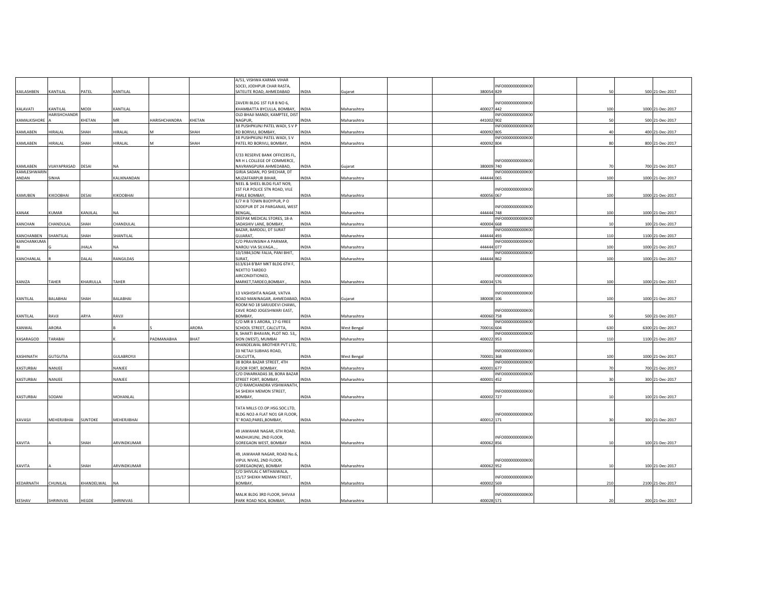| | | | | | | | | | | | | | | | |
|---|---|---|---|---|---|---|---|---|---|---|---|---|---|---|---|
| KAILASHBEN | KANTILAL | PATEL | KANTILAL | | | A/51, VISHWA KARMA VIHAR SOCEI, JODHPUR CHAR RASTA, SATELITE ROAD, AHMEDABAD | INDIA | Gujarat | | 380054 | INFO0000000000K00829 | | 50 | 500 | 21-Dec-2017 |
| KALAVATI | KANTILAL | MODI | KANTILAL | | | ZAVERI BLDG 1ST FLR B NO 6, KHAMBATTA BYCULLA, BOMBAY, | INDIA | Maharashtra | | 400027 | INFO0000000000K00442 | | 100 | 1000 | 21-Dec-2017 |
| KAMALKISHORE | HARISHCHANDRA | KHETAN | MR | HARISHCHANDRA | KHETAN | OLD BHAJI MANDI, KAMPTEE, DIST NAGPUR, | INDIA | Maharashtra | | 441002 | INFO0000000000K00902 | | 50 | 500 | 21-Dec-2017 |
| KAMLABEN | HIRALAL | SHAH | HIRALAL | M | SHAH | 18 PUSHPKUNJ PATEL WADI, S V P RD BORIVLI, BOMBAY, | INDIA | Maharashtra | | 400092 | INFO0000000000K00805 | | 40 | 400 | 21-Dec-2017 |
| KAMLABEN | HIRALAL | SHAH | HIRALAL | M | SHAH | 18 PUSHPKUNJ PATEL WADI, S V PATEL RD BORIVLI, BOMBAY, | INDIA | Maharashtra | | 400092 | INFO0000000000K00804 | | 80 | 800 | 21-Dec-2017 |
| KAMLABEN | VIJAYAPRASAD | DESAI | NA | | | F/33 RESERVE BANK OFFICERS FL, NR H L COLLEGE OF COMMERCE, NAVRANGPURA AHMEDABAD, | INDIA | Gujarat | | 380009 | INFO0000000000K00740 | | 70 | 700 | 21-Dec-2017 |
| KAMLESHWARINANDAN | SINHA | | KALIKNANDAN | | | GIRJA SADAN, PO SHECHAR, DT MUZAFFARPUR BIHAR, | INDIA | Maharashtra | | 444444 | INFO0000000000K00065 | | 100 | 1000 | 21-Dec-2017 |
| KAMUBEN | KIKOOBHAI | DESAI | KIKOOBHAI | | | NEEL & SHEEL BLDG FLAT NO9, 1ST FLR POLICE STN ROAD, VILE PARLE BOMBAY, | INDIA | Maharashtra | | 400056 | INFO0000000000K00067 | | 100 | 1000 | 21-Dec-2017 |
| KANAK | KUMAR | KANJILAL | NA | | | E/7 H B TOWN BIJOYPUR, P O SODEPUR DT 24 PARGANAS, WEST BENGAL, | INDIA | Maharashtra | | 444444 | INFO0000000000K00748 | | 100 | 1000 | 21-Dec-2017 |
| KANCHAN | CHANDULAL | SHAH | CHANDULAL | | | DEEPAK MEDICAL STORES, 18-A SADASHIV LANE, BOMBAY, | INDIA | Maharashtra | | 400004 | INFO0000000000K00668 | | 10 | 100 | 21-Dec-2017 |
| KANCHANBEN | SHANTILAL | SHAH | SHANTILAL | | | BAZAR, BARDOLI, DT SURAT GUJARAT, | INDIA | Maharashtra | | 444444 | INFO0000000000K00493 | | 110 | 1100 | 21-Dec-2017 |
| KANCHANKUMARI | G | JHALA | NA | | | C/O PRAVINSINH A PARMAR, NAROLI VIA SILVAGA., , | INDIA | Maharashtra | | 444444 | INFO0000000000K00077 | | 100 | 1000 | 21-Dec-2017 |
| KANCHANLAL | R | DALAL | RANGILDAS | | | 10/1984,SONI FALIA, PANI BHIT, SURAT, | INDIA | Maharashtra | | 444444 | INFO0000000000K00862 | | 100 | 1000 | 21-Dec-2017 |
| KANIZA | TAHER | KHAIRULLA | TAHER | | | 613/614 B'BAY MKT BLDG 6TH F, NEXTTO TARDEO AIRCONDITIONED, MARKET,TARDEO,BOMBAY., | INDIA | Maharashtra | | 400034 | INFO0000000000K00576 | | 100 | 1000 | 21-Dec-2017 |
| KANTILAL | BALABHAI | SHAH | BALABHAI | | | 13 VASHISHTA NAGAR, VATVA ROAD MANINAGAR, AHMEDABAD, | INDIA | Gujarat | | 380008 | INFO0000000000K00106 | | 100 | 1000 | 21-Dec-2017 |
| KANTILAL | RAVJI | ARYA | RAVJI | | | ROOM NO 18 SARJUDEVI CHAWL, CAVE ROAD JOGESHWARI EAST, BOMBAY, | INDIA | Maharashtra | | 400060 | INFO0000000000K00758 | | 50 | 500 | 21-Dec-2017 |
| KANWAL | ARORA | | B | S | ARORA | C/O MR B S ARORA, 17-G FREE SCHOOL STREET, CALCUTTA, | INDIA | West Bengal | | 700016 | INFO0000000000K00604 | | 630 | 6300 | 21-Dec-2017 |
| KASARAGOD | TARABAI | | K | PADMANABHA | BHAT | 8, SHAKTI BHAVAN, PLOT NO. 53,, SION (WEST), MUMBAI | INDIA | Maharashtra | | 400022 | INFO0000000000K00953 | | 110 | 1100 | 21-Dec-2017 |
| KASHINATH | GUTGUTIA | | GULABROYJI | | | KHANDELWAL BROTHER PVT LTD, 33 NETAJI SUBHAS ROAD, CALCUTTA, | INDIA | West Bengal | | 700001 | INFO0000000000K00368 | | 100 | 1000 | 21-Dec-2017 |
| KASTURBAI | NANJEE | | NANJEE | | | 38 BORA BAZAR STREET, 4TH FLOOR FORT, BOMBAY, | INDIA | Maharashtra | | 400001 | INFO0000000000K00677 | | 70 | 700 | 21-Dec-2017 |
| KASTURBAI | NANJEE | | NANJEE | | | C/O DWARKADAS 38, BORA BAZAR STREET FORT, BOMBAY, | INDIA | Maharashtra | | 400001 | INFO0000000000K00452 | | 30 | 300 | 21-Dec-2017 |
| KASTURBAI | SODANI | | MOHANLAL | | | C/O RAMCHANDRA VISHWANATH, 54 SHEIKH MEMON STREET, BOMBAY, | INDIA | Maharashtra | | 400002 | INFO0000000000K00727 | | 10 | 100 | 21-Dec-2017 |
| KAVASJI | MEHERJIBHAI | SUNTOKE | MEHERJIBHAI | | | TATA MILLS CO.OP.HSG.SOC.LTD, BLDG NO2-A FLAT NO1 GR FLOOR, 'E' ROAD,PAREL,BOMBAY, | INDIA | Maharashtra | | 400012 | INFO0000000000K00171 | | 30 | 300 | 21-Dec-2017 |
| KAVITA | A | SHAH | ARVINDKUMAR | | | 49 JAWAHAR NAGAR, 6TH ROAD, MADHUKUNJ, 2ND FLOOR, GOREGAON WEST, BOMBAY | INDIA | Maharashtra | | 400062 | INFO0000000000K00856 | | 10 | 100 | 21-Dec-2017 |
| KAVITA | A | SHAH | ARVINDKUMAR | | | 49, JAWAHAR NAGAR, ROAD No.6, VIPUL NIVAS, 2ND FLOOR, GOREGAON(W), BOMBAY | INDIA | Maharashtra | | 400062 | INFO0000000000K00952 | | 10 | 100 | 21-Dec-2017 |
| KEDARNATH | CHUNILAL | KHANDELWAL | NA | | | C/O SHIVLAL C MITHAIWALA, 15/17 SHEIKH MEMAN STREET, BOMBAY, | INDIA | Maharashtra | | 400002 | INFO0000000000K00569 | | 210 | 2100 | 21-Dec-2017 |
| KESHAV | SHRINIVAS | HEGDE | SHRINIVAS | | | MALIK BLDG 3RD FLOOR, SHIVAJI PARK ROAD NO4, BOMBAY, | INDIA | Maharashtra | | 400028 | INFO0000000000K00571 | | 20 | 200 | 21-Dec-2017 |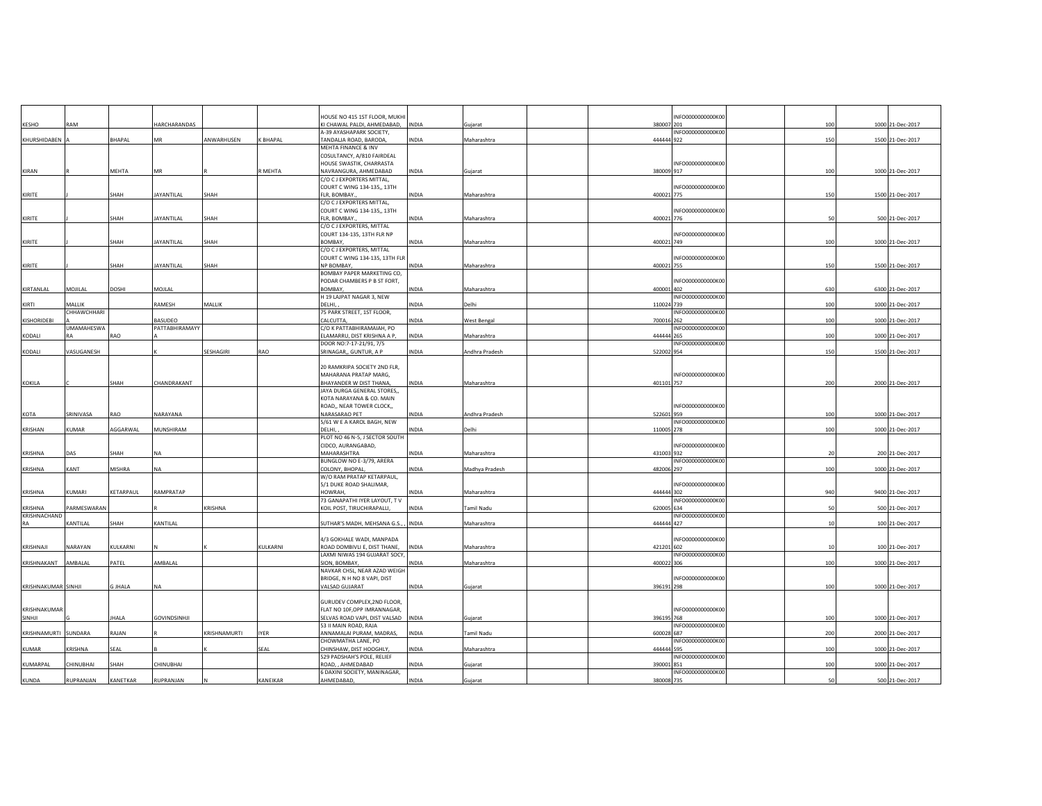| | | | | | | | | | | | | | | | | |
|---|---|---|---|---|---|---|---|---|---|---|---|---|---|---|---|---|
| KESHO | RAM | | HARCHARANDAS | | | HOUSE NO 415 1ST FLOOR, MUKHI KI CHAWAL PALDI, AHMEDABAD, | INDIA | Gujarat | | | 380007 | INFO0000000000K00201 | | 100 | 1000 | 21-Dec-2017 |
| KHURSHIDABEN | A | BHAPAL | MR | ANWARHUSEN | K BHAPAL | A-39 AYASHAPARK SOCIETY, TANDALJA ROAD, BARODA, | INDIA | Maharashtra | | | 444444 | INFO0000000000K00922 | | 150 | 1500 | 21-Dec-2017 |
| KIRAN | R | MEHTA | MR | R | R MEHTA | MEHTA FINANCE & INV COSULTANCY, A/810 FAIRDEAL HOUSE SWASTIK, CHARRASTA NAVRANGURA, AHMEDABAD | INDIA | Gujarat | | | 380009 | INFO0000000000K00917 | | 100 | 1000 | 21-Dec-2017 |
| KIRITE | J | SHAH | JAYANTILAL | SHAH | | C/O C J EXPORTERS MITTAL, COURT C WING 134-135,, 13TH FLR, BOMBAY., | INDIA | Maharashtra | | | 400021 | INFO0000000000K00775 | | 150 | 1500 | 21-Dec-2017 |
| KIRITE | J | SHAH | JAYANTILAL | SHAH | | C/O C J EXPORTERS MITTAL, COURT C WING 134-135,, 13TH FLR, BOMBAY., | INDIA | Maharashtra | | | 400021 | INFO0000000000K00776 | | 50 | 500 | 21-Dec-2017 |
| KIRITE | J | SHAH | JAYANTILAL | SHAH | | C/O C J EXPORTERS, MITTAL COURT 134-135, 13TH FLR NP BOMBAY, | INDIA | Maharashtra | | | 400021 | INFO0000000000K00749 | | 100 | 1000 | 21-Dec-2017 |
| KIRITE | J | SHAH | JAYANTILAL | SHAH | | C/O C J EXPORTERS, MITTAL COURT C WING 134-135, 13TH FLR NP BOMBAY, | INDIA | Maharashtra | | | 400021 | INFO0000000000K00755 | | 150 | 1500 | 21-Dec-2017 |
| KIRTANLAL | MOJILAL | DOSHI | MOJLAL | | | BOMBAY PAPER MARKETING CO, PODAR CHAMBERS P B ST FORT, BOMBAY, | INDIA | Maharashtra | | | 400001 | INFO0000000000K00402 | | 630 | 6300 | 21-Dec-2017 |
| KIRTI | MALLIK | | RAMESH | MALLIK | | H 19 LAJPAT NAGAR 3, NEW DELHI, , | INDIA | Delhi | | | 110024 | INFO0000000000K00739 | | 100 | 1000 | 21-Dec-2017 |
| KISHORIDEBI | CHHAWCHHARIA | | BASUDEO | | | 75 PARK STREET, 1ST FLOOR, CALCUTTA, | INDIA | West Bengal | | | 700016 | INFO0000000000K00262 | | 100 | 1000 | 21-Dec-2017 |
| KODALI | UMAMAHESWARA | RAO | PATTABHIRAMAYYA | | | C/O K PATTABHIRAMAIAH, PO ELAMARRU, DIST KRISHNA A P, | INDIA | Maharashtra | | | 444444 | INFO0000000000K00265 | | 100 | 1000 | 21-Dec-2017 |
| KODALI | VASUGANESH | | K | SESHAGIRI | RAO | DOOR NO:7-17-21/91, 7/5 SRINAGAR,, GUNTUR, A P | INDIA | Andhra Pradesh | | | 522002 | INFO0000000000K00954 | | 150 | 1500 | 21-Dec-2017 |
| KOKILA | C | SHAH | CHANDRAKANT | | | 20 RAMKRIPA SOCIETY 2ND FLR, MAHARANA PRATAP MARG, BHAYANDER W DIST THANA, | INDIA | Maharashtra | | | 401101 | INFO0000000000K00757 | | 200 | 2000 | 21-Dec-2017 |
| KOTA | SRINIVASA | RAO | NARAYANA | | | JAYA DURGA GENERAL STORES,, KOTA NARAYANA & CO. MAIN ROAD,, NEAR TOWER CLOCK,, NARASARAO PET | INDIA | Andhra Pradesh | | | 522601 | INFO0000000000K00959 | | 100 | 1000 | 21-Dec-2017 |
| KRISHAN | KUMAR | AGGARWAL | MUNSHIRAM | | | 5/61 W E A KAROL BAGH, NEW DELHI, , | INDIA | Delhi | | | 110005 | INFO0000000000K00278 | | 100 | 1000 | 21-Dec-2017 |
| KRISHNA | DAS | SHAH | NA | | | PLOT NO 46 N-5, J SECTOR SOUTH CIDCO, AURANGABAD, MAHARASHTRA | INDIA | Maharashtra | | | 431003 | INFO0000000000K00932 | | 20 | 200 | 21-Dec-2017 |
| KRISHNA | KANT | MISHRA | NA | | | BUNGLOW NO E-3/79, ARERA COLONY, BHOPAL, | INDIA | Madhya Pradesh | | | 482006 | INFO0000000000K00297 | | 100 | 1000 | 21-Dec-2017 |
| KRISHNA | KUMARI | KETARPAUL | RAMPRATAP | | | W/O RAM PRATAP KETARPAUL, 5/1 DUKE ROAD SHALIMAR, HOWRAH, | INDIA | Maharashtra | | | 444444 | INFO0000000000K00302 | | 940 | 9400 | 21-Dec-2017 |
| KRISHNA | PARMESWARAN | | R | KRISHNA | | 73 GANAPATHI IYER LAYOUT, T V KOIL POST, TIRUCHIRAPALLI, | INDIA | Tamil Nadu | | | 620005 | INFO0000000000K00634 | | 50 | 500 | 21-Dec-2017 |
| KRISHNACHANDRA | KANTILAL | SHAH | KANTILAL | | | SUTHAR'S MADH, MEHSANA G.S., , | INDIA | Maharashtra | | | 444444 | INFO0000000000K00427 | | 10 | 100 | 21-Dec-2017 |
| KRISHNAJI | NARAYAN | KULKARNI | N | K | KULKARNI | 4/3 GOKHALE WADI, MANPADA ROAD DOMBIVLI E, DIST THANE, | INDIA | Maharashtra | | | 421201 | INFO0000000000K00602 | | 10 | 100 | 21-Dec-2017 |
| KRISHNAKANT | AMBALAL | PATEL | AMBALAL | | | LAXMI NIWAS 194 GUJARAT SOCY, SION, BOMBAY, | INDIA | Maharashtra | | | 400022 | INFO0000000000K00306 | | 100 | 1000 | 21-Dec-2017 |
| KRISHNAKUMAR | SINHJI | G JHALA | NA | | | NAVKAR CHSL, NEAR AZAD WEIGH BRIDGE, N H NO 8 VAPI, DIST VALSAD GUJARAT | INDIA | Gujarat | | | 396191 | INFO0000000000K00298 | | 100 | 1000 | 21-Dec-2017 |
| KRISHNAKUMARSINHJI | G | JHALA | GOVINDSINHJI | | | GURUDEV COMPLEX,2ND FLOOR, FLAT NO 10F,OPP IMRANNAGAR, SELVAS ROAD VAPI, DIST VALSAD | INDIA | Gujarat | | | 396195 | INFO0000000000K00768 | | 100 | 1000 | 21-Dec-2017 |
| KRISHNAMURTI | SUNDARA | RAJAN | R | KRISHNAMURTI | IYER | 53 II MAIN ROAD, RAJA ANNAMALAI PURAM, MADRAS, | INDIA | Tamil Nadu | | | 600028 | INFO0000000000K00687 | | 200 | 2000 | 21-Dec-2017 |
| KUMAR | KRISHNA | SEAL | B | K | SEAL | CHOWMATHA LANE, PO CHINSHAW, DIST HOOGHLY, | INDIA | Maharashtra | | | 444444 | INFO0000000000K00595 | | 100 | 1000 | 21-Dec-2017 |
| KUMARPAL | CHINUBHAI | SHAH | CHINUBHAI | | | 529 PADSHAH'S POLE, RELIEF ROAD, . AHMEDABAD | INDIA | Gujarat | | | 390001 | INFO0000000000K00851 | | 100 | 1000 | 21-Dec-2017 |
| KUNDA | RUPRANJAN | KANETKAR | RUPRANJAN | N | KANEIKAR | 6 DAXINI SOCIETY, MANINAGAR, AHMEDABAD, | INDIA | Gujarat | | | 380008 | INFO0000000000K00735 | | 50 | 500 | 21-Dec-2017 |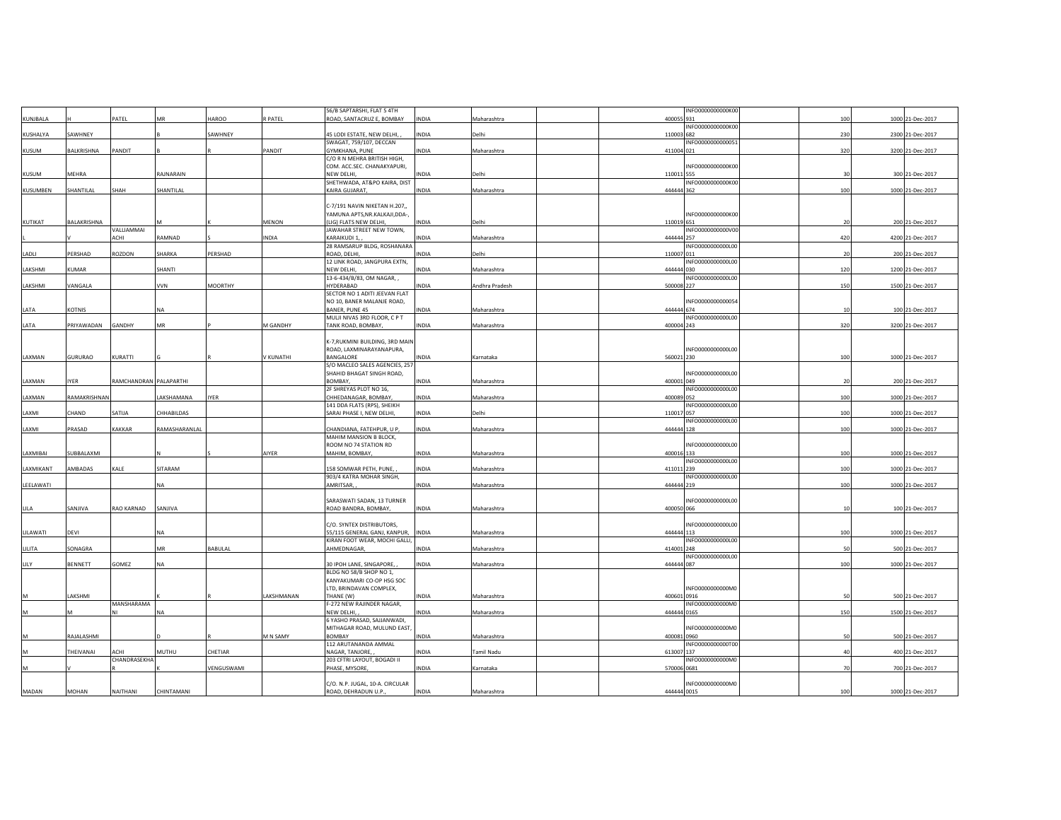| | | | | | | | | | | | | | | | |
|---|---|---|---|---|---|---|---|---|---|---|---|---|---|---|---|
| KUNJBALA | H | PATEL | MR | HAROO | R PATEL | 56/B SAPTARSHI, FLAT 5 4TH ROAD, SANTACRUZ E, BOMBAY | INDIA | Maharashtra | | | 400055 | INFO0000000000K00931 | | 100 | 1000 | 21-Dec-2017 |
| KUSHALYA | SAWHNEY | | B | SAWHNEY | | 45 LODI ESTATE, NEW DELHI, , | INDIA | Delhi | | | 110003 | INFO0000000000K00682 | | 230 | 2300 | 21-Dec-2017 |
| KUSUM | BALKRISHNA | PANDIT | B | R | PANDIT | SWAGAT, 759/107, DECCAN GYMKHANA, PUNE | INDIA | Maharashtra | | | 411004 | INFO0000000000051021 | | 320 | 3200 | 21-Dec-2017 |
| KUSUM | MEHRA | | RAJNARAIN | | | C/O R N MEHRA BRITISH HIGH, COM. ACC.SEC. CHANAKYAPURI, NEW DELHI, | INDIA | Delhi | | | 110011 | INFO0000000000K00555 | | 30 | 300 | 21-Dec-2017 |
| KUSUMBEN | SHANTILAL | SHAH | SHANTILAL | | | SHETHWADA, AT&PO KAIRA, DIST KAIRA GUJARAT, | INDIA | Maharashtra | | | 444444 | INFO0000000000K00362 | | 100 | 1000 | 21-Dec-2017 |
| KUTIKAT | BALAKRISHNA | | M | K | MENON | C-7/191 NAVIN NIKETAN H.207,, YAMUNA APTS,NR.KALKAJI,DDA-, (LIG) FLATS NEW DELHI, | INDIA | Delhi | | | 110019 | INFO0000000000K00651 | | 20 | 200 | 21-Dec-2017 |
| L | V | VALLIAMMAI ACHI | RAMNAD | S | INDIA | JAWAHAR STREET NEW TOWN, KARAIKUDI 1, , | INDIA | Maharashtra | | | 444444 | INFO0000000000V00257 | | 420 | 4200 | 21-Dec-2017 |
| LADLI | PERSHAD | ROZDON | SHARKA | PERSHAD | | 28 RAMSARUP BLDG, ROSHANARA ROAD, DELHI, | INDIA | Delhi | | | 110007 | INFO0000000000L00011 | | 20 | 200 | 21-Dec-2017 |
| LAKSHMI | KUMAR | | SHANTI | | | 12 LINK ROAD, JANGPURA EXTN, NEW DELHI, | INDIA | Maharashtra | | | 444444 | INFO0000000000L00030 | | 120 | 1200 | 21-Dec-2017 |
| LAKSHMI | VANGALA | | VVN | MOORTHY | | 13-6-434/B/83, OM NAGAR, , HYDERABAD | INDIA | Andhra Pradesh | | | 500008 | INFO0000000000L00227 | | 150 | 1500 | 21-Dec-2017 |
| LATA | KOTNIS | | NA | | | SECTOR NO 1 ADITI JEEVAN FLAT NO 10, BANER MALANJE ROAD, BANER, PUNE 45 | INDIA | Maharashtra | | | 444444 | INFO0000000000054674 | | 10 | 100 | 21-Dec-2017 |
| LATA | PRIYAWADAN | GANDHY | MR | P | M GANDHY | MULJI NIVAS 3RD FLOOR, C P T TANK ROAD, BOMBAY, | INDIA | Maharashtra | | | 400004 | INFO0000000000L00243 | | 320 | 3200 | 21-Dec-2017 |
| LAXMAN | GURURAO | KURATTI | G | R | V KUNATHI | K-7,RUKMINI BUILDING, 3RD MAIN ROAD, LAXMINARAYANAPURA, BANGALORE | INDIA | Karnataka | | | 560021 | INFO0000000000L00230 | | 100 | 1000 | 21-Dec-2017 |
| LAXMAN | IYER | RAMCHANDRAN | PALAPARTHI | | | S/O MACLEO SALES AGENCIES, 257 SHAHID BHAGAT SINGH ROAD, BOMBAY, | INDIA | Maharashtra | | | 400001 | INFO0000000000L00049 | | 20 | 200 | 21-Dec-2017 |
| LAXMAN | RAMAKRISHNAN | | LAKSHAMANA | IYER | | 2F SHREYAS PLOT NO 16, CHHEDANAGAR, BOMBAY, | INDIA | Maharashtra | | | 400089 | INFO0000000000L00052 | | 100 | 1000 | 21-Dec-2017 |
| LAXMI | CHAND | SATIJA | CHHABILDAS | | | 141 DDA FLATS (RPS), SHEIKH SARAI PHASE I, NEW DELHI, | INDIA | Delhi | | | 110017 | INFO0000000000L00057 | | 100 | 1000 | 21-Dec-2017 |
| LAXMI | PRASAD | KAKKAR | RAMASHARANLAL | | | CHANDIANA, FATEHPUR, U P, | INDIA | Maharashtra | | | 444444 | INFO0000000000L00128 | | 100 | 1000 | 21-Dec-2017 |
| LAXMIBAI | SUBBALAXMI | | N | S | AIYER | MAHIM MANSION B BLOCK, ROOM NO 74 STATION RD MAHIM, BOMBAY, | INDIA | Maharashtra | | | 400016 | INFO0000000000L00133 | | 100 | 1000 | 21-Dec-2017 |
| LAXMIKANT | AMBADAS | KALE | SITARAM | | | 158 SOMWAR PETH, PUNE, , | INDIA | Maharashtra | | | 411011 | INFO0000000000L00239 | | 100 | 1000 | 21-Dec-2017 |
| LEELAWATI | | | NA | | | 903/4 KATRA MOHAR SINGH, AMRITSAR, , | INDIA | Maharashtra | | | 444444 | INFO0000000000L00219 | | 100 | 1000 | 21-Dec-2017 |
| LILA | SANJIVA | RAO KARNAD | SANJIVA | | | SARASWATI SADAN, 13 TURNER ROAD BANDRA, BOMBAY, | INDIA | Maharashtra | | | 400050 | INFO0000000000L00066 | | 10 | 100 | 21-Dec-2017 |
| LILAWATI | DEVI | | NA | | | C/O. SYNTEX DISTRIBUTORS, 55/115 GENERAL GANJ, KANPUR, | INDIA | Maharashtra | | | 444444 | INFO0000000000L00113 | | 100 | 1000 | 21-Dec-2017 |
| LILITA | SONAGRA | | MR | BABULAL | | KIRAN FOOT WEAR, MOCHI GALLI, AHMEDNAGAR, | INDIA | Maharashtra | | | 414001 | INFO0000000000L00248 | | 50 | 500 | 21-Dec-2017 |
| LILY | BENNETT | GOMEZ | NA | | | 30 IPOH LANE, SINGAPORE, , | INDIA | Maharashtra | | | 444444 | INFO0000000000L00087 | | 100 | 1000 | 21-Dec-2017 |
| M | LAKSHMI | | K | R | LAKSHMANAN | BLDG NO 58/B SHOP NO 1, KANYAKUMARI CO-OP HSG SOC LTD, BRINDAVAN COMPLEX, THANE (W) | INDIA | Maharashtra | | | 400601 | INFO0000000000M00916 | | 50 | 500 | 21-Dec-2017 |
| M | M | MANSHARAMANI | NA | | | F-272 NEW RAJINDER NAGAR, NEW DELHI, , | INDIA | Maharashtra | | | 444444 | INFO0000000000M00165 | | 150 | 1500 | 21-Dec-2017 |
| M | RAJALASHMI | | D | R | M N SAMY | 6 YASHO PRASAD, SAJJANWADI, MITHAGAR ROAD, MULUND EAST, BOMBAY | INDIA | Maharashtra | | | 400081 | INFO0000000000M00960 | | 50 | 500 | 21-Dec-2017 |
| M | THEIVANAI | ACHI | MUTHU | CHETIAR | | 112 ARUTANANDA AMMAL NAGAR, TANJORE, , | INDIA | Tamil Nadu | | | 613007 | INFO0000000000T00137 | | 40 | 400 | 21-Dec-2017 |
| M | V | CHANDRASEKHAR | K | VENGUSWAMI | | 203 CFTRI LAYOUT, BOGADI II PHASE, MYSORE, | INDIA | Karnataka | | | 570006 | INFO0000000000M00681 | | 70 | 700 | 21-Dec-2017 |
| MADAN | MOHAN | NAITHANI | CHINTAMANI | | | C/O. N.P. JUGAL, 10-A. CIRCULAR ROAD, DEHRADUN U.P., | INDIA | Maharashtra | | | 444444 | INFO0000000000M00015 | | 100 | 1000 | 21-Dec-2017 |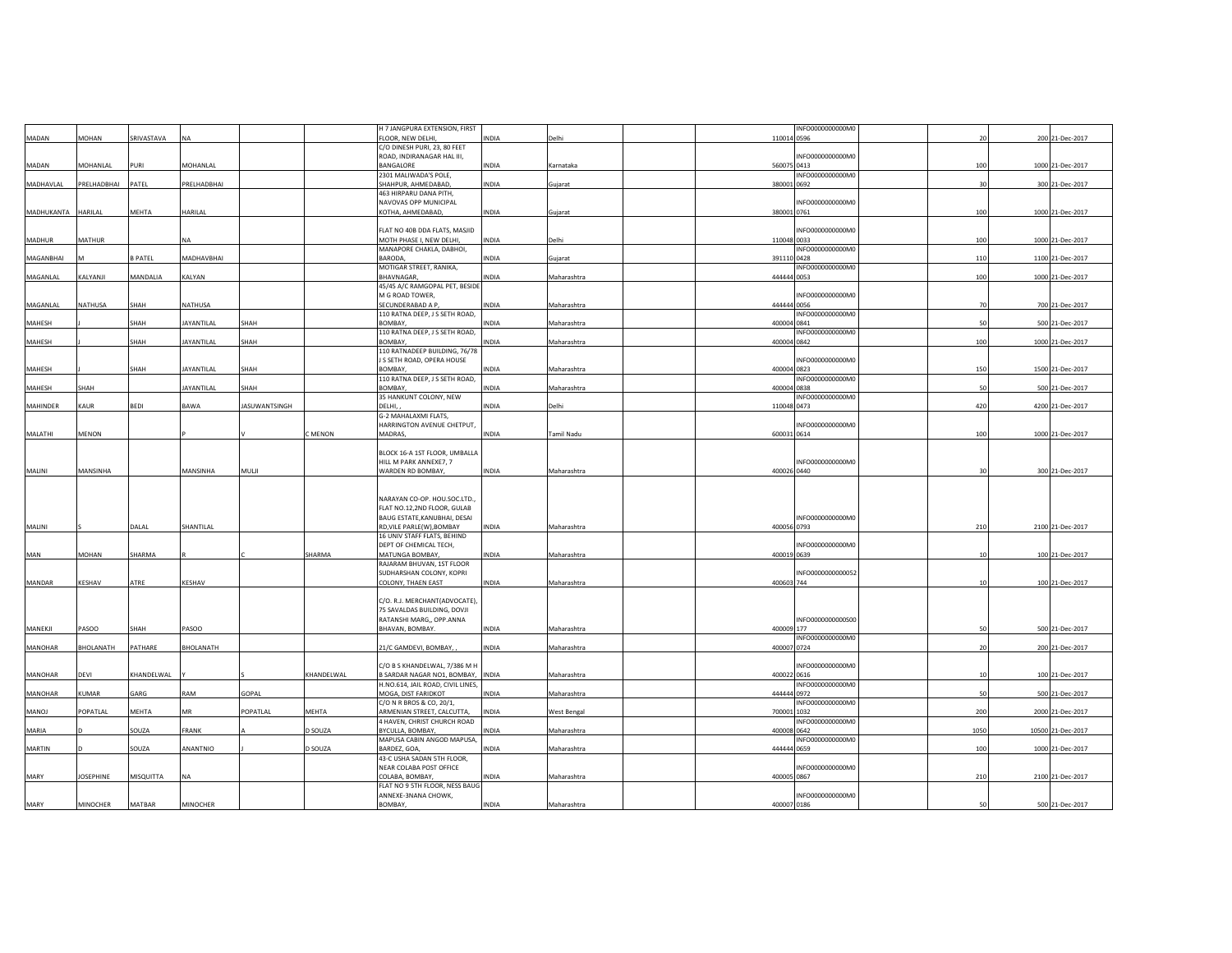| | | | | | | | | | | | | | | | |
|---|---|---|---|---|---|---|---|---|---|---|---|---|---|---|---|
| MADAN | MOHAN | SRIVASTAVA | NA | | | H 7 JANGPURA EXTENSION, FIRST FLOOR, NEW DELHI, | INDIA | Delhi | | | 110014 | INFO0000000000M00596 | | 20 | 200 | 21-Dec-2017 |
| MADAN | MOHANLAL | PURI | MOHANLAL | | | C/O DINESH PURI, 23, 80 FEET ROAD, INDIRANAGAR HAL III, BANGALORE | INDIA | Karnataka | | | 560075 | INFO0000000000M00413 | | 100 | 1000 | 21-Dec-2017 |
| MADHAVLAL | PRELHADBHAI | PATEL | PRELHADBHAI | | | 2301 MALIWADA'S POLE, SHAHPUR, AHMEDABAD, | INDIA | Gujarat | | | 380001 | INFO0000000000M00692 | | 30 | 300 | 21-Dec-2017 |
| MADHUKANTA | HARILAL | MEHTA | HARILAL | | | 463 HIRPARU DANA PITH, NAVOVAS OPP MUNICIPAL KOTHA, AHMEDABAD, | INDIA | Gujarat | | | 380001 | INFO0000000000M00761 | | 100 | 1000 | 21-Dec-2017 |
| MADHUR | MATHUR | | NA | | | FLAT NO 40B DDA FLATS, MASJID MOTH PHASE I, NEW DELHI, | INDIA | Delhi | | | 110048 | INFO0000000000M00033 | | 100 | 1000 | 21-Dec-2017 |
| MAGANBHAI | M | B PATEL | MADHAVBHAI | | | MANAPORE CHAKLA, DABHOI, BARODA, | INDIA | Gujarat | | | 391110 | INFO0000000000M00428 | | 110 | 1100 | 21-Dec-2017 |
| MAGANLAL | KALYANJI | MANDALIA | KALYAN | | | MOTIGAR STREET, RANIKA, BHAVNAGAR, | INDIA | Maharashtra | | | 444444 | INFO0000000000M00053 | | 100 | 1000 | 21-Dec-2017 |
| MAGANLAL | NATHUSA | SHAH | NATHUSA | | | 45/45 A/C RAMGOPAL PET, BESIDE M G ROAD TOWER, SECUNDERABAD A P, | INDIA | Maharashtra | | | 444444 | INFO0000000000M00056 | | 70 | 700 | 21-Dec-2017 |
| MAHESH | J | SHAH | JAYANTILAL | SHAH | | 110 RATNA DEEP, J S SETH ROAD, BOMBAY, | INDIA | Maharashtra | | | 400004 | INFO0000000000M00841 | | 50 | 500 | 21-Dec-2017 |
| MAHESH | J | SHAH | JAYANTILAL | SHAH | | 110 RATNA DEEP, J S SETH ROAD, BOMBAY, | INDIA | Maharashtra | | | 400004 | INFO0000000000M00842 | | 100 | 1000 | 21-Dec-2017 |
| MAHESH | J | SHAH | JAYANTILAL | SHAH | | 110 RATNADEEP BUILDING, 76/78 J S SETH ROAD, OPERA HOUSE BOMBAY, | INDIA | Maharashtra | | | 400004 | INFO0000000000M00823 | | 150 | 1500 | 21-Dec-2017 |
| MAHESH | SHAH | | JAYANTILAL | SHAH | | 110 RATNA DEEP, J S SETH ROAD, BOMBAY, | INDIA | Maharashtra | | | 400004 | INFO0000000000M00838 | | 50 | 500 | 21-Dec-2017 |
| MAHINDER | KAUR | BEDI | BAWA | JASUWANTSINGH | | 35 HANKUNT COLONY, NEW DELHI, , | INDIA | Delhi | | | 110048 | INFO0000000000M00473 | | 420 | 4200 | 21-Dec-2017 |
| MALATHI | MENON | | P | V | C MENON | G-2 MAHALAXMI FLATS, HARRINGTON AVENUE CHETPUT, MADRAS, | INDIA | Tamil Nadu | | | 600031 | INFO0000000000M00614 | | 100 | 1000 | 21-Dec-2017 |
| MALINI | MANSINHA | | MANSINHA | MULJI | | BLOCK 16-A 1ST FLOOR, UMBALLA HILL M PARK ANNEXE7, 7 WARDEN RD BOMBAY, | INDIA | Maharashtra | | | 400026 | INFO0000000000M00440 | | 30 | 300 | 21-Dec-2017 |
| MALINI | S | DALAL | SHANTILAL | | | NARAYAN CO-OP. HOU.SOC.LTD., FLAT NO.12,2ND FLOOR, GULAB BAUG ESTATE,KANUBHAI, DESAI RD,VILE PARLE(W),BOMBAY | INDIA | Maharashtra | | | 400056 | INFO0000000000M00793 | | 210 | 2100 | 21-Dec-2017 |
| MAN | MOHAN | SHARMA | R | C | SHARMA | 16 UNIV STAFF FLATS, BEHIND DEPT OF CHEMICAL TECH, MATUNGA BOMBAY, | INDIA | Maharashtra | | | 400019 | INFO0000000000M00639 | | 10 | 100 | 21-Dec-2017 |
| MANDAR | KESHAV | ATRE | KESHAV | | | RAJARAM BHUVAN, 1ST FLOOR SUDHARSHAN COLONY, KOPRI COLONY, THAEN EAST | INDIA | Maharashtra | | | 400603 | INFO00000000000052744 | | 10 | 100 | 21-Dec-2017 |
| MANEKJI | PASOO | SHAH | PASOO | | | C/O. R.J. MERCHANT(ADVOCATE), 75 SAVALDAS BUILDING, DOVJI RATANSHI MARG,, OPP.ANNA BHAVAN, BOMBAY. | INDIA | Maharashtra | | | 400009 | INFO0000000000S00177 | | 50 | 500 | 21-Dec-2017 |
| MANOHAR | BHOLANATH | PATHARE | BHOLANATH | | | 21/C GAMDEVI, BOMBAY, , | INDIA | Maharashtra | | | 400007 | INFO0000000000M00724 | | 20 | 200 | 21-Dec-2017 |
| MANOHAR | DEVI | KHANDELWAL | Y | S | KHANDELWAL | C/O B S KHANDELWAL, 7/386 M H B SARDAR NAGAR NO1, BOMBAY, | INDIA | Maharashtra | | | 400022 | INFO0000000000M00616 | | 10 | 100 | 21-Dec-2017 |
| MANOHAR | KUMAR | GARG | RAM | GOPAL | | H.NO.614, JAIL ROAD, CIVIL LINES, MOGA, DIST FARIDKOT | INDIA | Maharashtra | | | 444444 | INFO0000000000M00972 | | 50 | 500 | 21-Dec-2017 |
| MANOJ | POPATLAL | MEHTA | MR | POPATLAL | MEHTA | C/O N R BROS & CO, 20/1, ARMENIAN STREET, CALCUTTA, | INDIA | West Bengal | | | 700001 | INFO0000000000M01032 | | 200 | 2000 | 21-Dec-2017 |
| MARIA | D | SOUZA | FRANK | A | D SOUZA | 4 HAVEN, CHRIST CHURCH ROAD BYCULLA, BOMBAY, | INDIA | Maharashtra | | | 400008 | INFO0000000000M00642 | | 1050 | 10500 | 21-Dec-2017 |
| MARTIN | D | SOUZA | ANANTNIO | J | D SOUZA | MAPUSA CABIN ANGOD MAPUSA, BARDEZ, GOA, | INDIA | Maharashtra | | | 444444 | INFO0000000000M00659 | | 100 | 1000 | 21-Dec-2017 |
| MARY | JOSEPHINE | MISQUITTA | NA | | | 43-C USHA SADAN 5TH FLOOR, NEAR COLABA POST OFFICE COLABA, BOMBAY, | INDIA | Maharashtra | | | 400005 | INFO0000000000M00867 | | 210 | 2100 | 21-Dec-2017 |
| MARY | MINOCHER | MATBAR | MINOCHER | | | FLAT NO 9 5TH FLOOR, NESS BAUG ANNEXE-3NANA CHOWK, BOMBAY, | INDIA | Maharashtra | | | 400007 | INFO0000000000M00186 | | 50 | 500 | 21-Dec-2017 |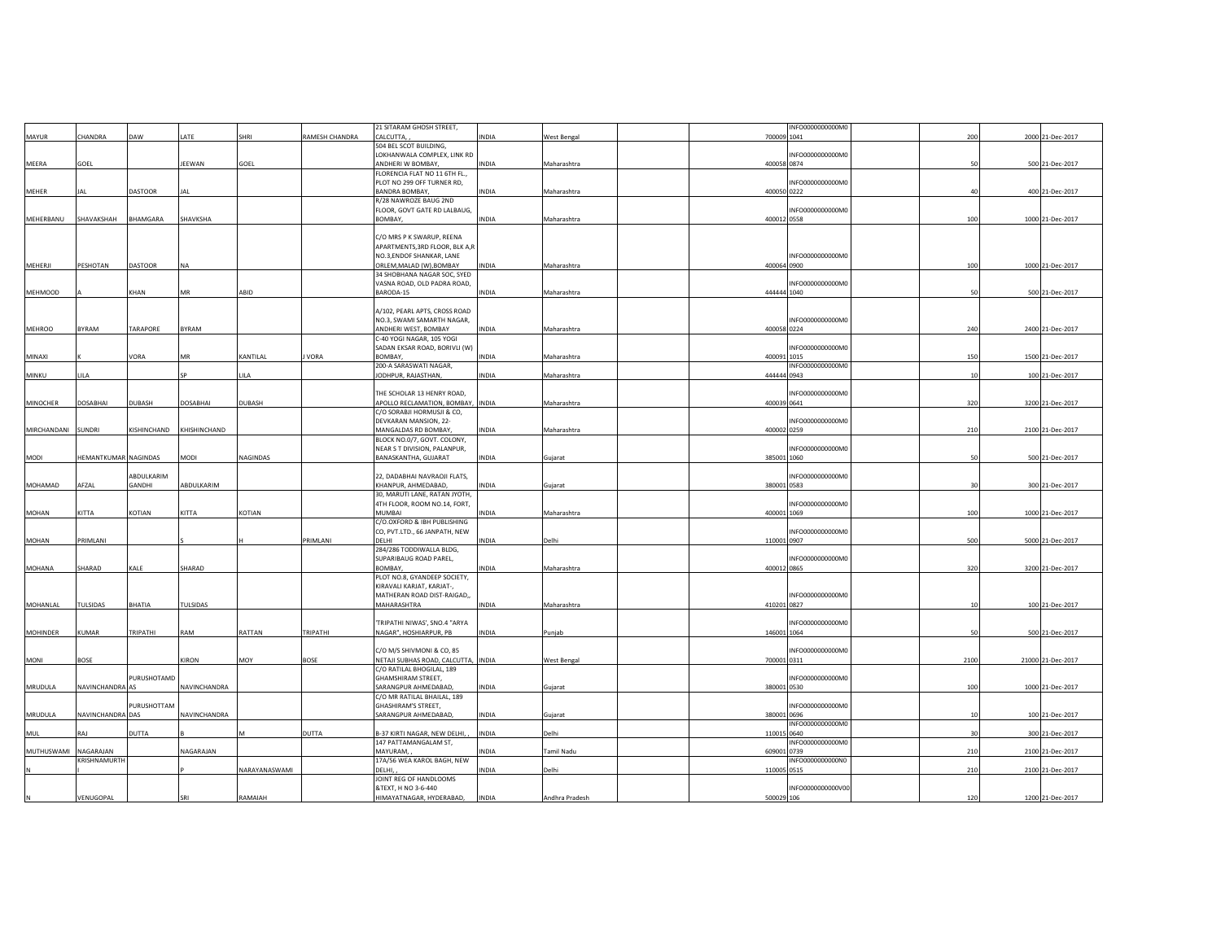| | | | | | | | | | | | | | | | |
|---|---|---|---|---|---|---|---|---|---|---|---|---|---|---|---|
| MAYUR | CHANDRA | DAW | LATE | SHRI | RAMESH CHANDRA | 21 SITARAM GHOSH STREET, CALCUTTA, , | INDIA | West Bengal | | | 700009 | INFO0000000000M0 1041 | | 200 | 2000 21-Dec-2017 |
| MEERA | GOEL | | JEEWAN | GOEL | | 504 BEL SCOT BUILDING, LOKHANWALA COMPLEX, LINK RD ANDHERI W BOMBAY, | INDIA | Maharashtra | | | 400058 | INFO0000000000M0 0874 | | 50 | 500 21-Dec-2017 |
| MEHER | JAL | DASTOOR | JAL | | | FLORENCIA FLAT NO 11 6TH FL., PLOT NO 299 OFF TURNER RD, BANDRA BOMBAY, | INDIA | Maharashtra | | | 400050 | INFO0000000000M0 0222 | | 40 | 400 21-Dec-2017 |
| MEHERBANU | SHAVAKSHAH | BHAMGARA | SHAVKSHA | | | R/28 NAWROZE BAUG 2ND FLOOR, GOVT GATE RD LALBAUG, BOMBAY, | INDIA | Maharashtra | | | 400012 | INFO0000000000M0 0558 | | 100 | 1000 21-Dec-2017 |
| MEHERJI | PESHOTAN | DASTOOR | NA | | | C/O MRS P K SWARUP, REENA APARTMENTS,3RD FLOOR, BLK A,R NO.3,ENDOF SHANKAR, LANE ORLEM,MALAD (W),BOMBAY | INDIA | Maharashtra | | | 400064 | INFO0000000000M0 0900 | | 100 | 1000 21-Dec-2017 |
| MEHMOOD | A | KHAN | MR | ABID | | 34 SHOBHANA NAGAR SOC, SYED VASNA ROAD, OLD PADRA ROAD, BARODA-15 | INDIA | Maharashtra | | | 444444 | INFO0000000000M0 1040 | | 50 | 500 21-Dec-2017 |
| MEHROO | BYRAM | TARAPORE | BYRAM | | | A/102, PEARL APTS, CROSS ROAD NO.3, SWAMI SAMARTH NAGAR, ANDHERI WEST, BOMBAY | INDIA | Maharashtra | | | 400058 | INFO0000000000M0 0224 | | 240 | 2400 21-Dec-2017 |
| MINAXI | K | VORA | MR | KANTILAL | J VORA | C-40 YOGI NAGAR, 105 YOGI SADAN EKSAR ROAD, BORIVLI (W) BOMBAY, | INDIA | Maharashtra | | | 400091 | INFO0000000000M0 1015 | | 150 | 1500 21-Dec-2017 |
| MINKU | LILA | | SP | LILA | | 200-A SARASWATI NAGAR, JODHPUR, RAJASTHAN, | INDIA | Maharashtra | | | 444444 | INFO0000000000M0 0943 | | 10 | 100 21-Dec-2017 |
| MINOCHER | DOSABHAI | DUBASH | DOSABHAI | DUBASH | | THE SCHOLAR 13 HENRY ROAD, APOLLO RECLAMATION, BOMBAY, | INDIA | Maharashtra | | | 400039 | INFO0000000000M0 0641 | | 320 | 3200 21-Dec-2017 |
| MIRCHANDANI | SUNDRI | KISHINCHAND | KHISHINCHAND | | | C/O SORABJI HORMUSJI & CO, DEVKARAN MANSION, 22-MANGALDAS RD BOMBAY, | INDIA | Maharashtra | | | 400002 | INFO0000000000M0 0259 | | 210 | 2100 21-Dec-2017 |
| MODI | HEMANTKUMAR | NAGINDAS | MODI | NAGINDAS | | BLOCK NO.0/7, GOVT. COLONY, NEAR S T DIVISION, PALANPUR, BANASKANTHA, GUJARAT | INDIA | Gujarat | | | 385001 | INFO0000000000M0 1060 | | 50 | 500 21-Dec-2017 |
| MOHAMAD | AFZAL | ABDULKARIM GANDHI | ABDULKARIM | | | 22, DADABHAI NAVRAOJI FLATS, KHANPUR, AHMEDABAD, | INDIA | Gujarat | | | 380001 | INFO0000000000M0 0583 | | 30 | 300 21-Dec-2017 |
| MOHAN | KITTA | KOTIAN | KITTA | KOTIAN | | 30, MARUTI LANE, RATAN JYOTH, 4TH FLOOR, ROOM NO.14, FORT, MUMBAI | INDIA | Maharashtra | | | 400001 | INFO0000000000M0 1069 | | 100 | 1000 21-Dec-2017 |
| MOHAN | PRIMLANI | | S | H | PRIMLANI | C/O.OXFORD & IBH PUBLISHING CO, PVT.LTD., 66 JANPATH, NEW DELHI | INDIA | Delhi | | | 110001 | INFO0000000000M0 0907 | | 500 | 5000 21-Dec-2017 |
| MOHANA | SHARAD | KALE | SHARAD | | | 284/286 TODDIWALLA BLDG, SUPARIBAUG ROAD PAREL, BOMBAY, | INDIA | Maharashtra | | | 400012 | INFO0000000000M0 0865 | | 320 | 3200 21-Dec-2017 |
| MOHANLAL | TULSIDAS | BHATIA | TULSIDAS | | | PLOT NO.8, GYANDEEP SOCIETY, KIRAVALI KARJAT, KARJAT-, MATHERAN ROAD DIST-RAIGAD,, MAHARASHTRA | INDIA | Maharashtra | | | 410201 | INFO0000000000M0 0827 | | 10 | 100 21-Dec-2017 |
| MOHINDER | KUMAR | TRIPATHI | RAM | RATTAN | TRIPATHI | 'TRIPATHI NIWAS', SNO.4 "ARYA NAGAR", HOSHIARPUR, PB | INDIA | Punjab | | | 146001 | INFO0000000000M0 1064 | | 50 | 500 21-Dec-2017 |
| MONI | BOSE | | KIRON | MOY | BOSE | C/O M/S SHIVMONI & CO, 85 NETAJI SUBHAS ROAD, CALCUTTA, | INDIA | West Bengal | | | 700001 | INFO0000000000M0 0311 | | 2100 | 21000 21-Dec-2017 |
| MRUDULA | NAVINCHANDRA | PURUSHOTAMDAS | NAVINCHANDRA | | | C/O RATILAL BHOGILAL, 189 GHAMSHIRAM STREET, SARANGPUR AHMEDABAD, | INDIA | Gujarat | | | 380001 | INFO0000000000M0 0530 | | 100 | 1000 21-Dec-2017 |
| MRUDULA | NAVINCHANDRA | PURUSHOTTAMDAS | NAVINCHANDRA | | | C/O MR RATILAL BHAILAL, 189 GHASHIRAM'S STREET, SARANGPUR AHMEDABAD, | INDIA | Gujarat | | | 380001 | INFO0000000000M0 0696 | | 10 | 100 21-Dec-2017 |
| MUL | RAJ | DUTTA | B | M | DUTTA | B-37 KIRTI NAGAR, NEW DELHI, , | INDIA | Delhi | | | 110015 | INFO0000000000M0 0640 | | 30 | 300 21-Dec-2017 |
| MUTHUSWAMI | NAGARAJAN | | NAGARAJAN | | | 147 PATTAMANGALAM ST, MAYURAM, , | INDIA | Tamil Nadu | | | 609001 | INFO0000000000M0 0739 | | 210 | 2100 21-Dec-2017 |
| N | KRISHNAMURTHI | | P | NARAYANASWAMI | | 17A/56 WEA KAROL BAGH, NEW DELHI, , | INDIA | Delhi | | | 110005 | INFO0000000000N0 0515 | | 210 | 2100 21-Dec-2017 |
| N | VENUGOPAL | | SRI | RAMAIAH | | JOINT REG OF HANDLOOMS &TEXT, H NO 3-6-440 HIMAYATNAGAR, HYDERABAD, | INDIA | Andhra Pradesh | | | 500029 | INFO0000000000V00 106 | | 120 | 1200 21-Dec-2017 |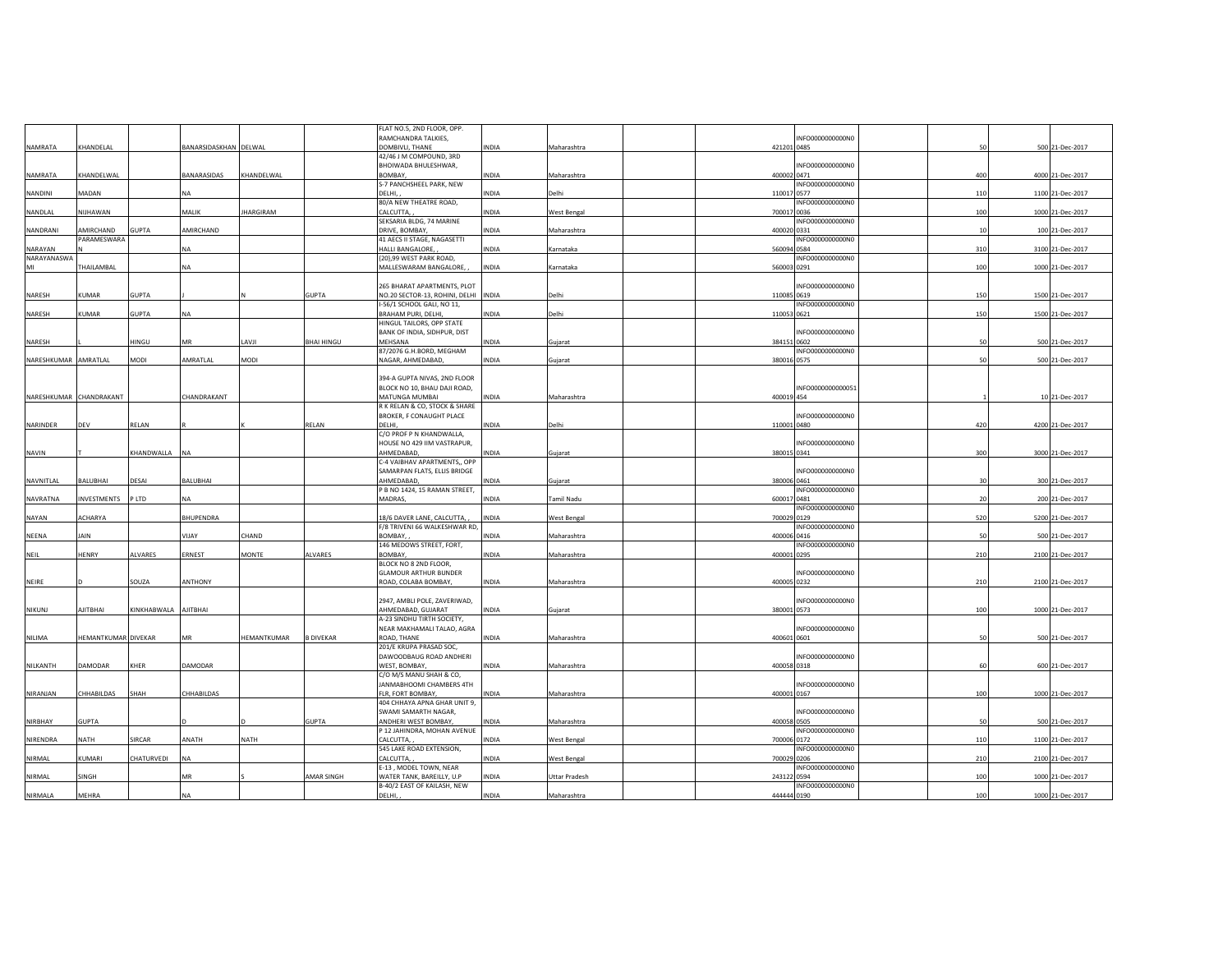| | | | | | | | | | | | | | | | |
|---|---|---|---|---|---|---|---|---|---|---|---|---|---|---|---|
| NAMRATA | KHANDELAL | | BANARSIDASKHAN | DELWAL | | FLAT NO.5, 2ND FLOOR, OPP. RAMCHANDRA TALKIES, DOMBIVLI, THANE | INDIA | Maharashtra | | 421201 | INFO0000000000N00485 | | 50 | 500 | 21-Dec-2017 |
| NAMRATA | KHANDELWAL | | BANARASIDAS | KHANDELWAL | | 42/46 J M COMPOUND, 3RD BHOIWADA BHULESHWAR, BOMBAY, | INDIA | Maharashtra | | 400002 | INFO0000000000N00471 | | 400 | 4000 | 21-Dec-2017 |
| NANDINI | MADAN | | NA | | | S-7 PANCHSHEEL PARK, NEW DELHI, , | INDIA | Delhi | | 110017 | INFO0000000000N00577 | | 110 | 1100 | 21-Dec-2017 |
| NANDLAL | NIJHAWAN | | MALIK | JHARGIRAM | | 80/A NEW THEATRE ROAD, CALCUTTA, , | INDIA | West Bengal | | 700017 | INFO0000000000N00036 | | 100 | 1000 | 21-Dec-2017 |
| NANDRANI | AMIRCHAND | GUPTA | AMIRCHAND | | | SEKSARIA BLDG, 74 MARINE DRIVE, BOMBAY, | INDIA | Maharashtra | | 400020 | INFO0000000000N00331 | | 10 | 100 | 21-Dec-2017 |
| NARAYAN | PARAMESWARAN | | NA | | | 41 AECS II STAGE, NAGASETTI HALLI BANGALORE, , | INDIA | Karnataka | | 560094 | INFO0000000000N00584 | | 310 | 3100 | 21-Dec-2017 |
| NARAYANASWAMI | THAILAMBAL | | NA | | | (20),99 WEST PARK ROAD, MALLESWARAM BANGALORE, , | INDIA | Karnataka | | 560003 | INFO0000000000N00291 | | 100 | 1000 | 21-Dec-2017 |
| NARESH | KUMAR | GUPTA | J | N | GUPTA | 265 BHARAT APARTMENTS, PLOT NO.20 SECTOR-13, ROHINI, DELHI | INDIA | Delhi | | 110085 | INFO0000000000N00619 | | 150 | 1500 | 21-Dec-2017 |
| NARESH | KUMAR | GUPTA | NA | | | I-56/1 SCHOOL GALI, NO 11, BRAHAM PURI, DELHI, | INDIA | Delhi | | 110053 | INFO0000000000N00621 | | 150 | 1500 | 21-Dec-2017 |
| NARESH | L | HINGU | MR | LAVJI | BHAI HINGU | HINGUL TAILORS, OPP STATE BANK OF INDIA, SIDHPUR, DIST MEHSANA | INDIA | Gujarat | | 384151 | INFO0000000000N00602 | | 50 | 500 | 21-Dec-2017 |
| NARESHKUMAR | AMRATLAL | MODI | AMRATLAL | MODI | | 87/2076 G.H.BORD, MEGHAM NAGAR, AHMEDABAD, | INDIA | Gujarat | | 380016 | INFO0000000000N00575 | | 50 | 500 | 21-Dec-2017 |
| NARESHKUMAR | CHANDRAKANT | | CHANDRAKANT | | | 394-A GUPTA NIVAS, 2ND FLOOR BLOCK NO 10, BHAU DAJI ROAD, MATUNGA MUMBAI | INDIA | Maharashtra | | 400019 | INFO0000000000051454 | | 1 | 10 | 21-Dec-2017 |
| NARINDER | DEV | RELAN | R | K | RELAN | R K RELAN & CO, STOCK & SHARE BROKER, F CONAUGHT PLACE DELHI, | INDIA | Delhi | | 110001 | INFO0000000000N00480 | | 420 | 4200 | 21-Dec-2017 |
| NAVIN | T | KHANDWALLA | NA | | | C/O PROF P N KHANDWALLA, HOUSE NO 429 IIM VASTRAPUR, AHMEDABAD, | INDIA | Gujarat | | 380015 | INFO0000000000N00341 | | 300 | 3000 | 21-Dec-2017 |
| NAVNITLAL | BALUBHAI | DESAI | BALUBHAI | | | C-4 VAIBHAV APARTMENTS,, OPP SAMARPAN FLATS, ELLIS BRIDGE AHMEDABAD, | INDIA | Gujarat | | 380006 | INFO0000000000N00461 | | 30 | 300 | 21-Dec-2017 |
| NAVRATNA | INVESTMENTS | P LTD | NA | | | P B NO 1424, 15 RAMAN STREET, MADRAS, | INDIA | Tamil Nadu | | 600017 | INFO0000000000N00481 | | 20 | 200 | 21-Dec-2017 |
| NAYAN | ACHARYA | | BHUPENDRA | | | 18/6 DAVER LANE, CALCUTTA, , | INDIA | West Bengal | | 700029 | INFO0000000000N00129 | | 520 | 5200 | 21-Dec-2017 |
| NEENA | JAIN | | VIJAY | CHAND | | F/8 TRIVENI 66 WALKESHWAR RD, BOMBAY, , | INDIA | Maharashtra | | 400006 | INFO0000000000N00416 | | 50 | 500 | 21-Dec-2017 |
| NEIL | HENRY | ALVARES | ERNEST | MONTE | ALVARES | 146 MEDOWS STREET, FORT, BOMBAY, | INDIA | Maharashtra | | 400001 | INFO0000000000N00295 | | 210 | 2100 | 21-Dec-2017 |
| NEIRE | D | SOUZA | ANTHONY | | | BLOCK NO 8 2ND FLOOR, GLAMOUR ARTHUR BUNDER ROAD, COLABA BOMBAY, | INDIA | Maharashtra | | 400005 | INFO0000000000N00232 | | 210 | 2100 | 21-Dec-2017 |
| NIKUNJ | AJITBHAI | KINKHABWALA | AJITBHAI | | | 2947, AMBLI POLE, ZAVERIWAD, AHMEDABAD, GUJARAT | INDIA | Gujarat | | 380001 | INFO0000000000N00573 | | 100 | 1000 | 21-Dec-2017 |
| NILIMA | HEMANTKUMAR | DIVEKAR | MR | HEMANTKUMAR | B DIVEKAR | A-23 SINDHU TIRTH SOCIETY, NEAR MAKHAMALI TALAO, AGRA ROAD, THANE | INDIA | Maharashtra | | 400601 | INFO0000000000N00601 | | 50 | 500 | 21-Dec-2017 |
| NILKANTH | DAMODAR | KHER | DAMODAR | | | 201/E KRUPA PRASAD SOC, DAWOODBAUG ROAD ANDHERI WEST, BOMBAY, | INDIA | Maharashtra | | 400058 | INFO0000000000N00318 | | 60 | 600 | 21-Dec-2017 |
| NIRANJAN | CHHABILDAS | SHAH | CHHABILDAS | | | C/O M/S MANU SHAH & CO, JANMABHOOMI CHAMBERS 4TH FLR, FORT BOMBAY, | INDIA | Maharashtra | | 400001 | INFO0000000000N00167 | | 100 | 1000 | 21-Dec-2017 |
| NIRBHAY | GUPTA | | D | D | GUPTA | 404 CHHAYA APNA GHAR UNIT 9, SWAMI SAMARTH NAGAR, ANDHERI WEST BOMBAY, | INDIA | Maharashtra | | 400058 | INFO0000000000N00505 | | 50 | 500 | 21-Dec-2017 |
| NIRENDRA | NATH | SIRCAR | ANATH | NATH | | P 12 JAHINDRA, MOHAN AVENUE CALCUTTA, , | INDIA | West Bengal | | 700006 | INFO0000000000N00172 | | 110 | 1100 | 21-Dec-2017 |
| NIRMAL | KUMARI | CHATURVEDI | NA | | | 545 LAKE ROAD EXTENSION, CALCUTTA, , | INDIA | West Bengal | | 700029 | INFO0000000000N00206 | | 210 | 2100 | 21-Dec-2017 |
| NIRMAL | SINGH | | MR | S | AMAR SINGH | E-13 , MODEL TOWN, NEAR WATER TANK, BAREILLY, U.P | INDIA | Uttar Pradesh | | 243122 | INFO0000000000N00594 | | 100 | 1000 | 21-Dec-2017 |
| NIRMALA | MEHRA | | NA | | | B-40/2 EAST OF KAILASH, NEW DELHI, , | INDIA | Maharashtra | | 444444 | INFO0000000000N00190 | | 100 | 1000 | 21-Dec-2017 |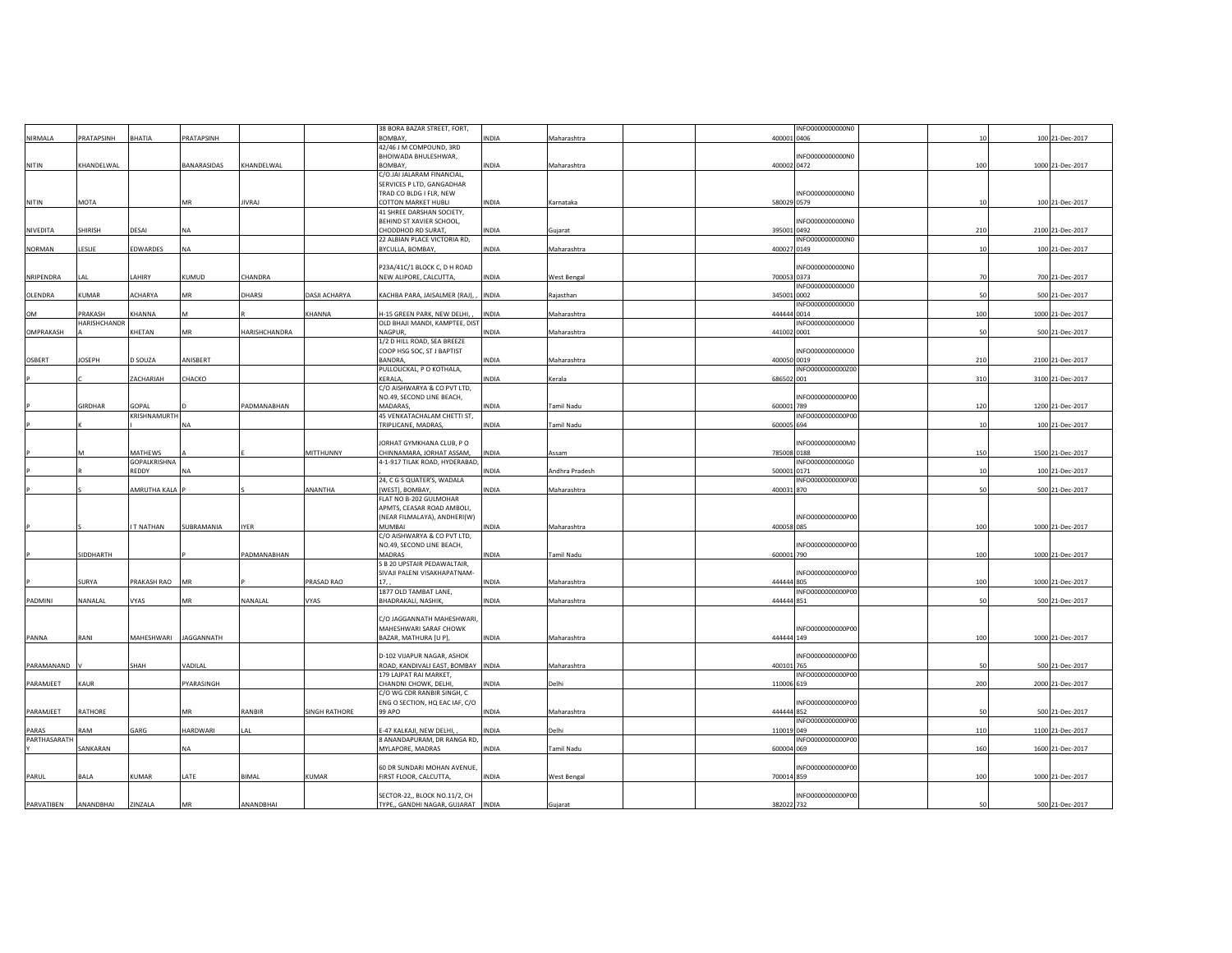| | | | | | | | | | | | | | | | |
|---|---|---|---|---|---|---|---|---|---|---|---|---|---|---|---|
| NIRMALA | PRATAPSINH | BHATIA | PRATAPSINH | | | 38 BORA BAZAR STREET, FORT, BOMBAY, | INDIA | Maharashtra | | | 400001 | INFO0000000000N00406 | | 10 | 100 | 21-Dec-2017 |
| NITIN | KHANDELWAL | | BANARASIDAS | KHANDELWAL | | 42/46 J M COMPOUND, 3RD BHOIWADA BHULESHWAR, BOMBAY, | INDIA | Maharashtra | | | 400002 | INFO0000000000N00472 | | 100 | 1000 | 21-Dec-2017 |
| NITIN | MOTA | | MR | JIVRAJ | | C/O.JAI JALARAM FINANCIAL SERVICES P LTD, GANGADHAR TRAD CO BLDG I FLR, NEW COTTON MARKET HUBLI | INDIA | Karnataka | | | 580029 | INFO0000000000N00579 | | 10 | 100 | 21-Dec-2017 |
| NIVEDITA | SHIRISH | DESAI | NA | | | 41 SHREE DARSHAN SOCIETY, BEHIND ST XAVIER SCHOOL, CHODDHOD RD SURAT, | INDIA | Gujarat | | | 395001 | INFO0000000000N00492 | | 210 | 2100 | 21-Dec-2017 |
| NORMAN | LESLIE | EDWARDES | NA | | | 22 ALBIAN PLACE VICTORIA RD, BYCULLA, BOMBAY, | INDIA | Maharashtra | | | 400027 | INFO0000000000N00149 | | 10 | 100 | 21-Dec-2017 |
| NRIPENDRA | LAL | LAHIRY | KUMUD | CHANDRA | | P23A/41C/1 BLOCK C, D H ROAD NEW ALIPORE, CALCUTTA, | INDIA | West Bengal | | | 700053 | INFO0000000000N00373 | | 70 | 700 | 21-Dec-2017 |
| OLENDRA | KUMAR | ACHARYA | MR | DHARSI | DASJI ACHARYA | KACHBA PARA, JAISALMER (RAJ), , | INDIA | Rajasthan | | | 345001 | INFO0000000000O00002 | | 50 | 500 | 21-Dec-2017 |
| OM | PRAKASH | KHANNA | M | R | KHANNA | H-15 GREEN PARK, NEW DELHI, , | INDIA | Maharashtra | | | 444444 | INFO0000000000O00014 | | 100 | 1000 | 21-Dec-2017 |
| OMPRAKASH | HARISHCHANDRA | KHETAN | MR | HARISHCHANDRA | | OLD BHAJI MANDI, KAMPTEE, DIST NAGPUR, | INDIA | Maharashtra | | | 441002 | INFO0000000000O00001 | | 50 | 500 | 21-Dec-2017 |
| OSBERT | JOSEPH | D SOUZA | ANISBERT | | | 1/2 D HILL ROAD, SEA BREEZE COOP HSG SOC, ST J BAPTIST BANDRA, | INDIA | Maharashtra | | | 400050 | INFO0000000000O00019 | | 210 | 2100 | 21-Dec-2017 |
| P | C | ZACHARIAH | CHACKO | | | PULLOLICKAL, P O KOTHALA, KERALA, | INDIA | Kerala | | | 686502 | INFO0000000000Z00001 | | 310 | 3100 | 21-Dec-2017 |
| P | GIRDHAR | GOPAL | D | PADMANABHAN | | C/O AISHWARYA & CO PVT LTD, NO.49, SECOND LINE BEACH, MADARAS, | INDIA | Tamil Nadu | | | 600001 | INFO0000000000P00789 | | 120 | 1200 | 21-Dec-2017 |
| P | K | KRISHNAMURTHI | NA | | | 45 VENKATACHALAM CHETTI ST, TRIPLICANE, MADRAS, | INDIA | Tamil Nadu | | | 600005 | INFO0000000000P00694 | | 10 | 100 | 21-Dec-2017 |
| P | M | MATHEWS | A | E | MITTHUNNY | JORHAT GYMKHANA CLUB, P O CHINNAMARA, JORHAT ASSAM, | INDIA | Assam | | | 785008 | INFO0000000000M00188 | | 150 | 1500 | 21-Dec-2017 |
| P | R | GOPALKRISHNA REDDY | NA | | | 4-1-917 TILAK ROAD, HYDERABAD, | INDIA | Andhra Pradesh | | | 500001 | INFO0000000000G00171 | | 10 | 100 | 21-Dec-2017 |
| P | S | AMRUTHA KALA | P | S | ANANTHA | 24, C G S QUATER'S, WADALA (WEST), BOMBAY, | INDIA | Maharashtra | | | 400031 | INFO0000000000P00870 | | 50 | 500 | 21-Dec-2017 |
| P | S | I T NATHAN | SUBRAMANIA | IYER | | FLAT NO B-202 GULMOHAR APMTS, CEASAR ROAD AMBOLI, (NEAR FILMALAYA), ANDHERI(W) MUMBAI | INDIA | Maharashtra | | | 400058 | INFO0000000000P00085 | | 100 | 1000 | 21-Dec-2017 |
| P | SIDDHARTH | | P | PADMANABHAN | | C/O AISHWARYA & CO PVT LTD, NO.49, SECOND LINE BEACH, MADRAS | INDIA | Tamil Nadu | | | 600001 | INFO0000000000P00790 | | 100 | 1000 | 21-Dec-2017 |
| P | SURYA | PRAKASH RAO | MR | P | PRASAD RAO | S B 20 UPSTAIR PEDAWALTAIR, SIVAJI PALENI VISAKHAPATNAM-17, , | INDIA | Maharashtra | | | 444444 | INFO0000000000P00805 | | 100 | 1000 | 21-Dec-2017 |
| PADMINI | NANALAL | VYAS | MR | NANALAL | VYAS | 1877 OLD TAMBAT LANE, BHADRAKALI, NASHIK, | INDIA | Maharashtra | | | 444444 | INFO0000000000P00851 | | 50 | 500 | 21-Dec-2017 |
| PANNA | RANI | MAHESHWARI | JAGGANNATH | | | C/O JAGGANNATH MAHESHWARI, MAHESHWARI SARAF CHOWK BAZAR, MATHURA [U P], | INDIA | Maharashtra | | | 444444 | INFO0000000000P00149 | | 100 | 1000 | 21-Dec-2017 |
| PARAMANAND | V | SHAH | VADILAL | | | D-102 VIJAPUR NAGAR, ASHOK ROAD, KANDIVALI EAST, BOMBAY | INDIA | Maharashtra | | | 400101 | INFO0000000000P00765 | | 50 | 500 | 21-Dec-2017 |
| PARAMJEET | KAUR | | PYARASINGH | | | 179 LAJPAT RAI MARKET, CHANDNI CHOWK, DELHI, | INDIA | Delhi | | | 110006 | INFO0000000000P00619 | | 200 | 2000 | 21-Dec-2017 |
| PARAMJEET | RATHORE | | MR | RANBIR | SINGH RATHORE | C/O WG CDR RANBIR SINGH, C ENG O SECTION, HQ EAC IAF, C/O 99 APO | INDIA | Maharashtra | | | 444444 | INFO0000000000P00852 | | 50 | 500 | 21-Dec-2017 |
| PARAS | RAM | GARG | HARDWARI | LAL | | E-47 KALKAJI, NEW DELHI, , | INDIA | Delhi | | | 110019 | INFO0000000000P00049 | | 110 | 1100 | 21-Dec-2017 |
| PARTHASARATHY | SANKARAN | | NA | | | 8 ANANDAPURAM, DR RANGA RD, MYLAPORE, MADRAS | INDIA | Tamil Nadu | | | 600004 | INFO0000000000P00069 | | 160 | 1600 | 21-Dec-2017 |
| PARUL | BALA | KUMAR | LATE | BIMAL | KUMAR | 60 DR SUNDARI MOHAN AVENUE, FIRST FLOOR, CALCUTTA, | INDIA | West Bengal | | | 700014 | INFO0000000000P00859 | | 100 | 1000 | 21-Dec-2017 |
| PARVATIBEN | ANANDBHAI | ZINZALA | MR | ANANDBHAI | | SECTOR-22,, BLOCK NO.11/2, CH TYPE,, GANDHI NAGAR, GUJARAT | INDIA | Gujarat | | | 382022 | INFO0000000000P00732 | | 50 | 500 | 21-Dec-2017 |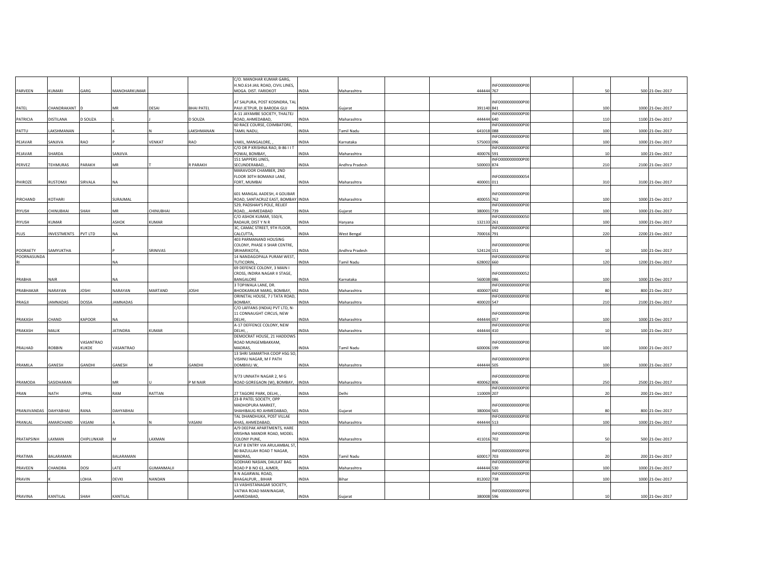| | | | | | | | | | | | | | | | |
|---|---|---|---|---|---|---|---|---|---|---|---|---|---|---|---|
| PARVEEN | KUMARI | GARG | MANOHARKUMAR | | | C/O. MANOHAR KUMAR GARG, H.NO.614 JAIL ROAD, CIVIL LINES, MOGA. DIST. FARIDKOT | INDIA | Maharashtra | | 444444 | INFO0000000000P00767 | | 50 | 500 | 21-Dec-2017 |
| PATEL | CHANDRAKANT | D | MR | DESAI | BHAI PATEL | AT SALPURA, POST KOSINDRA, TAL PAVI JETPUR, DI BARODA GUJ | INDIA | Gujarat | | 391140 | INFO0000000000P00841 | | 100 | 1000 | 21-Dec-2017 |
| PATRICIA | DISTILANA | D SOUZA | L | J | D SOUZA | A-11 JAYAMBE SOCIETY, THALTEJ ROAD, AHMEDABAD, | INDIA | Maharashtra | | 444444 | INFO0000000000P00640 | | 110 | 1100 | 21-Dec-2017 |
| PATTU | LAKSHMANAN | | K | N | LAKSHMANAN | 60 RACE COURSE, COIMBATORE, TAMIL NADU, | INDIA | Tamil Nadu | | 641018 | INFO0000000000P00088 | | 100 | 1000 | 21-Dec-2017 |
| PEJAVAR | SANJIVA | RAO | P | VENKAT | RAO | VAKIL, MANGALORE, , | INDIA | Karnataka | | 575003 | INFO0000000000P00096 | | 100 | 1000 | 21-Dec-2017 |
| PEJAVAR | SHARDA | | SANJIVA | | | C/O DR P KRISHNA RAO, B-86 I I T POWAI, BOMBAY, | INDIA | Maharashtra | | 400076 | INFO0000000000P00591 | | 10 | 100 | 21-Dec-2017 |
| PERVEZ | TEHMURAS | PARAKH | MR | T | R PARAKH | 151 SAPPERS LINES, SECUNDERABAD, , | INDIA | Andhra Pradesh | | 500003 | INFO0000000000P00874 | | 210 | 2100 | 21-Dec-2017 |
| PHIROZE | RUSTOMJI | SIRVALA | NA | | | MARAVOOR CHAMBER, 2ND FLOOR 30TH BOMANJI LANE, FORT, MUMBAI | INDIA | Maharashtra | | 400001 | INFO0000000000054011 | | 310 | 3100 | 21-Dec-2017 |
| PIRCHAND | KOTHARI | | SURAJMAL | | | 601 MANGAL AADESH, 4 GOLIBAR ROAD, SANTACRUZ EAST, BOMBAY | INDIA | Maharashtra | | 400055 | INFO0000000000P00762 | | 100 | 1000 | 21-Dec-2017 |
| PIYUSH | CHINUBHAI | SHAH | MR | CHINUBHAI | | 529, PADSHAH'S POLE, RELIEF ROAD, , AHMEDABAD | INDIA | Gujarat | | 380001 | INFO0000000000P00739 | | 100 | 1000 | 21-Dec-2017 |
| PIYUSH | KUMAR | | ASHOK | KUMAR | | C/O ASHOK KUMAR, 550/4, RADAUR, DIST Y N R | INDIA | Haryana | | 132133 | INFO0000000000050261 | | 100 | 1000 | 21-Dec-2017 |
| PLUS | INVESTMENTS | PVT LTD | NA | | | 3C, CAMAC STREET, 9TH FLOOR, CALCUTTA, | INDIA | West Bengal | | 700016 | INFO0000000000P00791 | | 220 | 2200 | 21-Dec-2017 |
| POORAETY | SAMYUKTHA | | P | SRINIVAS | | 403 PARMANAND HOUSING COLONY, PHASE II SHAR CENTRE, SRIHARIKOTA, | INDIA | Andhra Pradesh | | 524124 | INFO0000000000P00151 | | 10 | 100 | 21-Dec-2017 |
| POORNASUNDARI | | | NA | | | 14 NANDAGOPALA PURAM WEST, TUTICORIN, , | INDIA | Tamil Nadu | | 628002 | INFO0000000000P00660 | | 120 | 1200 | 21-Dec-2017 |
| PRABHA | NAIR | | NA | | | 69 DEFENCE COLONY, 3 MAIN I CROSS, INDIRA NAGAR II STAGE, BANGALORE | INDIA | Karnataka | | 560038 | INFO0000000000052086 | | 100 | 1000 | 21-Dec-2017 |
| PRABHAKAR | NARAYAN | JOSHI | NARAYAN | MARTAND | JOSHI | 3 TOPIWALA LANE, DR. BHODKARKAR MARG, BOMBAY, | INDIA | Maharashtra | | 400007 | INFO0000000000P00692 | | 80 | 800 | 21-Dec-2017 |
| PRAGJI | JAMNADAS | DOSSA | JAMNADAS | | | ORINETAL HOUSE, 7 J TATA ROAD, BOMBAY, | INDIA | Maharashtra | | 400020 | INFO0000000000P00547 | | 210 | 2100 | 21-Dec-2017 |
| PRAKASH | CHAND | KAPOOR | NA | | | C/O LAFFANS (INDIA) PVT LTD, N-11 CONNAUGHT CIRCUS, NEW DELHI, | INDIA | Maharashtra | | 444444 | INFO0000000000P00057 | | 100 | 1000 | 21-Dec-2017 |
| PRAKASH | MALIK | | JATINDRA | KUMAR | | A-17 DEFFENCE COLONY, NEW DELHI, , | INDIA | Maharashtra | | 444444 | INFO0000000000P00410 | | 10 | 100 | 21-Dec-2017 |
| PRALHAD | ROBBIN | VASANTRAO KUKDE | VASANTRAO | | | DEMOCRAT HOUSE, 21 HADDOWS ROAD MUNGEMBAKKAM, MADRAS, | INDIA | Tamil Nadu | | 600006 | INFO0000000000P00199 | | 100 | 1000 | 21-Dec-2017 |
| PRAMILA | GANESH | GANDHI | GANESH | M | GANDHI | 13 SHRI SAMARTHA COOP HSG SO, VISHNU NAGAR, M F PATH DOMBIVLI W, | INDIA | Maharashtra | | 444444 | INFO0000000000P00505 | | 100 | 1000 | 21-Dec-2017 |
| PRAMODA | SASIDHARAN | | MR | U | P M NAIR | 9/73 UNNATH NAGAR 2, M G ROAD GOREGAON (W), BOMBAY, | INDIA | Maharashtra | | 400062 | INFO0000000000P00806 | | 250 | 2500 | 21-Dec-2017 |
| PRAN | NATH | UPPAL | RAM | RATTAN | | 27 TAGORE PARK, DELHI, , | INDIA | Delhi | | 110009 | INFO0000000000P00207 | | 20 | 200 | 21-Dec-2017 |
| PRANJIVANDAS | DAHYABHAI | RANA | DAHYABHAI | | | 23-B PATEL SOCIETY, OPP MADHOPURA MARKET, SHAHIBAUG RD AHMEDABAD, | INDIA | Gujarat | | 380004 | INFO0000000000P00565 | | 80 | 800 | 21-Dec-2017 |
| PRANLAL | AMARCHAND | VASANI | A | N | VASANI | TAL DHANDHUKA, POST VILLAE KHAS, AHMEDABAD, | INDIA | Maharashtra | | 444444 | INFO0000000000P00513 | | 100 | 1000 | 21-Dec-2017 |
| PRATAPSINH | LAXMAN | CHIPLUNKAR | M | LAXMAN | | A/9 DEEPAK APARTMENTS, HARE KRISHNA MANDIR ROAD, MODEL COLONY PUNE, | INDIA | Maharashtra | | 411016 | INFO0000000000P00702 | | 50 | 500 | 21-Dec-2017 |
| PRATIMA | BALARAMAN | | BALARAMAN | | | FLAT B ENTRY VIA ARULAMBAL ST, 80 BAZULLAH ROAD T NAGAR, MADRAS, | INDIA | Tamil Nadu | | 600017 | INFO0000000000P00703 | | 20 | 200 | 21-Dec-2017 |
| PRAVEEN | CHANDRA | DOSI | LATE | GUMANMALJI | | GODHAKI NASIAN, DAULAT BAG ROAD P B NO 61, AJMER, | INDIA | Maharashtra | | 444444 | INFO0000000000P00530 | | 100 | 1000 | 21-Dec-2017 |
| PRAVIN | K | LOHIA | DEVKI | NANDAN | | R N AGARWAL ROAD, BHAGALPUR, , BIHAR | INDIA | Bihar | | 812002 | INFO0000000000P00738 | | 100 | 1000 | 21-Dec-2017 |
| PRAVINA | KANTILAL | SHAH | KANTILAL | | | 13 VASHISTANAGAR SOCIETY, VATWA ROAD MANINAGAR, AHMEDABAD, | INDIA | Gujarat | | 380008 | INFO0000000000P00596 | | 10 | 100 | 21-Dec-2017 |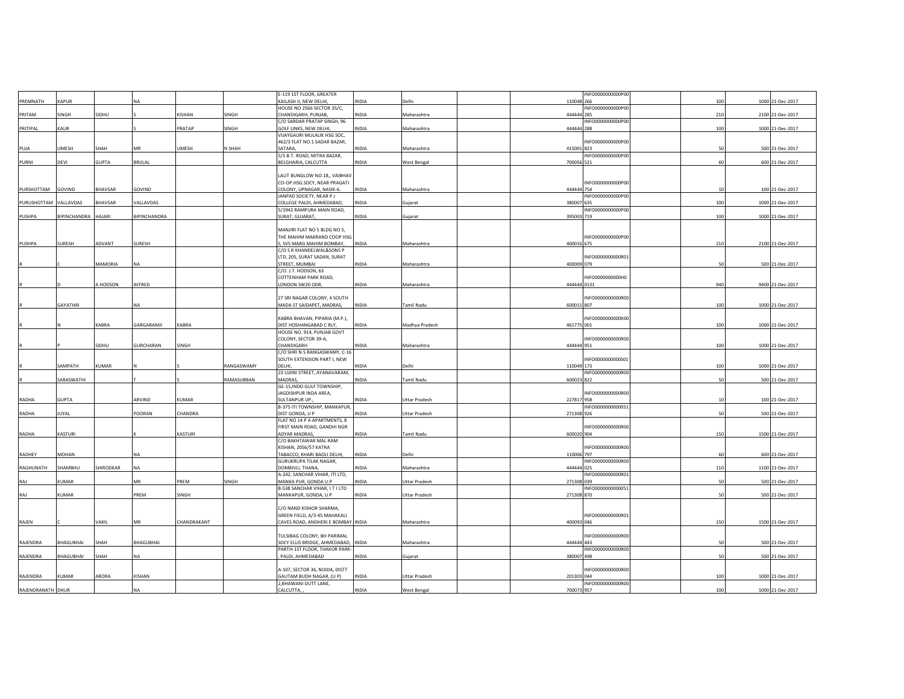| | | | | | | | | | | | | | | | |
|---|---|---|---|---|---|---|---|---|---|---|---|---|---|---|---|
| PREMNATH | KAPUR | | NA | | | E-119 1ST FLOOR, GREATER KAILASH II, NEW DELHI, | INDIA | Delhi | | 110048 | INFO0000000000P00266 | | 100 | 1000 | 21-Dec-2017 |
| PRITAM | SINGH | SIDHU | S | KISHAN | SINGH | HOUSE NO 2566 SECTOR 35/C, CHANDIGARH, PUNJAB, | INDIA | Maharashtra | | 444444 | INFO0000000000P00285 | | 210 | 2100 | 21-Dec-2017 |
| PRITIPAL | KAUR | | S | PRATAP | SINGH | C/O SARDAR PRATAP SINGH, 96 GOLF LINKS, NEW DELHI, | INDIA | Maharashtra | | 444444 | INFO0000000000P00288 | | 100 | 1000 | 21-Dec-2017 |
| PUJA | UMESH | SHAH | MR | UMESH | N SHAH | VIJAYGAURI MULALIK HSG SOC, 462/3 FLAT NO.1 SADAR BAZAR, SATARA, | INDIA | Maharashtra | | 415001 | INFO0000000000P00823 | | 50 | 500 | 21-Dec-2017 |
| PURNI | DEVI | GUPTA | BRIJLAL | | | 5/5 B.T. ROAD, MITRA BAZAR, BELGHARIA, CALCUTTA | INDIA | West Bengal | | 700056 | INFO0000000000P00521 | | 60 | 600 | 21-Dec-2017 |
| PURSHOTTAM | GOVIND | BHAVSAR | GOVIND | | | LALIT BUNGLOW NO.18,, VAIBHAV CO-OP.HSG.SOCY, NEAR PRAGATI COLONY, UPNAGAR, NASIK-6. | INDIA | Maharashtra | | 444444 | INFO0000000000P00754 | | 10 | 100 | 21-Dec-2017 |
| PURUSHOTTAM | VALLAVDAS | BHAVSAR | VALLAVDAS | | | JANPAD SOCIETY, NEAR P J COLLEGE PALDI, AHMEDABAD, | INDIA | Gujarat | | 380007 | INFO0000000000P00635 | | 100 | 1000 | 21-Dec-2017 |
| PUSHPA | BIPINCHANDRA | HAJARI | BIPINCHANDRA | | | 5/1942 RAMPURA MAIN ROAD, SURAT, GUJARAT, | INDIA | Gujarat | | 395003 | INFO0000000000P00719 | | 100 | 1000 | 21-Dec-2017 |
| PUSHPA | SURESH | ADVANT | SURESH | | | MANJIRI FLAT NO 5 BLDG NO 5, THE MAHIM MAKRAND COOP HSG S, SVS MARG MAHIM BOMBAY, | INDIA | Maharashtra | | 400016 | INFO0000000000P00675 | | 210 | 2100 | 21-Dec-2017 |
| R | C | MAMORIA | NA | | | C/O S R KHANDELWAL&SONS P LTD, 205, SURAT SADAN, SURAT STREET, MUMBAI | INDIA | Maharashtra | | 400009 | INFO0000000000R01079 | | 50 | 500 | 21-Dec-2017 |
| R | D | A HODSON | AFFRED | | | C/O. J.T. HODSON, 63 COTTENHAM PARK ROAD, LONDON SW20 ODR, | INDIA | Maharashtra | | 444444 | INFO0000000000H00131 | | 940 | 9400 | 21-Dec-2017 |
| R | GAYATHRI | | NA | | | 27 SRI NAGAR COLONY, 4 SOUTH MADA ST SAIDAPET, MADRAS, | INDIA | Tamil Nadu | | 600015 | INFO0000000000R00807 | | 100 | 1000 | 21-Dec-2017 |
| R | N | KABRA | GARGARAMJI | KABRA | | KABRA BHAVAN, PIPARIA (M.P.), DIST HOSHANGABAD C RLY, | INDIA | Madhya Pradesh | | 461775 | INFO0000000000K00001 | | 100 | 1000 | 21-Dec-2017 |
| R | P | SIDHU | GURCHARAN | SINGH | | HOUSE NO. 914, PUNJAB GOVT COLONY, SECTOR 39-A, CHANDIGARH | INDIA | Maharashtra | | 444444 | INFO0000000000R00951 | | 100 | 1000 | 21-Dec-2017 |
| R | SAMPATH | KUMAR | N | S | RANGASWAMY | C/O SHRI N S RANGASWAMY, C-16 SOUTH EXTENSION PART I, NEW DELHI, | INDIA | Delhi | | 110049 | INFO0000000000S01173 | | 100 | 1000 | 21-Dec-2017 |
| R | SARASWATHI | | T | S | RAMASUBBAN | 23 UJJINI STREET, AYANAVARAM, MADRAS, | INDIA | Tamil Nadu | | 600023 | INFO0000000000R00822 | | 50 | 500 | 21-Dec-2017 |
| RADHA | GUPTA | | ARVIND | KUMAR | | GE-15,INDO GULF TOWNSHIP, JAGDISHPUR INDA AREA, SULTANPUR UP., | INDIA | Uttar Pradesh | | 227817 | INFO0000000000R00958 | | 10 | 100 | 21-Dec-2017 |
| RADHA | JUYAL | | POORAN | CHANDRA | | B-375 ITI TOWNSHIP, MANKAPUR, DIST GONDA, U P | INDIA | Uttar Pradesh | | 271308 | INFO00000000000S1926 | | 50 | 500 | 21-Dec-2017 |
| RADHA | KASTURI | | K | KASTURI | | FLAT NO 14 P A APARTMENTS, 8 FIRST MAIN ROAD, GANDHI NGR ADYAR MADRAS, | INDIA | Tamil Nadu | | 600020 | INFO0000000000R00904 | | 150 | 1500 | 21-Dec-2017 |
| RADHEY | MOHAN | | NA | | | C/O BAKHTAWAR MAL RAM KISHAN, 2056/57 KATRA TABACCO, KHARI BAOLI DELHI, | INDIA | Delhi | | 110006 | INFO0000000000R00797 | | 60 | 600 | 21-Dec-2017 |
| RAGHUNATH | SHAMBHU | SHIRODKAR | NA | | | GURUKRUPA TILAK NAGAR, DOMBIVLI, THANA, | INDIA | Maharashtra | | 444444 | INFO0000000000R00025 | | 110 | 1100 | 21-Dec-2017 |
| RAJ | KUMAR | | MR | PREM | SINGH | A-242, SANCHAR VIHAR, ITI LTD, MANKA PUR, GONDA U.P | INDIA | Uttar Pradesh | | 271308 | INFO0000000000R01039 | | 50 | 500 | 21-Dec-2017 |
| RAJ | KUMAR | | PREM | SINGH | | B-538 SANCHAR VIHAR, I T I LTD MANKAPUR, GONDA, U P | INDIA | Uttar Pradesh | | 271308 | INFO00000000000S1870 | | 50 | 500 | 21-Dec-2017 |
| RAJEN | C | VAKIL | MR | CHANDRAKANT | | C/O NAND KISHOR SHARMA, GREEN FIELD, A/3-45 MAHAKALI CAVES ROAD, ANDHERI E BOMBAY | INDIA | Maharashtra | | 400093 | INFO0000000000R01046 | | 150 | 1500 | 21-Dec-2017 |
| RAJENDRA | BHAGUBHAI | SHAH | BHAGUBHAI | | | TULSIBAG COLONY, BH PARIMAL SOCY ELLIS BRIDGE, AHMEDABAD, | INDIA | Maharashtra | | 444444 | INFO0000000000R00443 | | 50 | 500 | 21-Dec-2017 |
| RAJENDRA | BHAGUBHAI | SHAH | NA | | | PARTH-1ST FLOOR, THAKOR PARK-, PALDI, AHMEDABAD | INDIA | Gujarat | | 380007 | INFO0000000000R00498 | | 50 | 500 | 21-Dec-2017 |
| RAJENDRA | KUMAR | ARORA | KISHAN | | | A-107, SECTOR 36, NOIDA, DISTT GAUTAM BUDH NAGAR, (U P) | INDIA | Uttar Pradesh | | 201303 | INFO0000000000R00044 | | 100 | 1000 | 21-Dec-2017 |
| RAJENDRANATH | DHUR | | NA | | | 2,BHAWANI DUTT LANE, CALCUTTA, , | INDIA | West Bengal | | 700073 | INFO0000000000R00957 | | 100 | 1000 | 21-Dec-2017 |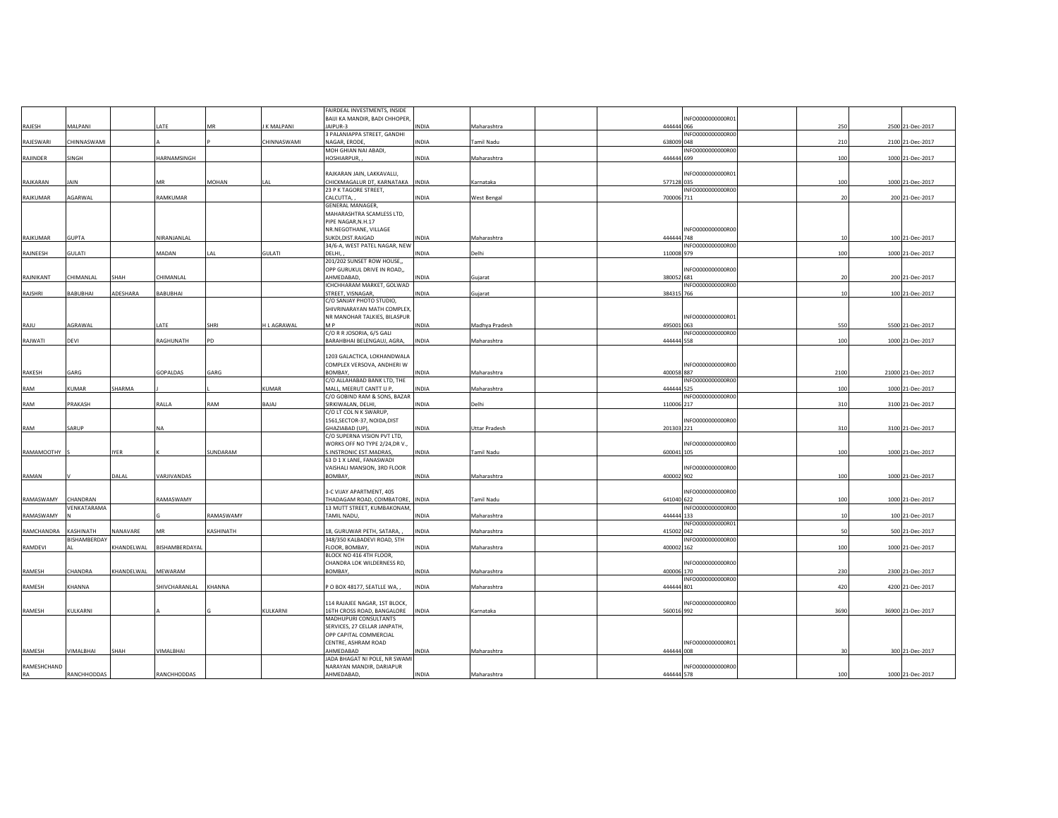| | | | | | | | | | | | | | | | |
|---|---|---|---|---|---|---|---|---|---|---|---|---|---|---|---|
| RAJESH | MALPANI | | LATE | MR | J K MALPANI | FAIRDEAL INVESTMENTS, INSIDE BAIJI KA MANDIR, BADI CHHOPER, JAIPUR-3 | INDIA | Maharashtra | | 444444 | INFO0000000000R01066 | | 250 | 2500 | 21-Dec-2017 |
| RAJESWARI | CHINNASWAMI | | A | P | CHINNASWAMI | 3 PALANIAPPA STREET, GANDHI NAGAR, ERODE, | INDIA | Tamil Nadu | | 638009 | INFO0000000000R00048 | | 210 | 2100 | 21-Dec-2017 |
| RAJINDER | SINGH | | HARNAMSINGH | | | MOH GHIAN NAI ABADI, HOSHIARPUR, , | INDIA | Maharashtra | | 444444 | INFO0000000000R00699 | | 100 | 1000 | 21-Dec-2017 |
| RAJKARAN | JAIN | | MR | MOHAN | LAL | RAJKARAN JAIN, LAKKAVALLI, CHICKMAGALUR DT, KARNATAKA | INDIA | Karnataka | | 577128 | INFO0000000000R01035 | | 100 | 1000 | 21-Dec-2017 |
| RAJKUMAR | AGARWAL | | RAMKUMAR | | | 23 P K TAGORE STREET, CALCUTTA, , | INDIA | West Bengal | | 700006 | INFO0000000000R00711 | | 20 | 200 | 21-Dec-2017 |
| RAJKUMAR | GUPTA | | NIRANJANLAL | | | GENERAL MANAGER, MAHARASHTRA SCAMLESS LTD, PIPE NAGAR,N.H.17 NR.NEGOTHANE, VILLAGE SUKDI,DIST.RAIGAD | INDIA | Maharashtra | | 444444 | INFO0000000000R00748 | | 10 | 100 | 21-Dec-2017 |
| RAJNEESH | GULATI | | MADAN | LAL | GULATI | 34/6-A, WEST PATEL NAGAR, NEW DELHI, , | INDIA | Delhi | | 110008 | INFO0000000000R00979 | | 100 | 1000 | 21-Dec-2017 |
| RAJNIKANT | CHIMANLAL | SHAH | CHIMANLAL | | | 201/202 SUNSET ROW HOUSE,, OPP GURUKUL DRIVE IN ROAD,, AHMEDABAD, | INDIA | Gujarat | | 380052 | INFO0000000000R00681 | | 20 | 200 | 21-Dec-2017 |
| RAJSHRI | BABUBHAI | ADESHARA | BABUBHAI | | | ICHCHHARAM MARKET, GOLWAD STREET, VISNAGAR, | INDIA | Gujarat | | 384315 | INFO0000000000R00766 | | 10 | 100 | 21-Dec-2017 |
| RAJU | AGRAWAL | | LATE | SHRI | H L AGRAWAL | C/O SANJAY PHOTO STUDIO, SHIVRINARAYAN MATH COMPLEX, NR MANOHAR TALKIES, BILASPUR M P | INDIA | Madhya Pradesh | | 495001 | INFO0000000000R01063 | | 550 | 5500 | 21-Dec-2017 |
| RAJWATI | DEVI | | RAGHUNATH | PD | | C/O R R JOSORIA, 6/5 GALI BARAHBHAI BELENGAUJ, AGRA, | INDIA | Maharashtra | | 444444 | INFO0000000000R00558 | | 100 | 1000 | 21-Dec-2017 |
| RAKESH | GARG | | GOPALDAS | GARG | | 1203 GALACTICA, LOKHANDWALA COMPLEX VERSOVA, ANDHERI W BOMBAY, | INDIA | Maharashtra | | 400058 | INFO0000000000R00887 | | 2100 | 21000 | 21-Dec-2017 |
| RAM | KUMAR | SHARMA | J | L | KUMAR | C/O ALLAHABAD BANK LTD, THE MALL, MEERUT CANTT U P, | INDIA | Maharashtra | | 444444 | INFO0000000000R00525 | | 100 | 1000 | 21-Dec-2017 |
| RAM | PRAKASH | | RALLA | RAM | BAJAJ | C/O GOBIND RAM & SONS, BAZAR SIRKIWALAN, DELHI, | INDIA | Delhi | | 110006 | INFO0000000000R00217 | | 310 | 3100 | 21-Dec-2017 |
| RAM | SARUP | | NA | | | C/O LT COL N K SWARUP, 1561,SECTOR-37, NOIDA,DIST GHAZIABAD (UP), | INDIA | Uttar Pradesh | | 201303 | INFO0000000000R00221 | | 310 | 3100 | 21-Dec-2017 |
| RAMAMOOTHY | S | IYER | K | SUNDARAM | | C/O SUPERNA VISION PVT LTD, WORKS OFF NO TYPE 2/24,DR V., S.INSTRONIC EST.MADRAS, | INDIA | Tamil Nadu | | 600041 | INFO0000000000R00105 | | 100 | 1000 | 21-Dec-2017 |
| RAMAN | V | DALAL | VARJIVANDAS | | | 63 D 1 X LANE, FANASWADI VAISHALI MANSION, 3RD FLOOR BOMBAY, | INDIA | Maharashtra | | 400002 | INFO0000000000R00902 | | 100 | 1000 | 21-Dec-2017 |
| RAMASWAMY | CHANDRAN | | RAMASWAMY | | | 3-C VIJAY APARTMENT, 405 THADAGAM ROAD, COIMBATORE, | INDIA | Tamil Nadu | | 641040 | INFO0000000000R00622 | | 100 | 1000 | 21-Dec-2017 |
| RAMASWAMY | VENKATARAMAN | | G | RAMASWAMY | | 13 MUTT STREET, KUMBAKONAM, TAMIL NADU, | INDIA | Maharashtra | | 444444 | INFO0000000000R00133 | | 10 | 100 | 21-Dec-2017 |
| RAMCHANDRA | KASHINATH | NANAVARE | MR | KASHINATH | | 18, GURUWAR PETH, SATARA, , | INDIA | Maharashtra | | 415002 | INFO0000000000R01042 | | 50 | 500 | 21-Dec-2017 |
| RAMDEVI | BISHAMBERDAYAL | KHANDELWAL | BISHAMBERDAYAL | | | 348/350 KALBADEVI ROAD, 5TH FLOOR, BOMBAY, | INDIA | Maharashtra | | 400002 | INFO0000000000R00162 | | 100 | 1000 | 21-Dec-2017 |
| RAMESH | CHANDRA | KHANDELWAL | MEWARAM | | | BLOCK NO 416 4TH FLOOR, CHANDRA LOK WILDERNESS RD, BOMBAY, | INDIA | Maharashtra | | 400006 | INFO0000000000R00170 | | 230 | 2300 | 21-Dec-2017 |
| RAMESH | KHANNA | | SHIVCHARANLAL | KHANNA | | P O BOX 48177, SEATLLE WA, , | INDIA | Maharashtra | | 444444 | INFO0000000000R00801 | | 420 | 4200 | 21-Dec-2017 |
| RAMESH | KULKARNI | | A | G | KULKARNI | 114 RAJAJEE NAGAR, 1ST BLOCK, 16TH CROSS ROAD, BANGALORE | INDIA | Karnataka | | 560016 | INFO0000000000R00992 | | 3690 | 36900 | 21-Dec-2017 |
| RAMESH | VIMALBHAI | SHAH | VIMALBHAI | | | MADHUPURI CONSULTANTS SERVICES, 27 CELLAR JANPATH, OPP CAPITAL COMMERCIAL CENTRE, ASHRAM ROAD AHMEDABAD | INDIA | Maharashtra | | 444444 | INFO0000000000R01008 | | 30 | 300 | 21-Dec-2017 |
| RAMESHCHANDRA | RANCHHODDAS | | RANCHHODDAS | | | JADA BHAGAT NI POLE, NR SWAMI NARAYAN MANDIR, DARIAPUR AHMEDABAD, | INDIA | Maharashtra | | 444444 | INFO0000000000R00578 | | 100 | 1000 | 21-Dec-2017 |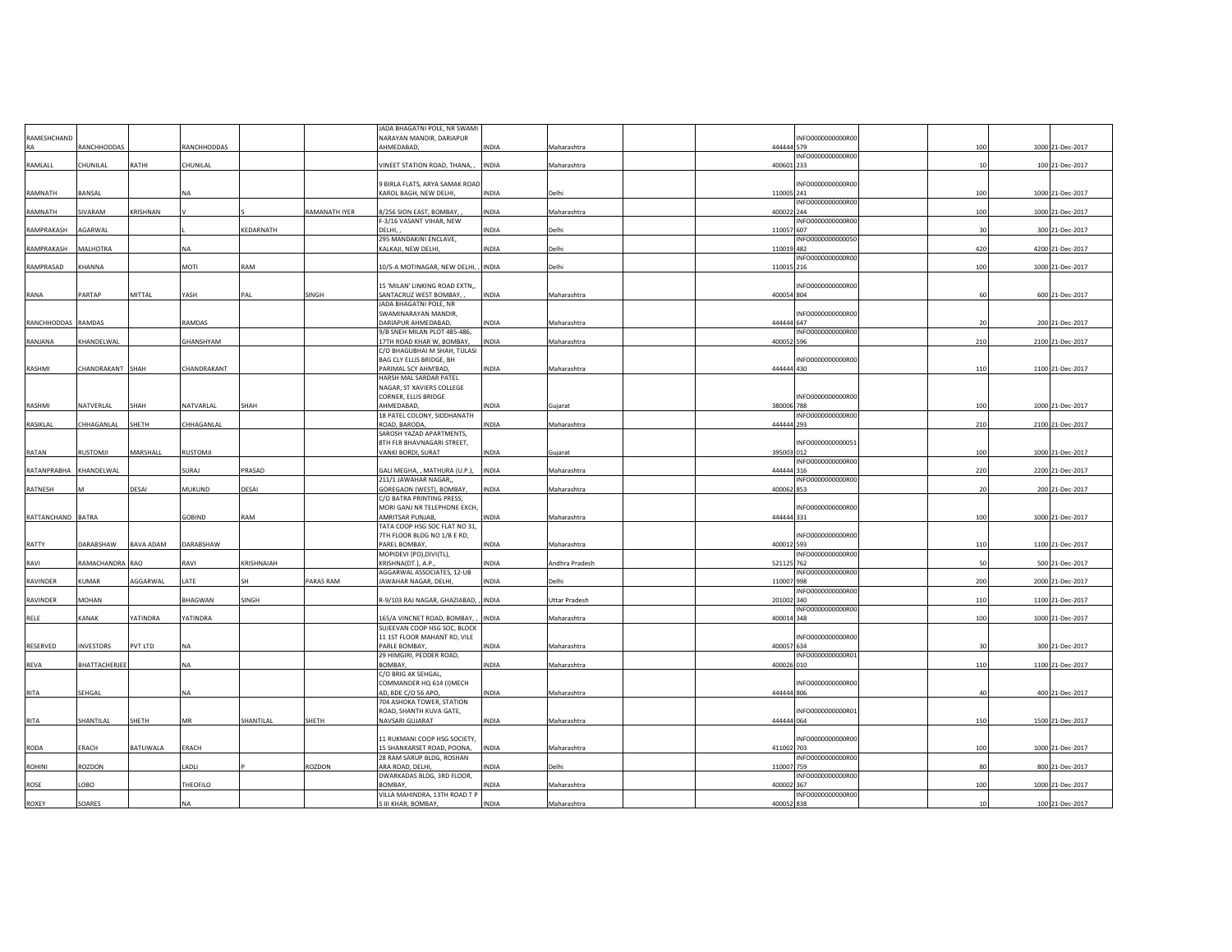| | | | | | | | | | | | | | | | | |
|---|---|---|---|---|---|---|---|---|---|---|---|---|---|---|---|---|
| RAMESHCHAND RA | RANCHHODDAS | | RANCHHODDAS | | | JADA BHAGATNI POLE, NR SWAMI NARAYAN MANDIR, DARIAPUR AHMEDABAD, | INDIA | Maharashtra | | | 444444 | INFO0000000000R00579 | | 100 | | 1000 21-Dec-2017 |
| RAMLALL | CHUNILAL | RATHI | CHUNILAL | | | VINEET STATION ROAD, THANA, , | INDIA | Maharashtra | | | 400601 | INFO0000000000R00233 | | 10 | | 100 21-Dec-2017 |
| RAMNATH | BANSAL | | NA | | | 9 BIRLA FLATS, ARYA SAMAK ROAD KAROL BAGH, NEW DELHI, | INDIA | Delhi | | | 110005 | INFO0000000000R00241 | | 100 | | 1000 21-Dec-2017 |
| RAMNATH | SIVARAM | KRISHNAN | V | S | RAMANATH IYER | 8/256 SION EAST, BOMBAY, , | INDIA | Maharashtra | | | 400022 | INFO0000000000R00244 | | 100 | | 1000 21-Dec-2017 |
| RAMPRAKASH | AGARWAL | | L | KEDARNATH | | F-3/16 VASANT VIHAR, NEW DELHI, , | INDIA | Delhi | | | 110057 | INFO0000000000R00607 | | 30 | | 300 21-Dec-2017 |
| RAMPRAKASH | MALHOTRA | | NA | | | 295 MANDAKINI ENCLAVE, KALKAJI, NEW DELHI, | INDIA | Delhi | | | 110019 | INFO0000000000050482 | | 420 | | 4200 21-Dec-2017 |
| RAMPRASAD | KHANNA | | MOTI | RAM | | 10/5-A MOTINAGAR, NEW DELHI, , | INDIA | Delhi | | | 110015 | INFO0000000000R00216 | | 100 | | 1000 21-Dec-2017 |
| RANA | PARTAP | MITTAL | YASH | PAL | SINGH | 15 'MILAN' LINKING ROAD EXTN,, SANTACRUZ WEST BOMBAY, , | INDIA | Maharashtra | | | 400054 | INFO0000000000R00804 | | 60 | | 600 21-Dec-2017 |
| RANCHHODDAS | RAMDAS | | RAMDAS | | | JADA BHAGATNI POLE, NR SWAMINARAYAN MANDIR, DARIAPUR AHMEDABAD, | INDIA | Maharashtra | | | 444444 | INFO0000000000R00647 | | 20 | | 200 21-Dec-2017 |
| RANJANA | KHANDELWAL | | GHANSHYAM | | | 9/B SNEH MILAN PLOT 485-486, 17TH ROAD KHAR W, BOMBAY, | INDIA | Maharashtra | | | 400052 | INFO0000000000R00596 | | 210 | | 2100 21-Dec-2017 |
| RASHMI | CHANDRAKANT | SHAH | CHANDRAKANT | | | C/O BHAGUBHAI M SHAH, TULASI BAG CLY ELLIS BRIDGE, BH PARIMAL SCY AHM'BAD, | INDIA | Maharashtra | | | 444444 | INFO0000000000R00430 | | 110 | | 1100 21-Dec-2017 |
| RASHMI | NATVERLAL | SHAH | NATVARLAL | SHAH | | HARSH MAL SARDAR PATEL NAGAR, ST XAVIERS COLLEGE CORNER, ELLIS BRIDGE AHMEDABAD, | INDIA | Gujarat | | | 380006 | INFO0000000000R00788 | | 100 | | 1000 21-Dec-2017 |
| RASIKLAL | CHHAGANLAL | SHETH | CHHAGANLAL | | | 18 PATEL COLONY, SIDDHANATH ROAD, BARODA, | INDIA | Maharashtra | | | 444444 | INFO0000000000R00293 | | 210 | | 2100 21-Dec-2017 |
| RATAN | RUSTOMJI | MARSHALL | RUSTOMJI | | | SAROSH YAZAD APARTMENTS, 8TH FLR BHAVNAGARI STREET, VANKI BORDI, SURAT | INDIA | Gujarat | | | 395003 | INFO0000000000051012 | | 100 | | 1000 21-Dec-2017 |
| RATANPRABHA | KHANDELWAL | | SURAJ | PRASAD | | GALI MEGHA, , MATHURA (U.P.), | INDIA | Maharashtra | | | 444444 | INFO0000000000R00316 | | 220 | | 2200 21-Dec-2017 |
| RATNESH | M | DESAI | MUKUND | DESAI | | 211/1 JAWAHAR NAGAR,, GOREGAON (WEST), BOMBAY, | INDIA | Maharashtra | | | 400062 | INFO0000000000R00853 | | 20 | | 200 21-Dec-2017 |
| RATTANCHAND | BATRA | | GOBIND | RAM | | C/O BATRA PRINTING PRESS, MORI GANJ NR TELEPHONE EXCH, AMRITSAR PUNJAB, | INDIA | Maharashtra | | | 444444 | INFO0000000000R00331 | | 100 | | 1000 21-Dec-2017 |
| RATTY | DARABSHAW | BAVA ADAM | DARABSHAW | | | TATA COOP HSG SOC FLAT NO 31, 7TH FLOOR BLDG NO 1/B E RD, PAREL BOMBAY, | INDIA | Maharashtra | | | 400012 | INFO0000000000R00593 | | 110 | | 1100 21-Dec-2017 |
| RAVI | RAMACHANDRA | RAO | RAVI | KRISHNAIAH | | MOPIDEVI (PO),DIVI(TL), KRISHNA(DT.), A.P., | INDIA | Andhra Pradesh | | | 521125 | INFO0000000000R00762 | | 50 | | 500 21-Dec-2017 |
| RAVINDER | KUMAR | AGGARWAL | LATE | SH | PARAS RAM | AGGARWAL ASSOCIATES, 12-UB JAWAHAR NAGAR, DELHI, | INDIA | Delhi | | | 110007 | INFO0000000000R00998 | | 200 | | 2000 21-Dec-2017 |
| RAVINDER | MOHAN | | BHAGWAN | SINGH | | R-9/103 RAJ NAGAR, GHAZIABAD, , | INDIA | Uttar Pradesh | | | 201002 | INFO0000000000R00340 | | 110 | | 1100 21-Dec-2017 |
| RELE | KANAK | YATINDRA | YATINDRA | | | 165/A VINCNET ROAD, BOMBAY, , | INDIA | Maharashtra | | | 400014 | INFO0000000000R00348 | | 100 | | 1000 21-Dec-2017 |
| RESERVED | INVESTORS | PVT LTD | NA | | | SUJEEVAN COOP HSG SOC, BLOCK 11 1ST FLOOR MAHANT RD, VILE PARLE BOMBAY, | INDIA | Maharashtra | | | 400057 | INFO0000000000R00634 | | 30 | | 300 21-Dec-2017 |
| REVA | BHATTACHERJEE | | NA | | | 29 HIMGIRI, PEDDER ROAD, BOMBAY, | INDIA | Maharashtra | | | 400026 | INFO0000000000R01010 | | 110 | | 1100 21-Dec-2017 |
| RITA | SEHGAL | | NA | | | C/O BRIG AK SEHGAL, COMMANDER HQ 614 (I)MECH AD, BDE C/O 56 APO, | INDIA | Maharashtra | | | 444444 | INFO0000000000R00806 | | 40 | | 400 21-Dec-2017 |
| RITA | SHANTILAL | SHETH | MR | SHANTILAL | SHETH | 704 ASHOKA TOWER, STATION ROAD, SHANTH KUVA GATE, NAVSARI GUJARAT | INDIA | Maharashtra | | | 444444 | INFO0000000000R01064 | | 150 | | 1500 21-Dec-2017 |
| RODA | ERACH | BATLIWALA | ERACH | | | 11 RUKMANI COOP HSG SOCIETY, 15 SHANKARSET ROAD, POONA, | INDIA | Maharashtra | | | 411002 | INFO0000000000R00703 | | 100 | | 1000 21-Dec-2017 |
| ROHINI | ROZDON | | LADLI | P | ROZDON | 28 RAM SARUP BLDG, ROSHAN ARA ROAD, DELHI, | INDIA | Delhi | | | 110007 | INFO0000000000R00759 | | 80 | | 800 21-Dec-2017 |
| ROSE | LOBO | | THEOFILO | | | DWARKADAS BLDG, 3RD FLOOR, BOMBAY, | INDIA | Maharashtra | | | 400002 | INFO0000000000R00367 | | 100 | | 1000 21-Dec-2017 |
| ROXEY | SOARES | | NA | | | VILLA MAHINDRA, 13TH ROAD T P S III KHAR, BOMBAY, | INDIA | Maharashtra | | | 400052 | INFO0000000000R00838 | | 10 | | 100 21-Dec-2017 |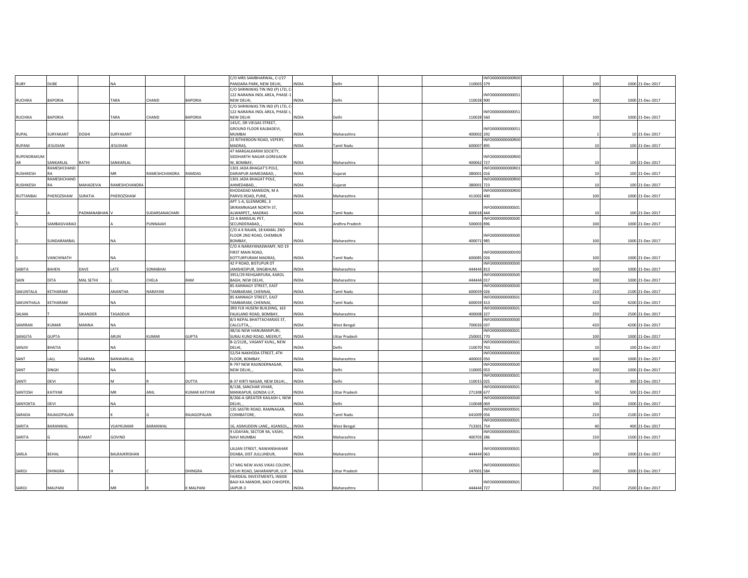| | | | | | | | | | | | | | | |
|---|---|---|---|---|---|---|---|---|---|---|---|---|---|---|
| RUBY | DUBE | | NA | | | C/O MRS SAMBHARWAL, C-I/27 PANDARA PARK, NEW DELHI, | INDIA | Delhi | | 110003 | INFO0000000000R00379 | | 100 | 1000 21-Dec-2017 |
| RUCHIKA | BAPORIA | | TARA | CHAND | BAPORIA | C/O SHRINIWAS TIN IND (P) LTD, C-122 NARAINA INDL AREA, PHASE-1 NEW DELHI, | INDIA | Delhi | | 110028 | INFO0000000000S1900 | | 100 | 1000 21-Dec-2017 |
| RUCHIKA | BAPORIA | | TARA | CHAND | BAPORIA | C/O SHRINIWAS TIN IND (P) LTD, C-122 NARAINA INDL AREA, PHASE-I, NEW DELHI | INDIA | Delhi | | 110028 | INFO0000000000S1560 | | 100 | 1000 21-Dec-2017 |
| RUPAL | SURYAKANT | DOSHI | SURYAKANT | | | 145/C, DR VIEGAS STREET, GROUND FLOOR KALBADEVI, MUMBAI | INDIA | Maharashtra | | 400002 | INFO0000000000S1292 | | 1 | 10 21-Dec-2017 |
| RUPANI | JESUDIAN | | JESUDIAN | | | 23 RITHERDON ROAD, VEPERY, MADRAS, | INDIA | Tamil Nadu | | 600007 | INFO0000000000R00895 | | 10 | 100 21-Dec-2017 |
| RUPENDRAKUMAR | SANKARLAL | RATHI | SANKARLAL | | | 47 MARGALKARIM SOCIETY, SIDDHARTH NAGAR GOREGAON W, BOMBAY, | INDIA | Maharashtra | | 400062 | INFO0000000000R00727 | | 10 | 100 21-Dec-2017 |
| RUSHIKESH | RAMESHCHANDRA | | MR | RAMESHCHANDRA | RAMDAS | 1301 JADA BHAGAT'S POLE, DARIAPUR AHMEDABAD, , | INDIA | Gujarat | | 380001 | INFO0000000000R01016 | | 10 | 100 21-Dec-2017 |
| RUSHIKESH | RAMESHCHANDRA | MAHADEVIA | RAMESHCHANDRA | | | 1301 JADA BHAGAT POLE, AHMEDABAD, , | INDIA | Gujarat | | 380001 | INFO0000000000R00723 | | 10 | 100 21-Dec-2017 |
| RUTTANBAI | PHEROZSHAW | SURATIA | PHEROZSHAW | | | KHODADAD MANSION, M A PARVIS ROAD, PUNE, | INDIA | Maharashtra | | 411002 | INFO0000000000R00400 | | 100 | 1000 21-Dec-2017 |
| S | A | PADMANABHAN | V | SUDARSANACHARI | | APT 1-A, GLENMORE, 3 SRIRAMNAGAR NORTH ST, ALWARPET,, MADRAS | INDIA | Tamil Nadu | | 600018 | INFO0000000000S01444 | | 10 | 100 21-Dec-2017 |
| S | SAMBASIVARAO | | A | PUNNAIAH | | 22-A BANSILAL PET, SECUNDERABAD, , | INDIA | Andhra Pradesh | | 500003 | INFO0000000000S00896 | | 100 | 1000 21-Dec-2017 |
| S | SUNDARAMBAL | | NA | | | C/O A K RAJAN, 18 KAMAL 2ND FLOOR 2ND ROAD, CHEMBUR BOMBAY, | INDIA | Maharashtra | | 400071 | INFO0000000000S00985 | | 100 | 1000 21-Dec-2017 |
| S | VANCHINATH | | NA | | | C/O A NARAYANASWAMY, NO 19 FIRST MAIN ROAD, KOTTURPURAM MADRAS, | INDIA | Tamil Nadu | | 600085 | INFO0000000000V00026 | | 100 | 1000 21-Dec-2017 |
| SABITA | BAHEN | DAVE | LATE | SOMABHAI | | 42 P ROAD, BISTUPUR DT JAMSHEDPUR, SINGBHUM, | INDIA | Maharashtra | | 444444 | INFO0000000000S00813 | | 100 | 1000 21-Dec-2017 |
| SAIN | DITA | MAL SETHI | L | CHELA | RAM | 3951/29 REHGARPURA, KAROL BAGH, NEW DELHI, | INDIA | Maharashtra | | 444444 | INFO0000000000S00017 | | 100 | 1000 21-Dec-2017 |
| SAKUNTALA | KETHARAM | | ANANTHA | NARAYAN | | 85 KANNAGY STREET, EAST TAMBARAM, CHENNAI, | INDIA | Tamil Nadu | | 600059 | INFO0000000000S00026 | | 210 | 2100 21-Dec-2017 |
| SAKUNTHALA | KETHARAM | | NA | | | 85 KANNAGY STREET, EAST TAMBARAM, CHENNAI, | INDIA | Tamil Nadu | | 600059 | INFO0000000000S01413 | | 420 | 4200 21-Dec-2017 |
| SALMA | T | SIKANDER | TASADDUK | | | 3RD FLR HUSENI BUILDING, 163 FALKLAND ROAD, BOMBAY, | INDIA | Maharashtra | | 400008 | INFO0000000000S01327 | | 250 | 2500 21-Dec-2017 |
| SAMIRAN | KUMAR | MANNA | NA | | | 8/3 NEPAL BHATTACHARJEE ST, CALCUTTA, , | INDIA | West Bengal | | 700026 | INFO0000000000S00037 | | 420 | 4200 21-Dec-2017 |
| SANGITA | GUPTA | | ARUN | KUMAR | GUPTA | 48/16 NEW HANUMANPURI, SURAJ KUND ROAD, MEERUT, | INDIA | Uttar Pradesh | | 250001 | INFO0000000000S01770 | | 100 | 1000 21-Dec-2017 |
| SANJIV | BHATIA | | NA | | | B-2/2128,, VASANT KUNJ,, NEW DELHI, | INDIA | Delhi | | 110070 | INFO0000000000S01763 | | 10 | 100 21-Dec-2017 |
| SANT | LALL | SHARMA | BANWARILAL | | | 52/54 NAKHODA STREET, 4TH FLOOR, BOMBAY, | INDIA | Maharashtra | | 400003 | INFO0000000000S00050 | | 100 | 1000 21-Dec-2017 |
| SANT | SINGH | | NA | | | R-797 NEW RAJINDERNAGAR, NEW DELHI, , | INDIA | Delhi | | 110005 | INFO0000000000S00053 | | 100 | 1000 21-Dec-2017 |
| SANTI | DEVI | | M | R | DUTTA | B-37 KIRTI NAGAR, NEW DELHI, , | INDIA | Delhi | | 110015 | INFO0000000000S01025 | | 30 | 300 21-Dec-2017 |
| SANTOSH | KATIYAR | | MR | ANIL | KUMAR KATIYAR | B/138, SANCHAR VIHAR, MANKAPUR, GONDA U.P, | INDIA | Uttar Pradesh | | 271308 | INFO0000000000S01677 | | 50 | 500 21-Dec-2017 |
| SANYOKTA | DEVI | | NA | | | B/266-A GREATER KAILASH-I, NEW DELHI, , | INDIA | Delhi | | 110048 | INFO0000000000S00069 | | 100 | 1000 21-Dec-2017 |
| SARADA | RAJAGOPALAN | | K | G | RAJAGOPALAN | 135 SASTRI ROAD, RAMNAGAR, COIMBATORE, | INDIA | Tamil Nadu | | 641009 | INFO0000000000S01056 | | 210 | 2100 21-Dec-2017 |
| SARITA | BARANWAL | | VIJAYKUMAR | BARANWAL | | 16, ASIMUDDIN LANE,, ASANSOL, , | INDIA | West Bengal | | 713301 | INFO0000000000S01754 | | 40 | 400 21-Dec-2017 |
| SARITA | G | KAMAT | GOVIND | | | 9 UDAYAN, SECTOR 9A, VASHI, NAVI MUMBAI | INDIA | Maharashtra | | 400703 | INFO0000000000S01286 | | 150 | 1500 21-Dec-2017 |
| SARLA | BEHAL | | BALRAJKRISHAN | | | LALIAN STREET, NAWANSHAHAR DOABA, DIST JULLUNDUR, | INDIA | Maharashtra | | 444444 | INFO0000000000S01063 | | 100 | 1000 21-Dec-2017 |
| SAROJ | DHINGRA | | H | C | DHINGRA | 17 MIG NEW AVAS VIKAS COLONY, DELHI ROAD, SAHARANPUR, U.P. | INDIA | Uttar Pradesh | | 247001 | INFO0000000000S01584 | | 200 | 2000 21-Dec-2017 |
| SAROJ | MALPANI | | MR | R | K MALPANI | FAIRDEAL INVESTMENTS, INSIDE BAIJI KA MANDIR, BADI CHHOPER, JAIPUR-3 | INDIA | Maharashtra | | 444444 | INFO0000000000S01727 | | 250 | 2500 21-Dec-2017 |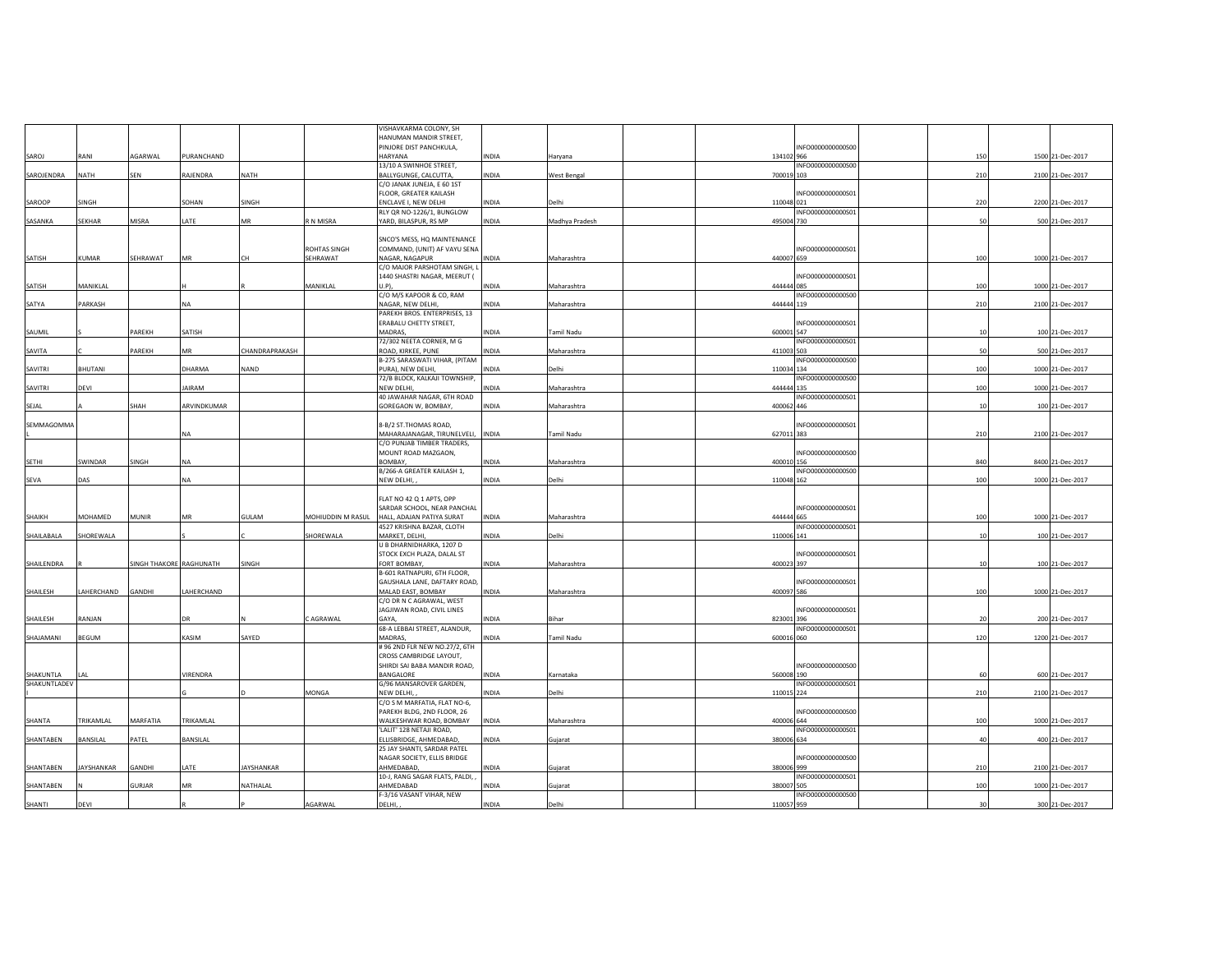| | | | | | | | | | | | | | | | |
|---|---|---|---|---|---|---|---|---|---|---|---|---|---|---|---|
| SAROJ | RANI | AGARWAL | PURANCHAND | | | VISHAVKARMA COLONY, SH HANUMAN MANDIR STREET, PINJORE DIST PANCHKULA, HARYANA | INDIA | Haryana | | 134102 | INFO0000000000S00966 | | 150 | 1500 | 21-Dec-2017 |
| SAROJENDRA | NATH | SEN | RAJENDRA | NATH | | 13/10 A SWINHOE STREET, BALLYGUNGE, CALCUTTA, | INDIA | West Bengal | | 700019 | INFO0000000000S00103 | | 210 | 2100 | 21-Dec-2017 |
| SAROOP | SINGH | | SOHAN | SINGH | | C/O JANAK JUNEJA, E 60 1ST FLOOR, GREATER KAILASH ENCLAVE I, NEW DELHI | INDIA | Delhi | | 110048 | INFO0000000000S01021 | | 220 | 2200 | 21-Dec-2017 |
| SASANKA | SEKHAR | MISRA | LATE | MR | R N MISRA | RLY QR NO-1226/1, BUNGLOW YARD, BILASPUR, RS MP | INDIA | Madhya Pradesh | | 495004 | INFO0000000000S01730 | | 50 | 500 | 21-Dec-2017 |
| SATISH | KUMAR | SEHRAWAT | MR | CH | ROHTAS SINGH SEHRAWAT | SNCO'S MESS, HQ MAINTENANCE COMMAND, (UNIT) AF VAYU SENA NAGAR, NAGAPUR | INDIA | Maharashtra | | 440007 | INFO0000000000S01659 | | 100 | 1000 | 21-Dec-2017 |
| SATISH | MANIKLAL | | H | R | MANIKLAL | C/O MAJOR PARSHOTAM SINGH, L 1440 SHASTRI NAGAR, MEERUT ( U.P), | INDIA | Maharashtra | | 444444 | INFO0000000000S01085 | | 100 | 1000 | 21-Dec-2017 |
| SATYA | PARKASH | | NA | | | C/O M/S KAPOOR & CO, RAM NAGAR, NEW DELHI, | INDIA | Maharashtra | | 444444 | INFO0000000000S00119 | | 210 | 2100 | 21-Dec-2017 |
| SAUMIL | S | PAREKH | SATISH | | | PAREKH BROS. ENTERPRISES, 13 ERABALU CHETTY STREET, MADRAS, | INDIA | Tamil Nadu | | 600001 | INFO0000000000S01547 | | 10 | 100 | 21-Dec-2017 |
| SAVITA | C | PAREKH | MR | CHANDRAPRAKASH | | 72/302 NEETA CORNER, M G ROAD, KIRKEE, PUNE | INDIA | Maharashtra | | 411003 | INFO0000000000S01503 | | 50 | 500 | 21-Dec-2017 |
| SAVITRI | BHUTANI | | DHARMA | NAND | | B-275 SARASWATI VIHAR, (PITAM PURA), NEW DELHI, | INDIA | Delhi | | 110034 | INFO0000000000S00134 | | 100 | 1000 | 21-Dec-2017 |
| SAVITRI | DEVI | | JAIRAM | | | 72/B BLOCK, KALKAJI TOWNSHIP, NEW DELHI, | INDIA | Maharashtra | | 444444 | INFO0000000000S00135 | | 100 | 1000 | 21-Dec-2017 |
| SEJAL | A | SHAH | ARVINDKUMAR | | | 40 JAWAHAR NAGAR, 6TH ROAD GOREGAON W, BOMBAY, | INDIA | Maharashtra | | 400062 | INFO0000000000S01446 | | 10 | 100 | 21-Dec-2017 |
| SEMMAGOMMAL | | | NA | | | 8-B/2 ST.THOMAS ROAD, MAHARAJANAGAR, TIRUNELVELI, | INDIA | Tamil Nadu | | 627011 | INFO0000000000S01383 | | 210 | 2100 | 21-Dec-2017 |
| SETHI | SWINDAR | SINGH | NA | | | C/O PUNJAB TIMBER TRADERS, MOUNT ROAD MAZGAON, BOMBAY, | INDIA | Maharashtra | | 400010 | INFO0000000000S00156 | | 840 | 8400 | 21-Dec-2017 |
| SEVA | DAS | | NA | | | B/266-A GREATER KAILASH 1, NEW DELHI, , | INDIA | Delhi | | 110048 | INFO0000000000S00162 | | 100 | 1000 | 21-Dec-2017 |
| SHAIKH | MOHAMED | MUNIR | MR | GULAM | MOHIUDDIN M RASUL | FLAT NO 42 Q 1 APTS, OPP SARDAR SCHOOL, NEAR PANCHAL HALL, ADAJAN PATIYA SURAT | INDIA | Maharashtra | | 444444 | INFO0000000000S01665 | | 100 | 1000 | 21-Dec-2017 |
| SHAILABALA | SHOREWALA | | S | C | SHOREWALA | 4527 KRISHNA BAZAR, CLOTH MARKET, DELHI, | INDIA | Delhi | | 110006 | INFO0000000000S01141 | | 10 | 100 | 21-Dec-2017 |
| SHAILENDRA | R | SINGH THAKORE | RAGHUNATH | SINGH | | U B DHARNIDHARKA, 1207 D STOCK EXCH PLAZA, DALAL ST FORT BOMBAY, | INDIA | Maharashtra | | 400023 | INFO0000000000S01397 | | 10 | 100 | 21-Dec-2017 |
| SHAILESH | LAHERCHAND | GANDHI | LAHERCHAND | | | B-601 RATNAPURI, 6TH FLOOR, GAUSHALA LANE, DAFTARY ROAD, MALAD EAST, BOMBAY | INDIA | Maharashtra | | 400097 | INFO0000000000S01586 | | 100 | 1000 | 21-Dec-2017 |
| SHAILESH | RANJAN | | DR | N | C AGRAWAL | C/O DR N C AGRAWAL, WEST JAGJIWAN ROAD, CIVIL LINES GAYA, | INDIA | Bihar | | 823001 | INFO0000000000S01396 | | 20 | 200 | 21-Dec-2017 |
| SHAJAMANI | BEGUM | | KASIM | SAYED | | 68-A LEBBAI STREET, ALANDUR, MADRAS, | INDIA | Tamil Nadu | | 600016 | INFO0000000000S01060 | | 120 | 1200 | 21-Dec-2017 |
| SHAKUNTLA | LAL | | VIRENDRA | | | # 96 2ND FLR NEW NO.27/2, 6TH CROSS CAMBRIDGE LAYOUT, SHIRDI SAI BABA MANDIR ROAD, BANGALORE | INDIA | Karnataka | | 560008 | INFO0000000000S00190 | | 60 | 600 | 21-Dec-2017 |
| SHAKUNTLADEVI | | | G | D | MONGA | G/96 MANSAROVER GARDEN, NEW DELHI, , | INDIA | Delhi | | 110015 | INFO0000000000S01224 | | 210 | 2100 | 21-Dec-2017 |
| SHANTA | TRIKAMLAL | MARFATIA | TRIKAMLAL | | | C/O S M MARFATIA, FLAT NO-6, PAREKH BLDG, 2ND FLOOR, 26 WALKESHWAR ROAD, BOMBAY | INDIA | Maharashtra | | 400006 | INFO0000000000S00644 | | 100 | 1000 | 21-Dec-2017 |
| SHANTABEN | BANSILAL | PATEL | BANSILAL | | | 'LALIT' 128 NETAJI ROAD, ELLISBRIDGE, AHMEDABAD, | INDIA | Gujarat | | 380006 | INFO0000000000S01634 | | 40 | 400 | 21-Dec-2017 |
| SHANTABEN | JAYSHANKAR | GANDHI | LATE | JAYSHANKAR | | 25 JAY SHANTI, SARDAR PATEL NAGAR SOCIETY, ELLIS BRIDGE AHMEDABAD, | INDIA | Gujarat | | 380006 | INFO0000000000S00999 | | 210 | 2100 | 21-Dec-2017 |
| SHANTABEN | N | GURJAR | MR | NATHALAL | | 10-J, RANG SAGAR FLATS, PALDI, , AHMEDABAD | INDIA | Gujarat | | 380007 | INFO0000000000S01505 | | 100 | 1000 | 21-Dec-2017 |
| SHANTI | DEVI | | R | P | AGARWAL | F-3/16 VASANT VIHAR, NEW DELHI, , | INDIA | Delhi | | 110057 | INFO0000000000S00959 | | 30 | 300 | 21-Dec-2017 |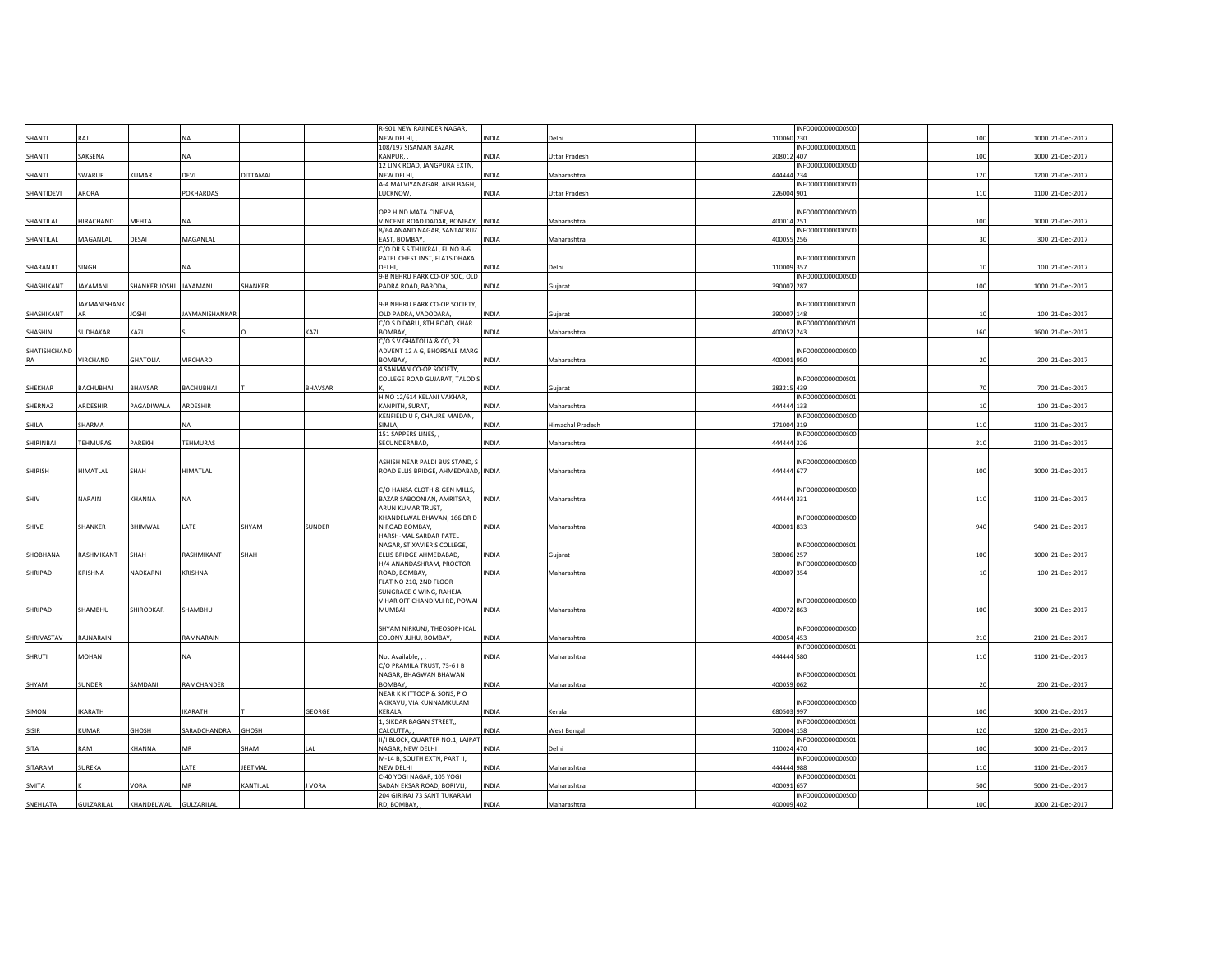| | | | | | | | | | | | | | | | |
|---|---|---|---|---|---|---|---|---|---|---|---|---|---|---|---|
| SHANTI | RAJ | | NA | | | R-901 NEW RAJINDER NAGAR, NEW DELHI, , | INDIA | Delhi | | | 110060 | INFO0000000000S00230 | | 100 | 1000 21-Dec-2017 |
| SHANTI | SAKSENA | | NA | | | 108/197 SISAMAN BAZAR, KANPUR, , | INDIA | Uttar Pradesh | | | 208012 | INFO0000000000S01407 | | 100 | 1000 21-Dec-2017 |
| SHANTI | SWARUP | KUMAR | DEVI | DITTAMAL | | 12 LINK ROAD, JANGPURA EXTN, NEW DELHI, | INDIA | Maharashtra | | | 444444 | INFO0000000000S00234 | | 120 | 1200 21-Dec-2017 |
| SHANTIDEVI | ARORA | | POKHARDAS | | | A-4 MALVIYANAGAR, AISH BAGH, LUCKNOW, | INDIA | Uttar Pradesh | | | 226004 | INFO0000000000S00901 | | 110 | 1100 21-Dec-2017 |
| SHANTILAL | HIRACHAND | MEHTA | NA | | | OPP HIND MATA CINEMA, VINCENT ROAD DADAR, BOMBAY, | INDIA | Maharashtra | | | 400014 | INFO0000000000S00251 | | 100 | 1000 21-Dec-2017 |
| SHANTILAL | MAGANLAL | DESAI | MAGANLAL | | | 8/64 ANAND NAGAR, SANTACRUZ EAST, BOMBAY, | INDIA | Maharashtra | | | 400055 | INFO0000000000S00256 | | 30 | 300 21-Dec-2017 |
| SHARANJIT | SINGH | | NA | | | C/O DR S S THUKRAL, FL NO B-6 PATEL CHEST INST, FLATS DHAKA DELHI, | INDIA | Delhi | | | 110009 | INFO0000000000S01357 | | 10 | 100 21-Dec-2017 |
| SHASHIKANT | JAYAMANI | SHANKER JOSHI | JAYAMANI | SHANKER | | 9-B NEHRU PARK CO-OP SOC, OLD PADRA ROAD, BARODA, | INDIA | Gujarat | | | 390007 | INFO0000000000S00287 | | 100 | 1000 21-Dec-2017 |
| SHASHIKANT | JAYMANISHANKAR | JOSHI | JAYMANISHANKAR | | | 9-B NEHRU PARK CO-OP SOCIETY, OLD PADRA, VADODARA, | INDIA | Gujarat | | | 390007 | INFO0000000000S01148 | | 10 | 100 21-Dec-2017 |
| SHASHINI | SUDHAKAR | KAZI | S | O | KAZI | C/O S D DARU, 8TH ROAD, KHAR BOMBAY, | INDIA | Maharashtra | | | 400052 | INFO0000000000S01243 | | 160 | 1600 21-Dec-2017 |
| SHATISHCHANDRA | VIRCHAND | GHATOLIA | VIRCHARD | | | C/O S V GHATOLIA & CO, 23 ADVENT 12 A G, BHORSALE MARG BOMBAY, | INDIA | Maharashtra | | | 400001 | INFO0000000000S00950 | | 20 | 200 21-Dec-2017 |
| SHEKHAR | BACHUBHAI | BHAVSAR | BACHUBHAI | T | BHAVSAR | 4 SANMAN CO-OP SOCIETY, COLLEGE ROAD GUJARAT, TALOD S K, | INDIA | Gujarat | | | 383215 | INFO0000000000S01439 | | 70 | 700 21-Dec-2017 |
| SHERNAZ | ARDESHIR | PAGADIWALA | ARDESHIR | | | H NO 12/614 KELANI VAKHAR, KANPITH, SURAT, | INDIA | Maharashtra | | | 444444 | INFO0000000000S01133 | | 10 | 100 21-Dec-2017 |
| SHILA | SHARMA | | NA | | | KENFIELD U F, CHAURE MAIDAN, SIMLA, | INDIA | Himachal Pradesh | | | 171004 | INFO0000000000S00319 | | 110 | 1100 21-Dec-2017 |
| SHIRINBAI | TEHMURAS | PAREKH | TEHMURAS | | | 151 SAPPERS LINES, , SECUNDERABAD, | INDIA | Maharashtra | | | 444444 | INFO0000000000S00326 | | 210 | 2100 21-Dec-2017 |
| SHIRISH | HIMATLAL | SHAH | HIMATLAL | | | ASHISH NEAR PALDI BUS STAND, S ROAD ELLIS BRIDGE, AHMEDABAD, | INDIA | Maharashtra | | | 444444 | INFO0000000000S00677 | | 100 | 1000 21-Dec-2017 |
| SHIV | NARAIN | KHANNA | NA | | | C/O HANSA CLOTH & GEN MILLS, BAZAR SABOONIAN, AMRITSAR, | INDIA | Maharashtra | | | 444444 | INFO0000000000S00331 | | 110 | 1100 21-Dec-2017 |
| SHIVE | SHANKER | BHIMWAL | LATE | SHYAM | SUNDER | ARUN KUMAR TRUST, KHANDELWAL BHAVAN, 166 DR D N ROAD BOMBAY, | INDIA | Maharashtra | | | 400001 | INFO0000000000S00833 | | 940 | 9400 21-Dec-2017 |
| SHOBHANA | RASHMIKANT | SHAH | RASHMIKANT | SHAH | | HARSH-MAL SARDAR PATEL NAGAR, ST XAVIER'S COLLEGE, ELLIS BRIDGE AHMEDABAD, | INDIA | Gujarat | | | 380006 | INFO0000000000S01257 | | 100 | 1000 21-Dec-2017 |
| SHRIPAD | KRISHNA | NADKARNI | KRISHNA | | | H/4 ANANDASHRAM, PROCTOR ROAD, BOMBAY, | INDIA | Maharashtra | | | 400007 | INFO0000000000S00354 | | 10 | 100 21-Dec-2017 |
| SHRIPAD | SHAMBHU | SHIRODKAR | SHAMBHU | | | FLAT NO 210, 2ND FLOOR SUNGRACE C WING, RAHEJA VIHAR OFF CHANDIVLI RD, POWAI MUMBAI | INDIA | Maharashtra | | | 400072 | INFO0000000000S00863 | | 100 | 1000 21-Dec-2017 |
| SHRIVASTAV | RAJNARAIN | | RAMNARAIN | | | SHYAM NIRKUNJ, THEOSOPHICAL COLONY JUHU, BOMBAY, | INDIA | Maharashtra | | | 400054 | INFO0000000000S00453 | | 210 | 2100 21-Dec-2017 |
| SHRUTI | MOHAN | | NA | | | Not Available, , , | INDIA | Maharashtra | | | 444444 | INFO0000000000S01580 | | 110 | 1100 21-Dec-2017 |
| SHYAM | SUNDER | SAMDANI | RAMCHANDER | | | C/O PRAMILA TRUST, 73-6 J B NAGAR, BHAGWAN BHAWAN BOMBAY, | INDIA | Maharashtra | | | 400059 | INFO0000000000S01062 | | 20 | 200 21-Dec-2017 |
| SIMON | IKARATH | | IKARATH | T | GEORGE | NEAR K K ITTOOP & SONS, P O AKIKAVU, VIA KUNNAMKULAM KERALA, | INDIA | Kerala | | | 680503 | INFO0000000000S00997 | | 100 | 1000 21-Dec-2017 |
| SISIR | KUMAR | GHOSH | SARADCHANDRA | GHOSH | | 1, SIKDAR BAGAN STREET,, CALCUTTA, , | INDIA | West Bengal | | | 700004 | INFO0000000000S01158 | | 120 | 1200 21-Dec-2017 |
| SITA | RAM | KHANNA | MR | SHAM | LAL | II/I BLOCK, QUARTER NO.1, LAJPAT NAGAR, NEW DELHI | INDIA | Delhi | | | 110024 | INFO0000000000S01470 | | 100 | 1000 21-Dec-2017 |
| SITARAM | SUREKA | | LATE | JEETMAL | | M-14 B, SOUTH EXTN, PART II, NEW DELHI | INDIA | Maharashtra | | | 444444 | INFO0000000000S00988 | | 110 | 1100 21-Dec-2017 |
| SMITA | K | VORA | MR | KANTILAL | J VORA | C-40 YOGI NAGAR, 105 YOGI SADAN EKSAR ROAD, BORIVLI, | INDIA | Maharashtra | | | 400091 | INFO0000000000S01657 | | 500 | 5000 21-Dec-2017 |
| SNEHLATA | GULZARILAL | KHANDELWAL | GULZARILAL | | | 204 GIRIRAJ 73 SANT TUKARAM RD, BOMBAY, , | INDIA | Maharashtra | | | 400009 | INFO0000000000S00402 | | 100 | 1000 21-Dec-2017 |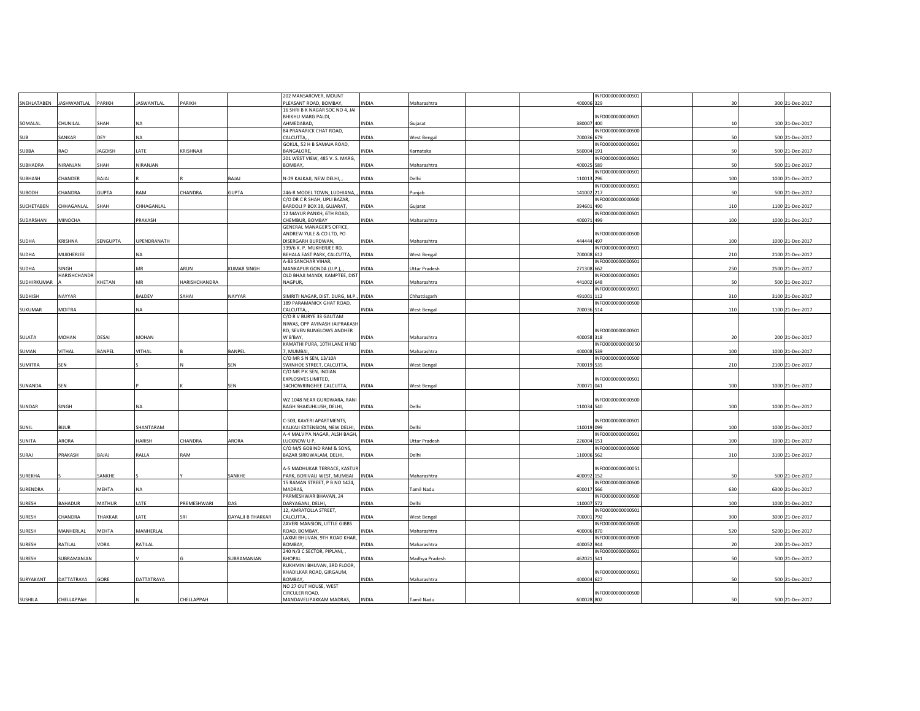| | | | | | | | | | | | | | | | |
|---|---|---|---|---|---|---|---|---|---|---|---|---|---|---|---|
| SNEHLATABEN | JASHWANTLAL | PARIKH | JASWANTLAL | PARIKH | | 202 MANSAROVER, MOUNT PLEASANT ROAD, BOMBAY, | INDIA | Maharashtra | | 400006 | INFO0000000000S01329 | | 30 | 300 | 21-Dec-2017 |
| SOMALAL | CHUNILAL | SHAH | NA | | | 16 SHRI B K NAGAR SOC NO 4, JAI BHIKHU MARG PALDI, AHMEDABAD, | INDIA | Gujarat | | 380007 | INFO0000000000S01400 | | 10 | 100 | 21-Dec-2017 |
| SUB | SANKAR | DEY | NA | | | 84 PRANARICK CHAT ROAD, CALCUTTA, , | INDIA | West Bengal | | 700036 | INFO0000000000S00679 | | 50 | 500 | 21-Dec-2017 |
| SUBBA | RAO | JAGDISH | LATE | KRISHNAJI | | GOKUL, 52 H B SAMAJA ROAD, BANGALORE, | INDIA | Karnataka | | 560004 | INFO0000000000S01191 | | 50 | 500 | 21-Dec-2017 |
| SUBHADRA | NIRANJAN | SHAH | NIRANJAN | | | 201 WEST VIEW, 485 V. S. MARG, BOMBAY, | INDIA | Maharashtra | | 400025 | INFO0000000000S01589 | | 50 | 500 | 21-Dec-2017 |
| SUBHASH | CHANDER | BAJAJ | R | R | BAJAJ | N-29 KALKAJI, NEW DELHI, , | INDIA | Delhi | | 110013 | INFO0000000000S01296 | | 100 | 1000 | 21-Dec-2017 |
| SUBODH | CHANDRA | GUPTA | RAM | CHANDRA | GUPTA | 246-R MODEL TOWN, LUDHIANA, , | INDIA | Punjab | | 141002 | INFO0000000000S01217 | | 50 | 500 | 21-Dec-2017 |
| SUCHETABEN | CHHAGANLAL | SHAH | CHHAGANLAL | | | C/O DR C R SHAH, UPLI BAZAR, BARDOLI P BOX 38, GUJARAT, | INDIA | Gujarat | | 394601 | INFO0000000000S00490 | | 110 | 1100 | 21-Dec-2017 |
| SUDARSHAN | MINOCHA | | PRAKASH | | | 12 MAYUR PANKH, 6TH ROAD, CHEMBUR, BOMBAY | INDIA | Maharashtra | | 400071 | INFO0000000000S01499 | | 100 | 1000 | 21-Dec-2017 |
| SUDHA | KRISHNA | SENGUPTA | UPENDRANATH | | | GENERAL MANAGER'S OFFICE, ANDREW YULE & CO LTD, PO DISERGARH BURDWAN, | INDIA | Maharashtra | | 444444 | INFO0000000000S00497 | | 100 | 1000 | 21-Dec-2017 |
| SUDHA | MUKHERJEE | | NA | | | 339/6 K. P. MUKHERJEE RD, BEHALA EAST PARK, CALCUTTA, | INDIA | West Bengal | | 700008 | INFO0000000000S01612 | | 210 | 2100 | 21-Dec-2017 |
| SUDHA | SINGH | | MR | ARUN | KUMAR SINGH | A-83 SANCHAR VIHAR, MANKAPUR GONDA (U.P.), , | INDIA | Uttar Pradesh | | 271308 | INFO0000000000S01662 | | 250 | 2500 | 21-Dec-2017 |
| SUDHIRKUMAR | HARISHCHANDRA | KHETAN | MR | HARISHCHANDRA | | OLD BHAJI MANDI, KAMPTEE, DIST NAGPUR, | INDIA | Maharashtra | | 441002 | INFO0000000000S01648 | | 50 | 500 | 21-Dec-2017 |
| SUDHISH | NAYYAR | | BALDEV | SAHAI | NAYYAR | SIMRITI NAGAR, DIST. DURG, M.P., | INDIA | Chhattisgarh | | 491001 | INFO0000000000S01112 | | 310 | 3100 | 21-Dec-2017 |
| SUKUMAR | MOITRA | | NA | | | 189 PARAMANICK GHAT ROAD, CALCUTTA, , | INDIA | West Bengal | | 700036 | INFO0000000000S00514 | | 110 | 1100 | 21-Dec-2017 |
| SULATA | MOHAN | DESAI | MOHAN | | | C/O R V BURYE 33 GAUTAM NIWAS, OPP AVINASH JAIPRAKASH RD, SEVEN BUNGLOWS ANDHER W B'BAY, | INDIA | Maharashtra | | 400058 | INFO0000000000S01318 | | 20 | 200 | 21-Dec-2017 |
| SUMAN | VITHAL | BANPEL | VITHAL | B | BANPEL | KAMATHI PURA, 10TH LANE H NO 7, MUMBAI, | INDIA | Maharashtra | | 400008 | INFO0000000000S00539 | | 100 | 1000 | 21-Dec-2017 |
| SUMITRA | SEN | | S | N | SEN | C/O MR S N SEN, 13/10A SWINHOE STREET, CALCUTTA, | INDIA | West Bengal | | 700019 | INFO0000000000S00535 | | 210 | 2100 | 21-Dec-2017 |
| SUNANDA | SEN | | P | K | SEN | C/O MR P K SEN, INDIAN EXPLOSIVES LIMITED, 34CHOWRINGHEE CALCUTTA, | INDIA | West Bengal | | 700071 | INFO0000000000S01041 | | 100 | 1000 | 21-Dec-2017 |
| SUNDAR | SINGH | | NA | | | WZ 1048 NEAR GURDWARA, RANI BAGH SHAKUHLUSH, DELHI, | INDIA | Delhi | | 110034 | INFO0000000000S00540 | | 100 | 1000 | 21-Dec-2017 |
| SUNIL | BIJUR | | SHANTARAM | | | C-503, KAVERI APARTMENTS, KALKAJI EXTENSION, NEW DELHI, | INDIA | Delhi | | 110019 | INFO0000000000S01099 | | 100 | 1000 | 21-Dec-2017 |
| SUNITA | ARORA | | HARISH | CHANDRA | ARORA | A-4 MALVIYA NAGAR, ALSH BAGH, LUCKNOW U P, | INDIA | Uttar Pradesh | | 226004 | INFO0000000000S01151 | | 100 | 1000 | 21-Dec-2017 |
| SURAJ | PRAKASH | BAJAJ | RALLA | RAM | | C/O M/S GOBIND RAM & SONS, BAZAR SIRKIWALAM, DELHI, | INDIA | Delhi | | 110006 | INFO0000000000S00562 | | 310 | 3100 | 21-Dec-2017 |
| SUREKHA | S | SANKHE | S | Y | SANKHE | A-5 MADHUKAR TERRACE, KASTUR PARK, BORIVALI WEST, MUMBAI | INDIA | Maharashtra | | 400092 | INFO0000000000S01152 | | 50 | 500 | 21-Dec-2017 |
| SURENDRA | J | MEHTA | NA | | | 15 RAMAN STREET, P B NO 1424, MADRAS, | INDIA | Tamil Nadu | | 600017 | INFO0000000000S00566 | | 630 | 6300 | 21-Dec-2017 |
| SURESH | BAHADUR | MATHUR | LATE | PREMESHWARI | DAS | PARMESHWAR BHAVAN, 24 DARYAGANJ, DELHI, | INDIA | Delhi | | 110007 | INFO0000000000S00572 | | 100 | 1000 | 21-Dec-2017 |
| SURESH | CHANDRA | THAKKAR | LATE | SRI | DAYALJI B THAKKAR | 12, AMRATOLLA STREET, CALCUTTA, , | INDIA | West Bengal | | 700001 | INFO0000000000S01792 | | 300 | 3000 | 21-Dec-2017 |
| SURESH | MANHERLAL | MEHTA | MANHERLAL | | | ZAVERI MANSION, LITTLE GIBBS ROAD, BOMBAY, | INDIA | Maharashtra | | 400006 | INFO0000000000S00870 | | 520 | 5200 | 21-Dec-2017 |
| SURESH | RATILAL | VORA | RATILAL | | | LAXMI BHUVAN, 9TH ROAD KHAR, BOMBAY, | INDIA | Maharashtra | | 400052 | INFO0000000000S00944 | | 20 | 200 | 21-Dec-2017 |
| SURESH | SUBRAMANIAN | | V | G | SUBRAMANIAN | 240 N/3 C SECTOR, PIPLANI, , BHOPAL | INDIA | Madhya Pradesh | | 462021 | INFO0000000000S01541 | | 50 | 500 | 21-Dec-2017 |
| SURYAKANT | DATTATRAYA | GORE | DATTATRAYA | | | RUKHMINI BHUVAN, 3RD FLOOR, KHADILKAR ROAD, GIRGAUM, BOMBAY, | INDIA | Maharashtra | | 400004 | INFO0000000000S01627 | | 50 | 500 | 21-Dec-2017 |
| SUSHILA | CHELLAPPAH | | N | CHELLAPPAH | | NO 27 OUT HOUSE, WEST CIRCULER ROAD, MANDAVELIPAKKAM MADRAS, | INDIA | Tamil Nadu | | 600028 | INFO0000000000S00802 | | 50 | 500 | 21-Dec-2017 |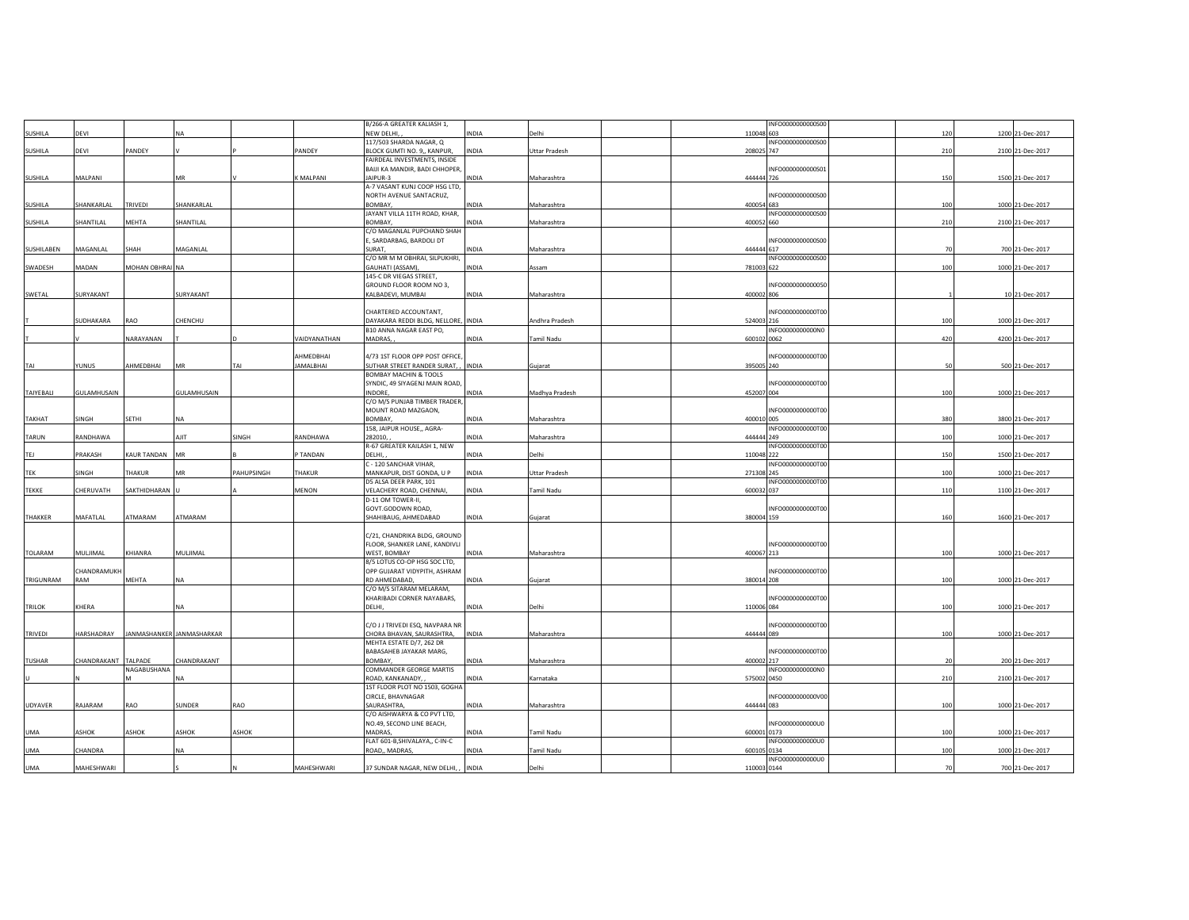| | | | | | | | | | | | | | | | |
|---|---|---|---|---|---|---|---|---|---|---|---|---|---|---|---|
| SUSHILA | DEVI | | NA | | | B/266-A GREATER KALIASH 1, NEW DELHI,, | INDIA | Delhi | | 110048 | INFO0000000000S00603 | | 120 | 1200 | 21-Dec-2017 |
| SUSHILA | DEVI | PANDEY | V | P | PANDEY | 117/503 SHARDA NAGAR, Q BLOCK GUMTI NO. 9,, KANPUR, | INDIA | Uttar Pradesh | | 208025 | INFO0000000000S00747 | | 210 | 2100 | 21-Dec-2017 |
| SUSHILA | MALPANI | | MR | V | K MALPANI | FAIRDEAL INVESTMENTS, INSIDE BAIJI KA MANDIR, BADI CHHOPER, JAIPUR-3 | INDIA | Maharashtra | | 444444 | INFO0000000000S01726 | | 150 | 1500 | 21-Dec-2017 |
| SUSHILA | SHANKARLAL | TRIVEDI | SHANKARLAL | | | A-7 VASANT KUNJ COOP HSG LTD, NORTH AVENUE SANTACRUZ, BOMBAY, | INDIA | Maharashtra | | 400054 | INFO0000000000S00683 | | 100 | 1000 | 21-Dec-2017 |
| SUSHILA | SHANTILAL | MEHTA | SHANTILAL | | | JAYANT VILLA 11TH ROAD, KHAR, BOMBAY, | INDIA | Maharashtra | | 400052 | INFO0000000000S00660 | | 210 | 2100 | 21-Dec-2017 |
| SUSHILABEN | MAGANLAL | SHAH | MAGANLAL | | | C/O MAGANLAL PUPCHAND SHAH E, SARDARBAG, BARDOLI DT SURAT, | INDIA | Maharashtra | | 444444 | INFO0000000000S00617 | | 70 | 700 | 21-Dec-2017 |
| SWADESH | MADAN | MOHAN OBHRAI | NA | | | C/O MR M M OBHRAI, SILPUKHRI, GAUHATI (ASSAM), | INDIA | Assam | | 781003 | INFO0000000000S00622 | | 100 | 1000 | 21-Dec-2017 |
| SWETAL | SURYAKANT | | SURYAKANT | | | 145-C DR VIEGAS STREET, GROUND FLOOR ROOM NO 3, KALBADEVI, MUMBAI | INDIA | Maharashtra | | 400002 | INFO0000000000S0806 | | 1 | 10 | 21-Dec-2017 |
| T | SUDHAKARA | RAO | CHENCHU | | | CHARTERED ACCOUNTANT, DAYAKARA REDDI BLDG, NELLORE, | INDIA | Andhra Pradesh | | 524003 | INFO0000000000T00216 | | 100 | 1000 | 21-Dec-2017 |
| T | V | NARAYANAN | T | D | VAIDYANATHAN | B10 ANNA NAGAR EAST PO, MADRAS,, | INDIA | Tamil Nadu | | 600102 | INFO0000000000N00062 | | 420 | 4200 | 21-Dec-2017 |
| TAI | YUNUS | AHMEDBHAI | MR | TAI | AHMEDBHAI JAMALBHAI | 4/73 1ST FLOOR OPP POST OFFICE, SUTHAR STREET RANDER SURAT,, | INDIA | Gujarat | | 395005 | INFO0000000000T00240 | | 50 | 500 | 21-Dec-2017 |
| TAIYEBALI | GULAMHUSAIN | | GULAMHUSAIN | | | BOMBAY MACHIN & TOOLS SYNDIC, 49 SIYAGENJ MAIN ROAD, INDORE, | INDIA | Madhya Pradesh | | 452007 | INFO0000000000T00004 | | 100 | 1000 | 21-Dec-2017 |
| TAKHAT | SINGH | SETHI | NA | | | C/O M/S PUNJAB TIMBER TRADER, MOUNT ROAD MAZGAON, BOMBAY, | INDIA | Maharashtra | | 400010 | INFO0000000000T00005 | | 380 | 3800 | 21-Dec-2017 |
| TARUN | RANDHAWA | | AJIT | SINGH | RANDHAWA | 158, JAIPUR HOUSE,, AGRA-282010,, | INDIA | Maharashtra | | 444444 | INFO0000000000T00249 | | 100 | 1000 | 21-Dec-2017 |
| TEJ | PRAKASH | KAUR TANDAN | MR | B | P TANDAN | R-67 GREATER KAILASH 1, NEW DELHI,, | INDIA | Delhi | | 110048 | INFO0000000000T00222 | | 150 | 1500 | 21-Dec-2017 |
| TEK | SINGH | THAKUR | MR | PAHUPSINGH | THAKUR | C - 120 SANCHAR VIHAR, MANKAPUR, DIST GONDA, U P | INDIA | Uttar Pradesh | | 271308 | INFO0000000000T00245 | | 100 | 1000 | 21-Dec-2017 |
| TEKKE | CHERUVATH | SAKTHIDHARAN | U | A | MENON | D5 ALSA DEER PARK, 101 VELACHERY ROAD, CHENNAI, | INDIA | Tamil Nadu | | 600032 | INFO0000000000T00037 | | 110 | 1100 | 21-Dec-2017 |
| THAKKER | MAFATLAL | ATMARAM | ATMARAM | | | D-11 OM TOWER-II, GOVT.GODOWN ROAD, SHAHIBAUG, AHMEDABAD | INDIA | Gujarat | | 380004 | INFO0000000000T00159 | | 160 | 1600 | 21-Dec-2017 |
| TOLARAM | MULJIMAL | KHIANRA | MULJIMAL | | | C/21, CHANDRIKA BLDG, GROUND FLOOR, SHANKER LANE, KANDIVLI WEST, BOMBAY | INDIA | Maharashtra | | 400067 | INFO0000000000T00213 | | 100 | 1000 | 21-Dec-2017 |
| TRIGUNRAM | CHANDRAMUKHRAM | MEHTA | NA | | | 8/5 LOTUS CO-OP HSG SOC LTD, OPP GUJARAT VIDYPITH, ASHRAM RD AHMEDABAD, | INDIA | Gujarat | | 380014 | INFO0000000000T00208 | | 100 | 1000 | 21-Dec-2017 |
| TRILOK | KHERA | | NA | | | C/O M/S SITARAM MELARAM, KHARIBADI CORNER NAYABARS, DELHI, | INDIA | Delhi | | 110006 | INFO0000000000T00084 | | 100 | 1000 | 21-Dec-2017 |
| TRIVEDI | HARSHADRAY | JANMASHANKER | JANMASHARKAR | | | C/O J J TRIVEDI ESQ, NAVPARA NR CHORA BHAVAN, SAURASHTRA, | INDIA | Maharashtra | | 444444 | INFO0000000000T00089 | | 100 | 1000 | 21-Dec-2017 |
| TUSHAR | CHANDRAKANT | TALPADE | CHANDRAKANT | | | MEHTA ESTATE D/7, 262 DR BABASAHEB JAYAKAR MARG, BOMBAY, | INDIA | Maharashtra | | 400002 | INFO0000000000T00217 | | 20 | 200 | 21-Dec-2017 |
| U | N | NAGABUSHANAM | NA | | | COMMANDER GEORGE MARTIS ROAD, KANKANADY,, | INDIA | Karnataka | | 575002 | INFO0000000000N00450 | | 210 | 2100 | 21-Dec-2017 |
| UDYAVER | RAJARAM | RAO | SUNDER | RAO | | 1ST FLOOR PLOT NO 1503, GOGHA CIRCLE, BHAVNAGAR SAURASHTRA, | INDIA | Maharashtra | | 444444 | INFO0000000000V00083 | | 100 | 1000 | 21-Dec-2017 |
| UMA | ASHOK | ASHOK | ASHOK | ASHOK | | C/O AISHWARYA & CO PVT LTD, NO.49, SECOND LINE BEACH, MADRAS, | INDIA | Tamil Nadu | | 600001 | INFO0000000000U00173 | | 100 | 1000 | 21-Dec-2017 |
| UMA | CHANDRA | | NA | | | FLAT 601-B,SHIVALAYA,, C-IN-C ROAD,, MADRAS, | INDIA | Tamil Nadu | | 600105 | INFO0000000000U00134 | | 100 | 1000 | 21-Dec-2017 |
| UMA | MAHESHWARI | | S | N | MAHESHWARI | 37 SUNDAR NAGAR, NEW DELHI,, | INDIA | Delhi | | 110003 | INFO0000000000U00144 | | 70 | 700 | 21-Dec-2017 |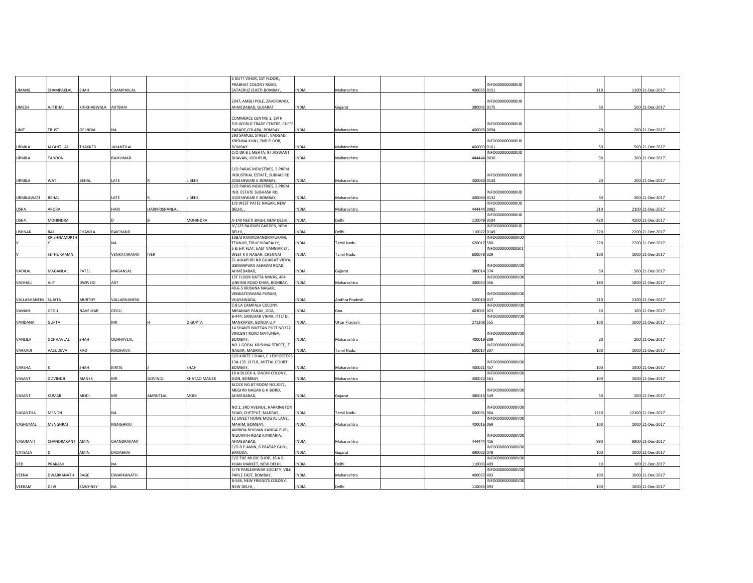| | | | | | | | | | | | | | | | |
|---|---|---|---|---|---|---|---|---|---|---|---|---|---|---|---|
| UMANG | CHAMPAKLAL | SHAH | CHAMPAKLAL | | | 3 DUTT VIHAR, 1ST FLOOR,, PRABHAT COLONY ROAD, SATACRUZ (EAST) BOMBAY, | INDIA | Maharashtra | | | 400055 | INFO0000000000U00151 | | 110 | 1100 | 21-Dec-2017 |
| UMESH | AJITBHAI | KINKHABWALA | AJITBHAI | | | 2947, AMBLI POLE, ZAVERIWAD, AHMEDABAD, GUJARAT | INDIA | Gujarat | | | 380001 | INFO0000000000U00175 | | 50 | 500 | 21-Dec-2017 |
| UNIT | TRUST | OF INDIA | NA | | | COMMERCE CENTRE 1, 29TH FLR.WORLD TRADE CENTRE, CUFFE PARADE,COLABA, BOMBAY | INDIA | Maharashtra | | | 400005 | INFO0000000000U00094 | | 20 | 200 | 21-Dec-2017 |
| URMILA | JAYANTILAL | THAKKER | JAYANTILAL | | | 293 SAMUEL STREET, VADGAD, KRISHNA KUNJ, 2ND FLOOR, BOMBAY | INDIA | Maharashtra | | | 400003 | INFO0000000000U00161 | | 50 | 500 | 21-Dec-2017 |
| URMILA | TANDON | | RAJKUMAR | | | C/O DR B L MEHTA, 97 JASWANT BHAVAN, JODHPUR, | INDIA | Maharashtra | | | 444444 | INFO0000000000U00030 | | 30 | 300 | 21-Dec-2017 |
| URMILA | WATI | BEHAL | LATE | R | L BEHI | C/O PARAS INDUSTRIES, 5 PREM INDUSTRIAL ESTATE, SUBHAS RD JOGESHWARI E BOMBAY, | INDIA | Maharashtra | | | 400060 | INFO0000000000U00133 | | 20 | 200 | 21-Dec-2017 |
| URMILAWATI | BEHAL | | LATE | R | L BEHI | C/O PARAS INDUSTRIES, 5 PREM IND. ESTATE SUBHASH RD, JOGESHWARI E BOMBAY, | INDIA | Maharashtra | | | 400060 | INFO0000000000U00132 | | 30 | 300 | 21-Dec-2017 |
| USHA | ARORA | | HARI | HARIKRISHANLAL | | 1/9 WEST PATEL NAGAR, NEW DELHI, , | INDIA | Maharashtra | | | 444444 | INFO0000000000U00082 | | 210 | 2100 | 21-Dec-2017 |
| USHA | MOHINDRA | | D | B | MOHINDRA | A-140 NEETI BAGH, NEW DELHI, , | INDIA | Delhi | | | 110049 | INFO0000000000U00104 | | 420 | 4200 | 21-Dec-2017 |
| USHNAK | RAI | CHAWLA | RAICHAND | | | J/C/123 RAJOURI GARDEN, NEW DELHI, , | INDIA | Delhi | | | 110027 | INFO0000000000U00149 | | 220 | 2200 | 21-Dec-2017 |
| V | KRISHNAMURTHY | | NA | | | 10B/3 RAMACHANDRAPURAM, TENNUR, TIRUCHIRAPALLY, | INDIA | Tamil Nadu | | | 620017 | INFO0000000000K00580 | | 220 | 2200 | 21-Dec-2017 |
| V | SETHURAMAN | | VENKATARAMA | IYER | | 5 & 6-K FLAT, EAST VANNIAR ST, WEST K K NAGAR, CHENNAI | INDIA | Tamil Nadu | | | 600078 | INFO0000000000S01029 | | 100 | 1000 | 21-Dec-2017 |
| VADILAL | MAGANLAL | PATEL | MAGANLAL | | | 21 ALKAPURI NR GUJARAT VIDYA, USMANPURA ASHRAM ROAD, AHMEDABAD, | INDIA | Gujarat | | | 380014 | INFO0000000000V00374 | | 50 | 500 | 21-Dec-2017 |
| VAISHALI | AJIT | DWIVEDI | AJIT | | | 1ST FLOOR DATTA NIWAS, 404 LINKING ROAD KHAR, BOMBAY, | INDIA | Maharashtra | | | 400054 | INFO0000000000V00456 | | 180 | 1800 | 21-Dec-2017 |
| VALLABHANENI | SUJATA | MURTHY | VALLABHANENI | | | 40-6-5 KRISHNA NAGAR, VENKATESWARA PURAM, VIJAYAWADA, | INDIA | Andhra Pradesh | | | 520010 | INFO0000000000V00017 | | 210 | 2100 | 21-Dec-2017 |
| VAMAN | GEGU | NAVELKAR | GEGU | | | C-8 LA CAMPALA COLONY, MIRAMAR PANAJI, GOA, | INDIA | Goa | | | 403001 | INFO0000000000V00023 | | 10 | 100 | 21-Dec-2017 |
| VANDANA | GUPTA | | MR | H | D GUPTA | B-444, SANCHAR VIHAR, ITI LTD, MANKAPUR, GONDA U.P | INDIA | Uttar Pradesh | | | 271308 | INFO0000000000V00555 | | 100 | 1000 | 21-Dec-2017 |
| VANLILA | OCHHAVLAL | SHAH | OCHHAVLAL | | | 14 SHANTI NIKETAN PLOT NO322, VINCENT ROAD MATUNGA, BOMBAY, | INDIA | Maharashtra | | | 400019 | INFO0000000000V00309 | | 20 | 200 | 21-Dec-2017 |
| VARKADI | VASUDEVA | RAO | MADHAVA | | | NO 1 GOPAL KRISHNA STREET,, T NAGAR, MADRAS, | INDIA | Tamil Nadu | | | 600017 | INFO0000000000V00307 | | 100 | 1000 | 21-Dec-2017 |
| VARSHA | K | SHAH | KIRITE | J | SHAH | C/O KIRITE J SHAH, C J EXPORTERS 134-135 13 FLR, MITTAL COURT BOMBAY, | INDIA | Maharashtra | | | 400021 | INFO0000000000V00457 | | 100 | 1000 | 21-Dec-2017 |
| VASANT | GOVINDJI | MANEK | MR | GOVINDJI | KHATAO MANEK | 18 A BLOCK 4, SINDHI COLONY, SION, BOMBAY | INDIA | Maharashtra | | | 400022 | INFO0000000000V00561 | | 100 | 1000 | 21-Dec-2017 |
| VASANT | KUMAR | MODI | MR | AMRUTLAL | MODI | BLOCK NO.87 ROOM NO.2071, MEGHNI NAGAR G H BORD, AHMEDABAD, | INDIA | Gujarat | | | 380016 | INFO0000000000V00549 | | 50 | 500 | 21-Dec-2017 |
| VASANTHA | MENON | | NA | | | NO 2, 3RD AVENUE, HARRINGTON ROAD, CHETPUT, MADRAS, | INDIA | Tamil Nadu | | | 600031 | INFO0000000000V00064 | | 1210 | 12100 | 21-Dec-2017 |
| VASHUMAL | MENGHRAJ | | MENGHRAJ | | | 12 SWEET HOME MOG AL LANE, MAHIM, BOMBAY, | INDIA | Maharashtra | | | 400016 | INFO0000000000V00069 | | 100 | 1000 | 21-Dec-2017 |
| VASUMATI | CHANDRAKANT | AMIN | CHANDRAKANT | | | AMBIOA BHUVAN KANGALPURI, NILKANTH ROAD KANKARIA, AHMEDABAD, | INDIA | Maharashtra | | | 444444 | INFO0000000000V00416 | | 890 | 8900 | 21-Dec-2017 |
| VATSALA | D | AMIN | DADABHAI | | | C/O D P AMIN, 6 PRATAP GUNJ, BARODA, | INDIA | Gujarat | | | 390002 | INFO0000000000V00078 | | 100 | 1000 | 21-Dec-2017 |
| VED | PRAKASH | | NA | | | C/O THE MUSIC SHOP, 18 A B KHAN MARKET, NEW DELHI, | INDIA | Delhi | | | 110003 | INFO0000000000V00409 | | 10 | 100 | 21-Dec-2017 |
| VEENA | DWARKANATH | RAGE | DWARKANATH | | | 5/78 PARLESHWAR SOCIETY, VILE PARLE EAST, BOMBAY, | INDIA | Maharashtra | | | 400057 | INFO0000000000V00403 | | 100 | 1000 | 21-Dec-2017 |
| VEERAM | DEVI | SAWHNEY | NA | | | B-546, NEW FRIEND'S COLONY, NEW DELHI, , | INDIA | Delhi | | | 110065 | INFO0000000000V00093 | | 100 | 1000 | 21-Dec-2017 |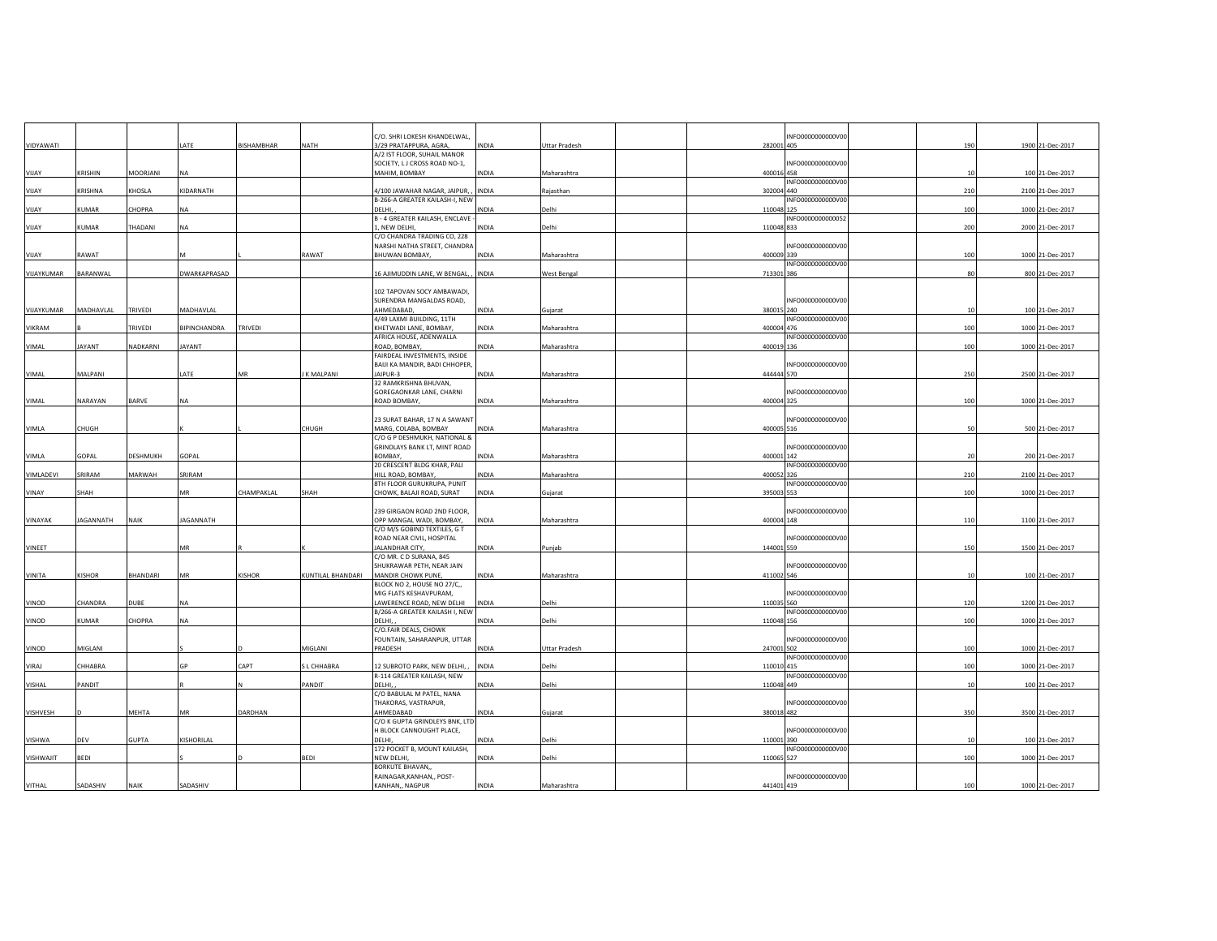| | | | | | | | | | | | | | | | |
|---|---|---|---|---|---|---|---|---|---|---|---|---|---|---|---|
| VIDYAWATI | | | LATE | BISHAMBHAR | NATH | C/O. SHRI LOKESH KHANDELWAL, 3/29 PRATAPPURA, AGRA, | INDIA | Uttar Pradesh | | 282001 | INFO00000000000V00405 | | 190 | 1900 | 21-Dec-2017 |
| VIJAY | KRISHIN | MOORJANI | NA | | | A/2 IST FLOOR, SUHAIL MANOR SOCIETY, L J CROSS ROAD NO-1, MAHIM, BOMBAY | INDIA | Maharashtra | | 400016 | INFO00000000000V00458 | | 10 | 100 | 21-Dec-2017 |
| VIJAY | KRISHNA | KHOSLA | KIDARNATH | | | 4/100 JAWAHAR NAGAR, JAIPUR, , | INDIA | Rajasthan | | 302004 | INFO00000000000V00440 | | 210 | 2100 | 21-Dec-2017 |
| VIJAY | KUMAR | CHOPRA | NA | | | B-266-A GREATER KAILASH-I, NEW DELHI, , | INDIA | Delhi | | 110048 | INFO00000000000V00125 | | 100 | 1000 | 21-Dec-2017 |
| VIJAY | KUMAR | THADANI | NA | | | B - 4 GREATER KAILASH, ENCLAVE - 1, NEW DELHI, | INDIA | Delhi | | 110048 | INFO000000000000052833 | | 200 | 2000 | 21-Dec-2017 |
| VIJAY | RAWAT | | M | L | RAWAT | C/O CHANDRA TRADING CO, 228 NARSHI NATHA STREET, CHANDRA BHUWAN BOMBAY, | INDIA | Maharashtra | | 400009 | INFO00000000000V00339 | | 100 | 1000 | 21-Dec-2017 |
| VIJAYKUMAR | BARANWAL | | DWARKAPRASAD | | | 16 AJIMUDDIN LANE, W BENGAL, , | INDIA | West Bengal | | 713301 | INFO00000000000V00386 | | 80 | 800 | 21-Dec-2017 |
| VIJAYKUMAR | MADHAVLAL | TRIVEDI | MADHAVLAL | | | 102 TAPOVAN SOCY AMBAWADI, SURENDRA MANGALDAS ROAD, AHMEDABAD, | INDIA | Gujarat | | 380015 | INFO00000000000V00240 | | 10 | 100 | 21-Dec-2017 |
| VIKRAM | B | TRIVEDI | BIPINCHANDRA | TRIVEDI | | 4/49 LAXMI BUILDING, 11TH KHETWADI LANE, BOMBAY, | INDIA | Maharashtra | | 400004 | INFO00000000000V00476 | | 100 | 1000 | 21-Dec-2017 |
| VIMAL | JAYANT | NADKARNI | JAYANT | | | AFRICA HOUSE, ADENWALLA ROAD, BOMBAY, | INDIA | Maharashtra | | 400019 | INFO00000000000V00136 | | 100 | 1000 | 21-Dec-2017 |
| VIMAL | MALPANI | | LATE | MR | J K MALPANI | FAIRDEAL INVESTMENTS, INSIDE BAIJI KA MANDIR, BADI CHHOPER, JAIPUR-3 | INDIA | Maharashtra | | 444444 | INFO00000000000V00570 | | 250 | 2500 | 21-Dec-2017 |
| VIMAL | NARAYAN | BARVE | NA | | | 32 RAMKRISHNA BHUVAN, GOREGAONKAR LANE, CHARNI ROAD BOMBAY, | INDIA | Maharashtra | | 400004 | INFO00000000000V00325 | | 100 | 1000 | 21-Dec-2017 |
| VIMLA | CHUGH | | K | L | CHUGH | 23 SURAT BAHAR, 17 N A SAWANT MARG, COLABA, BOMBAY | INDIA | Maharashtra | | 400005 | INFO00000000000V00516 | | 50 | 500 | 21-Dec-2017 |
| VIMLA | GOPAL | DESHMUKH | GOPAL | | | C/O G P DESHMUKH, NATIONAL & GRINDLAYS BANK LT, MINT ROAD BOMBAY, | INDIA | Maharashtra | | 400001 | INFO00000000000V00142 | | 20 | 200 | 21-Dec-2017 |
| VIMLADEVI | SRIRAM | MARWAH | SRIRAM | | | 20 CRESCENT BLDG KHAR, PALI HILL ROAD, BOMBAY, | INDIA | Maharashtra | | 400052 | INFO00000000000V00326 | | 210 | 2100 | 21-Dec-2017 |
| VINAY | SHAH | | MR | CHAMPAKLAL | SHAH | 8TH FLOOR GURUKRUPA, PUNIT CHOWK, BALAJI ROAD, SURAT | INDIA | Gujarat | | 395003 | INFO00000000000V00553 | | 100 | 1000 | 21-Dec-2017 |
| VINAYAK | JAGANNATH | NAIK | JAGANNATH | | | 239 GIRGAON ROAD 2ND FLOOR, OPP MANGAL WADI, BOMBAY, | INDIA | Maharashtra | | 400004 | INFO00000000000V00148 | | 110 | 1100 | 21-Dec-2017 |
| VINEET | | | MR | R | K | C/O M/S GOBIND TEXTILES, G T ROAD NEAR CIVIL, HOSPITAL JALANDHAR CITY, | INDIA | Punjab | | 144001 | INFO00000000000V00559 | | 150 | 1500 | 21-Dec-2017 |
| VINITA | KISHOR | BHANDARI | MR | KISHOR | KUNTILAL BHANDARI | C/O MR. C D SURANA, 845 SHUKRAWAR PETH, NEAR JAIN MANDIR CHOWK PUNE, | INDIA | Maharashtra | | 411002 | INFO00000000000V00546 | | 10 | 100 | 21-Dec-2017 |
| VINOD | CHANDRA | DUBE | NA | | | BLOCK NO 2, HOUSE NO 27/C,, MIG FLATS KESHAVPURAM, LAWERENCE ROAD, NEW DELHI | INDIA | Delhi | | 110035 | INFO00000000000V00560 | | 120 | 1200 | 21-Dec-2017 |
| VINOD | KUMAR | CHOPRA | NA | | | B/266-A GREATER KAILASH I, NEW DELHI, , | INDIA | Delhi | | 110048 | INFO00000000000V00156 | | 100 | 1000 | 21-Dec-2017 |
| VINOD | MIGLANI | | S | D | MIGLANI | C/O.FAIR DEALS, CHOWK FOUNTAIN, SAHARANPUR, UTTAR PRADESH | INDIA | Uttar Pradesh | | 247001 | INFO00000000000V00502 | | 100 | 1000 | 21-Dec-2017 |
| VIRAJ | CHHABRA | | GP | CAPT | S L CHHABRA | 12 SUBROTO PARK, NEW DELHI, , | INDIA | Delhi | | 110010 | INFO00000000000V00415 | | 100 | 1000 | 21-Dec-2017 |
| VISHAL | PANDIT | | R | N | PANDIT | R-114 GREATER KAILASH, NEW DELHI, , | INDIA | Delhi | | 110048 | INFO00000000000V00449 | | 10 | 100 | 21-Dec-2017 |
| VISHVESH | D | MEHTA | MR | DARDHAN | | C/O BABULAL M PATEL, NANA THAKORAS, VASTRAPUR, AHMEDABAD | INDIA | Gujarat | | 380018 | INFO00000000000V00482 | | 350 | 3500 | 21-Dec-2017 |
| VISHWA | DEV | GUPTA | KISHORILAL | | | C/O K GUPTA GRINDLEYS BNK, LTD H BLOCK CANNOUGHT PLACE, DELHI, | INDIA | Delhi | | 110001 | INFO00000000000V00390 | | 10 | 100 | 21-Dec-2017 |
| VISHWAJIT | BEDI | | S | D | BEDI | 172 POCKET B, MOUNT KAILASH, NEW DELHI, | INDIA | Delhi | | 110065 | INFO00000000000V00527 | | 100 | 1000 | 21-Dec-2017 |
| VITHAL | SADASHIV | NAIK | SADASHIV | | | BORKUTE BHAVAN,, RAINAGAR,KANHAN,, POST-KANHAN,, NAGPUR | INDIA | Maharashtra | | 441401 | INFO00000000000V00419 | | 100 | 1000 | 21-Dec-2017 |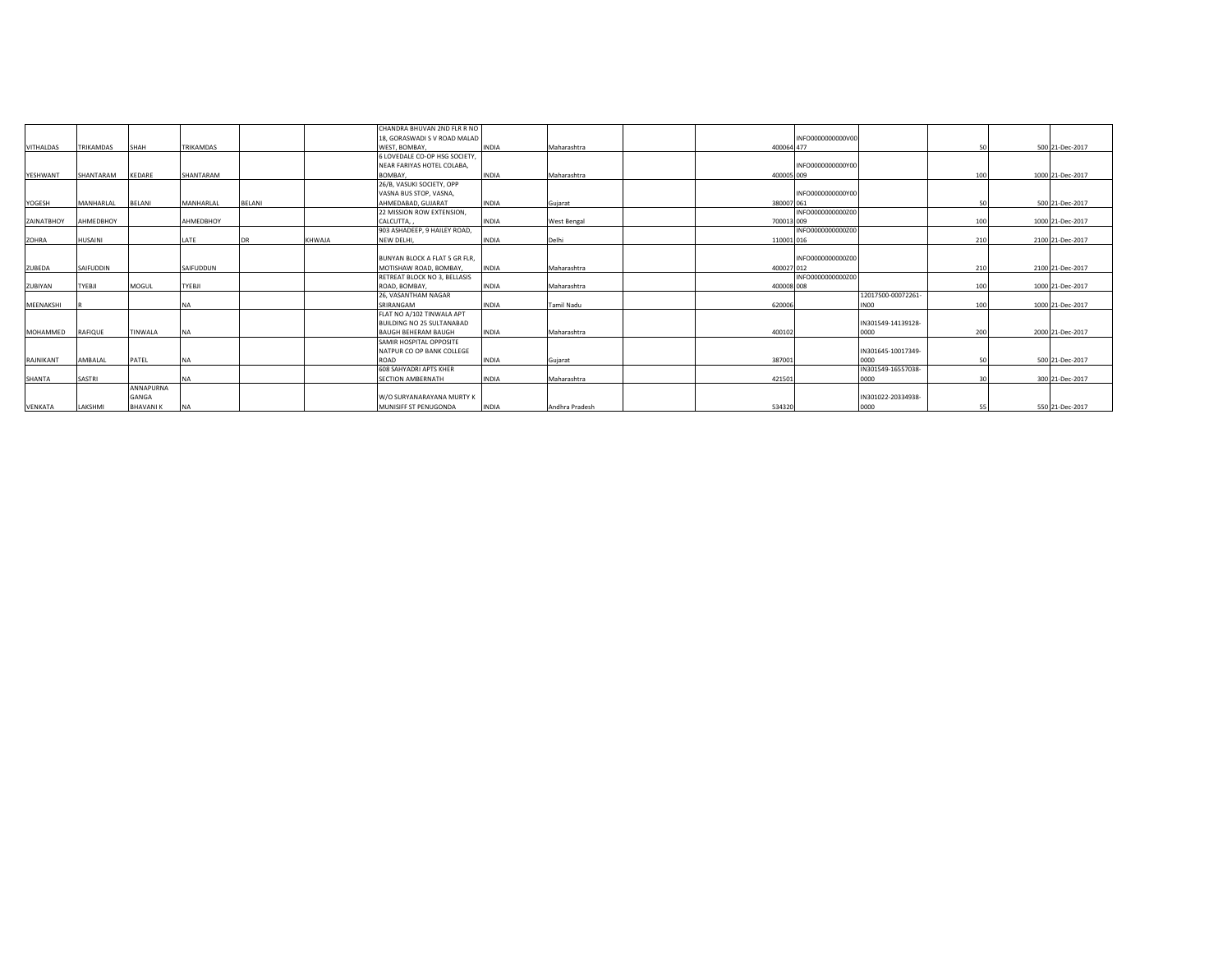| | | | | | | | | | | | | | | | |
|---|---|---|---|---|---|---|---|---|---|---|---|---|---|---|---|
| VITHALDAS | TRIKAMDAS | SHAH | TRIKAMDAS | | | CHANDRA BHUVAN 2ND FLR R NO 18, GORASWADI S V ROAD MALAD WEST, BOMBAY, | INDIA | Maharashtra | | 400064 | INFO0000000000V00477 | | 50 | 500 | 21-Dec-2017 |
| YESHWANT | SHANTARAM | KEDARE | SHANTARAM | | | 6 LOVEDALE CO-OP HSG SOCIETY, NEAR FARIYAS HOTEL COLABA, BOMBAY, | INDIA | Maharashtra | | 400005 | INFO0000000000Y00009 | | 100 | 1000 | 21-Dec-2017 |
| YOGESH | MANHARLAL | BELANI | MANHARLAL | BELANI | | 26/B, VASUKI SOCIETY, OPP VASNA BUS STOP, VASNA, AHMEDABAD, GUJARAT | INDIA | Gujarat | | 380007 | INFO0000000000Y00061 | | 50 | 500 | 21-Dec-2017 |
| ZAINATBHOY | AHMEDBHOY | | AHMEDBHOY | | | 22 MISSION ROW EXTENSION, CALCUTTA, , | INDIA | West Bengal | | 700013 | INFO0000000000Z00009 | | 100 | 1000 | 21-Dec-2017 |
| ZOHRA | HUSAINI | | LATE | DR | KHWAJA | 903 ASHADEEP, 9 HAILEY ROAD, NEW DELHI, | INDIA | Delhi | | 110001 | INFO0000000000Z00016 | | 210 | 2100 | 21-Dec-2017 |
| ZUBEDA | SAIFUDDIN | | SAIFUDDUN | | | BUNYAN BLOCK A FLAT 5 GR FLR, MOTISHAW ROAD, BOMBAY, | INDIA | Maharashtra | | 400027 | INFO0000000000Z00012 | | 210 | 2100 | 21-Dec-2017 |
| ZUBIYAN | TYEBJI | MOGUL | TYEBJI | | | RETREAT BLOCK NO 3, BELLASIS ROAD, BOMBAY, | INDIA | Maharashtra | | 400008 | INFO0000000000Z00008 | | 100 | 1000 | 21-Dec-2017 |
| MEENAKSHI | R | | NA | | | 26, VASANTHAM NAGAR SRIRANGAM | INDIA | Tamil Nadu | | 620006 | | 12017500-00072261-IN00 | 100 | 1000 | 21-Dec-2017 |
| MOHAMMED | RAFIQUE | TINWALA | NA | | | FLAT NO A/102 TINWALA APT BUILDING NO 25 SULTANABAD BAUGH BEHERAM BAUGH | INDIA | Maharashtra | | 400102 | | IN301549-14139128-0000 | 200 | 2000 | 21-Dec-2017 |
| RAJNIKANT | AMBALAL | PATEL | NA | | | SAMIR HOSPITAL OPPOSITE NATPUR CO OP BANK COLLEGE ROAD | INDIA | Gujarat | | 387001 | | IN301645-10017349-0000 | 50 | 500 | 21-Dec-2017 |
| SHANTA | SASTRI | | NA | | | 608 SAHYADRI APTS KHER SECTION AMBERNATH | INDIA | Maharashtra | | 421501 | | IN301549-16557038-0000 | 30 | 300 | 21-Dec-2017 |
| VENKATA | LAKSHMI | ANNAPURNA GANGA BHAVANI K | NA | | | W/O SURYANARAYANA MURTY K MUNISIFF ST PENUGONDA | INDIA | Andhra Pradesh | | 534320 | | IN301022-20334938-0000 | 55 | 550 | 21-Dec-2017 |